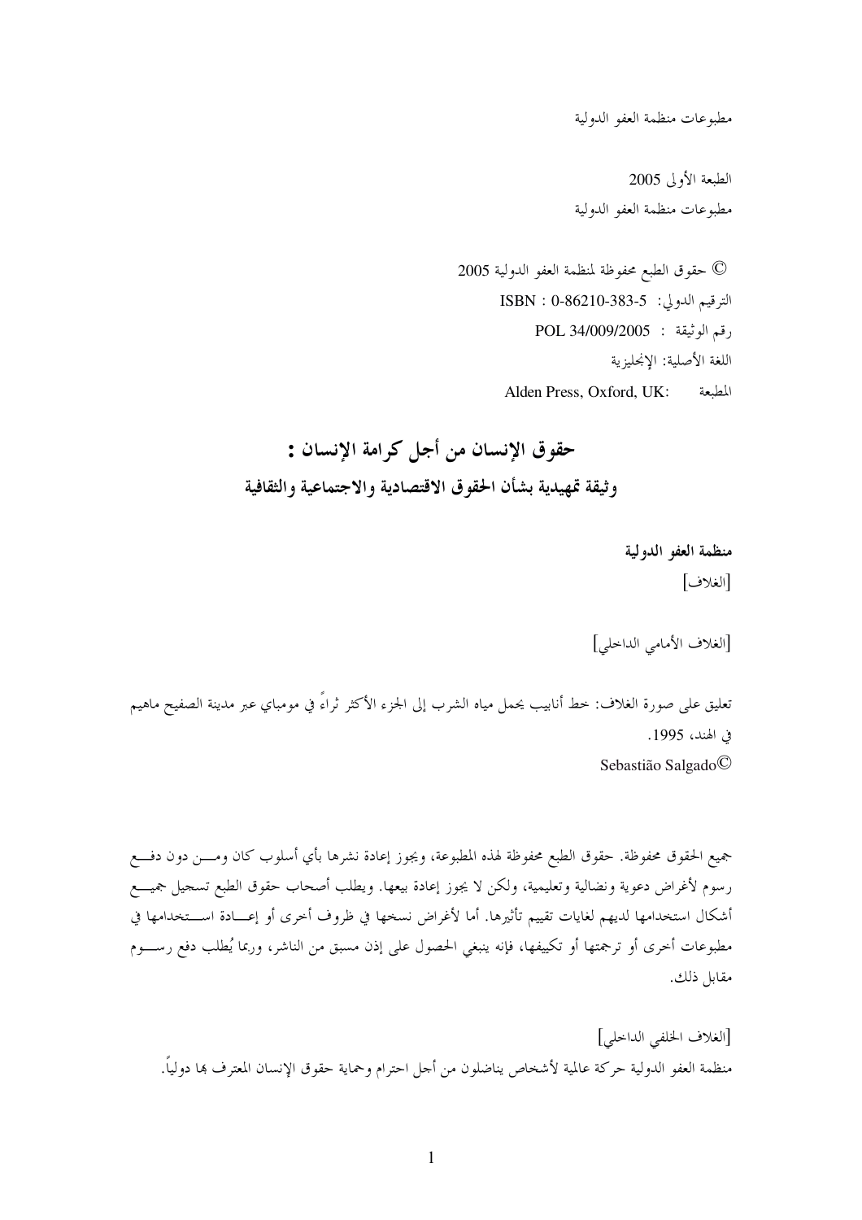مطبوعات منظمة العفو الدولية

الطبعة الأولى 2005
مطبوعات منظمة العفو الدولية

© حقوق الطبع محفوظة لمنظمة العفو الدولية 2005
الترقيم الدولي: ISBN : 0-86210-383-5
رقم الوثيقة : POL 34/009/2005
اللغة الأصلية: الإنجليزية
المطبعة: Alden Press, Oxford, UK

# حقوق الإنسان من أجل كرامة الإنسان :
## وثيقة تمهيدية بشأن الحقوق الاقتصادية والاجتماعية والثقافية

**منظمة العفو الدولية**

[الغلاف]

[الغلاف الأمامي الداخلي]

تعليق على صورة الغلاف: خط أنابيب يحمل مياه الشرب إلى الجزء الأكثر ثراءً في مومباي عبر مدينة الصفيح ماهيم في الهند، 1995.
©Sebastião Salgado

جميع الحقوق محفوظة. حقوق الطبع محفوظة لهذه المطبوعة، ويجوز إعادة نشرها بأي أسلوب كان ومن دون دفع رسوم لأغراض دعوية ونضالية وتعليمية، ولكن لا يجوز إعادة بيعها. ويطلب أصحاب حقوق الطبع تسجيل جميع أشكال استخدامها لديهم لغايات تقييم تأثيرها. أما لأغراض نسخها في ظروف أخرى أو إعادة استخدامها في مطبوعات أخرى أو ترجمتها أو تكييفها، فإنه ينبغي الحصول على إذن مسبق من الناشر، وربما يُطلب دفع رسوم مقابل ذلك.

[الغلاف الخلفي الداخلي]
منظمة العفو الدولية حركة عالمية لأشخاص يناضلون من أجل احترام وحماية حقوق الإنسان المعترف بها دولياً.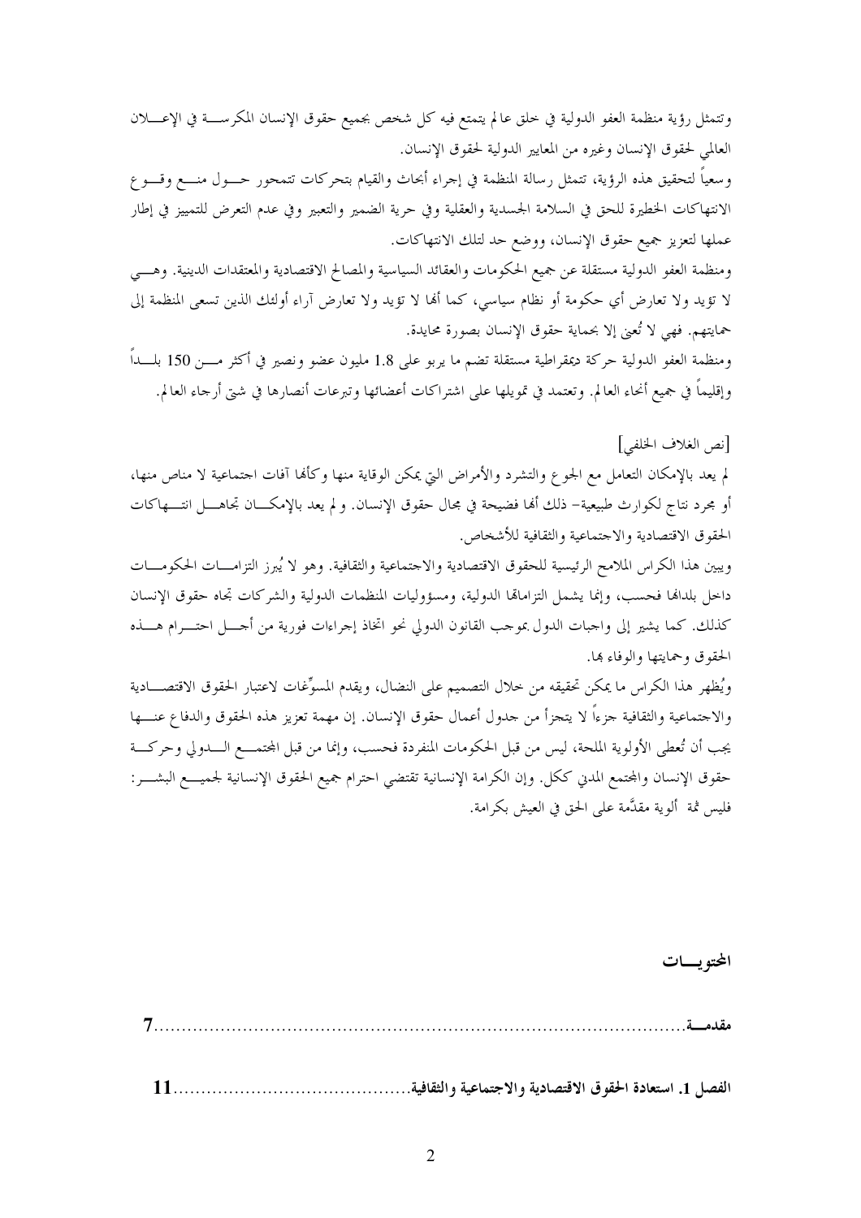وتتمثل رؤية منظمة العفو الدولية في خلق عالم يتمتع فيه كل شخص بجميع حقوق الإنسان المكرسة في الإعلان العالمي لحقوق الإنسان وغيره من المعايير الدولية لحقوق الإنسان.

وسعياً لتحقيق هذه الرؤية، تتمثل رسالة المنظمة في إجراء أبحاث والقيام بتحركات تتمحور حول منع وقوع الانتهاكات الخطيرة للحق في السلامة الجسدية والعقلية وفي حرية الضمير والتعبير وفي عدم التعرض للتمييز في إطار عملها لتعزيز جميع حقوق الإنسان، ووضع حد لتلك الانتهاكات.

ومنظمة العفو الدولية مستقلة عن جميع الحكومات والعقائد السياسية والمصالح الاقتصادية والمعتقدات الدينية. وهي لا تؤيد ولا تعارض أي حكومة أو نظام سياسي، كما أنها لا تؤيد ولا تعارض آراء أولئك الذين تسعى المنظمة إلى حمايتهم. فهي لا تُعنى إلا بحماية حقوق الإنسان بصورة محايدة.

ومنظمة العفو الدولية حركة ديمقراطية مستقلة تضم ما يربو على 1.8 مليون عضو ونصير في أكثر من 150 بلداً وإقليماً في جميع أنحاء العالم. وتعتمد في تمويلها على اشتراكات أعضائها وتبرعات أنصارها في شتى أرجاء العالم.

[نص الغلاف الخلفي]

لم يعد بالإمكان التعامل مع الجوع والتشرد والأمراض التي يمكن الوقاية منها وكأنها آفات اجتماعية لا مناص منها، أو مجرد نتاج لكوارث طبيعية– ذلك أنها فضيحة في مجال حقوق الإنسان. ولم يعد بالإمكان تجاهل انتهاكات الحقوق الاقتصادية والاجتماعية والثقافية للأشخاص.

ويبين هذا الكراس الملامح الرئيسية للحقوق الاقتصادية والاجتماعية والثقافية. وهو لا يُبرز التزامات الحكومات داخل بلدانها فحسب، وإنما يشمل التزاماتها الدولية، ومسؤوليات المنظمات الدولية والشركات تجاه حقوق الإنسان كذلك. كما يشير إلى واجبات الدول بموجب القانون الدولي نحو اتخاذ إجراءات فورية من أجل احترام هذه الحقوق وحمايتها والوفاء بها.

ويُظهر هذا الكراس ما يمكن تحقيقه من خلال التصميم على النضال، ويقدم المسوِّغات لاعتبار الحقوق الاقتصادية والاجتماعية والثقافية جزءاً لا يتجزأ من جدول أعمال حقوق الإنسان. إن مهمة تعزيز هذه الحقوق والدفاع عنها يجب أن تُعطى الأولوية الملحة، ليس من قبل الحكومات المنفردة فحسب، وإنما من قبل المجتمع الدولي وحركة حقوق الإنسان والمجتمع المدني ككل. وإن الكرامة الإنسانية تقتضي احترام جميع الحقوق الإنسانية لجميع البشر: فليس ثمة ألوية مقدَّمة على الحق في العيش بكرامة.

## المحتويات

| | |
|---|---|
| مقدمة | 7 |
| الفصل 1. استعادة الحقوق الاقتصادية والاجتماعية والثقافية | 11 |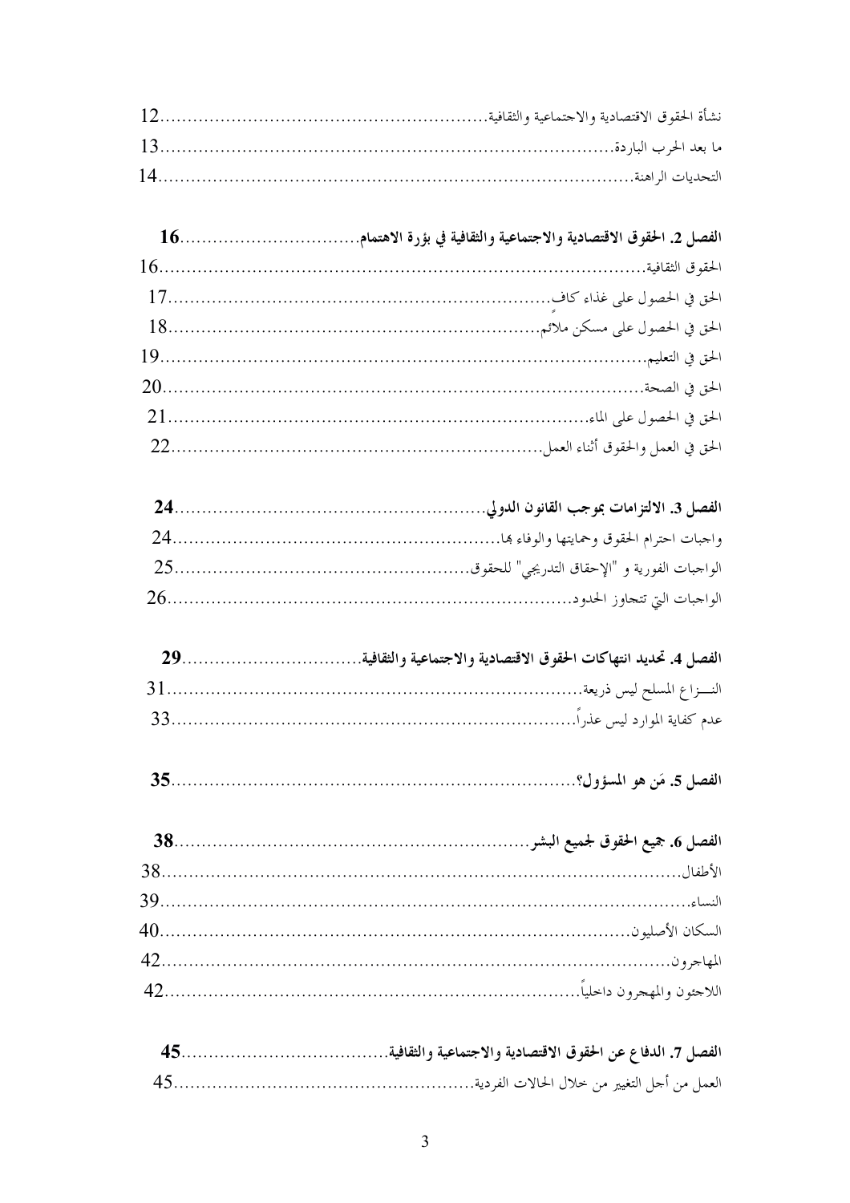نشأة الحقوق الاقتصادية والاجتماعية والثقافية............................................................12
ما بعد الحرب الباردة...................................................................................13
التحديات الراهنة........................................................................................14

**الفصل 2. الحقوق الاقتصادية والاجتماعية والثقافية في بؤرة الاهتمام................................16**

الحقوق الثقافية..........................................................................................16
الحق في الحصول على غذاء كافٍ...................................................................17
الحق في الحصول على مسكن ملائم..................................................................18
الحق في التعليم.........................................................................................19
الحق في الصحة........................................................................................20
الحق في الحصول على الماء...........................................................................21
الحق في العمل والحقوق أثناء العمل..................................................................22

**الفصل 3. الالتزامات بموجب القانون الدولي.......................................................24**

واجبات احترام الحقوق وحمايتها والوفاء بها............................................................24
الواجبات الفورية و "الإحقاق التدريجي" للحقوق......................................................25
الواجبات التي تتجاوز الحدود.........................................................................26

**الفصل 4. تحديد انتهاكات الحقوق الاقتصادية والاجتماعية والثقافية................................29**

النـــزاع المسلح ليس ذريعة............................................................................31
عدم كفاية الموارد ليس عذراً..........................................................................33

**الفصل 5. مَن هو المسؤول؟.......................................................................35**

**الفصل 6. جميع الحقوق لجميع البشر................................................................38**

الأطفال....................................................................................................38
النساء......................................................................................................39
السكان الأصليون.......................................................................................40
المهاجرون...............................................................................................42
اللاجئون والمهجرون داخلياً..........................................................................42

**الفصل 7. الدفاع عن الحقوق الاقتصادية والاجتماعية والثقافية.....................................45**

العمل من أجل التغيير من خلال الحالات الفردية.....................................................45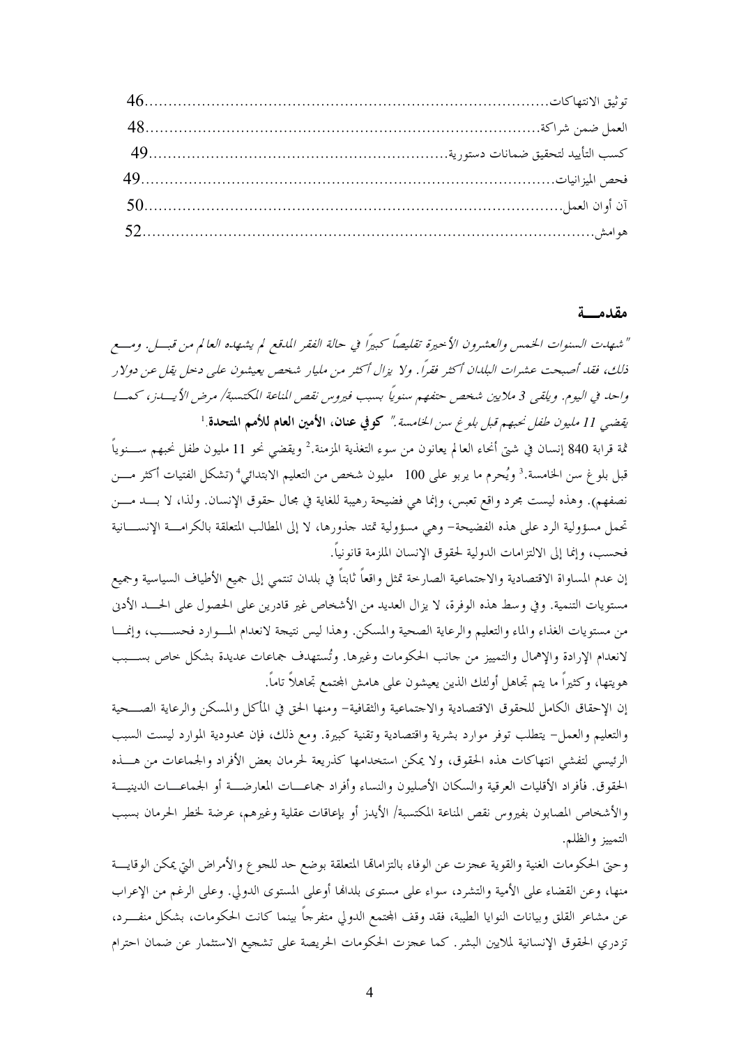| | |
|---|---|
| توثيق الانتهاكات | 46 |
| العمل ضمن شراكة | 48 |
| كسب التأييد لتحقيق ضمانات دستورية | 49 |
| فحص الميزانيات | 49 |
| آن أوان العمل | 50 |
| هوامش | 52 |

## مقدمـــة

*"شهدت السنوات الخمس والعشرون الأخيرة تقليصاً كبيراً في حالة الفقر المدقع لم يشهده العالم من قبـــل. ومـــع ذلك، فقد أصبحت عشرات البلدان أكثر فقراً. ولا يزال أكثر من مليار شخص يعيشون على دخل يقل عن دولار واحد في اليوم. ويلقى 3 ملايين شخص حتفهم سنوياً بسبب فيروس نقص المناعة المكتسبة/ مرض الأيـــدز، كمـــا يقضي 11 مليون طفل نحبهم قبل بلوغ سن الخامسة."* **كوفي عنان، الأمين العام للأمم المتحدة.**[1]

ثمة قرابة 840 إنسان في شتى أنحاء العالم يعانون من سوء التغذية المزمنة.[2] ويقضي نحو 11 مليون طفل نحبهم ســـنوياً قبل بلوغ سن الخامسة.[3] ويُحرم ما يربو على 100 مليون شخص من التعليم الابتدائي[4] (تشكل الفتيات أكثر مـــن نصفهم). وهذه ليست مجرد واقع تعس، وإنما هي فضيحة رهيبة للغاية في مجال حقوق الإنسان. ولذا، لا بـــد مـــن تحمل مسؤولية الرد على هذه الفضيحة– وهي مسؤولية تمتد جذورها، لا إلى المطالب المتعلقة بالكرامـــة الإنســـانية فحسب، وإنما إلى الالتزامات الدولية لحقوق الإنسان الملزمة قانونياً.

إن عدم المساواة الاقتصادية والاجتماعية الصارخة تمثل واقعاً ثابتاً في بلدان تنتمي إلى جميع الأطياف السياسية وجميع مستويات التنمية. وفي وسط هذه الوفرة، لا يزال العديد من الأشخاص غير قادرين على الحصول على الحـــد الأدنى من مستويات الغذاء والماء والتعليم والرعاية الصحية والمسكن. وهذا ليس نتيجة لانعدام المـــوارد فحســـب، وإنمـــا لانعدام الإرادة والإهمال والتمييز من جانب الحكومات وغيرها. وتُستهدف جماعات عديدة بشكل خاص بســـبب هويتها، وكثيراً ما يتم تجاهل أولئك الذين يعيشون على هامش المجتمع تجاهلاً تاماً.

إن الإحقاق الكامل للحقوق الاقتصادية والاجتماعية والثقافية– ومنها الحق في المأكل والمسكن والرعاية الصـــحية والتعليم والعمل– يتطلب توفر موارد بشرية واقتصادية وتقنية كبيرة. ومع ذلك، فإن محدودية الموارد ليست السبب الرئيسي لتفشي انتهاكات هذه الحقوق، ولا يمكن استخدامها كذريعة لحرمان بعض الأفراد والجماعات من هـــذه الحقوق. فأفراد الأقليات العرقية والسكان الأصليون والنساء وأفراد جماعـــات المعارضـــة أو الجماعـــات الدينيـــة والأشخاص المصابون بفيروس نقص المناعة المكتسبة/ الأيدز أو بإعاقات عقلية وغيرهم، عرضة لخطر الحرمان بسبب التمييز والظلم.

وحتى الحكومات الغنية والقوية عجزت عن الوفاء بالتزاماتها المتعلقة بوضع حد للجوع والأمراض التي يمكن الوقايـــة منها، وعن القضاء على الأمية والتشرد، سواء على مستوى بلدانها أوعلى المستوى الدولي. وعلى الرغم من الإعراب عن مشاعر القلق وبيانات النوايا الطيبة، فقد وقف المجتمع الدولي متفرجاً بينما كانت الحكومات، بشكل منفـــرد، تزدري الحقوق الإنسانية لملايين البشر. كما عجزت الحكومات الحريصة على تشجيع الاستثمار عن ضمان احترام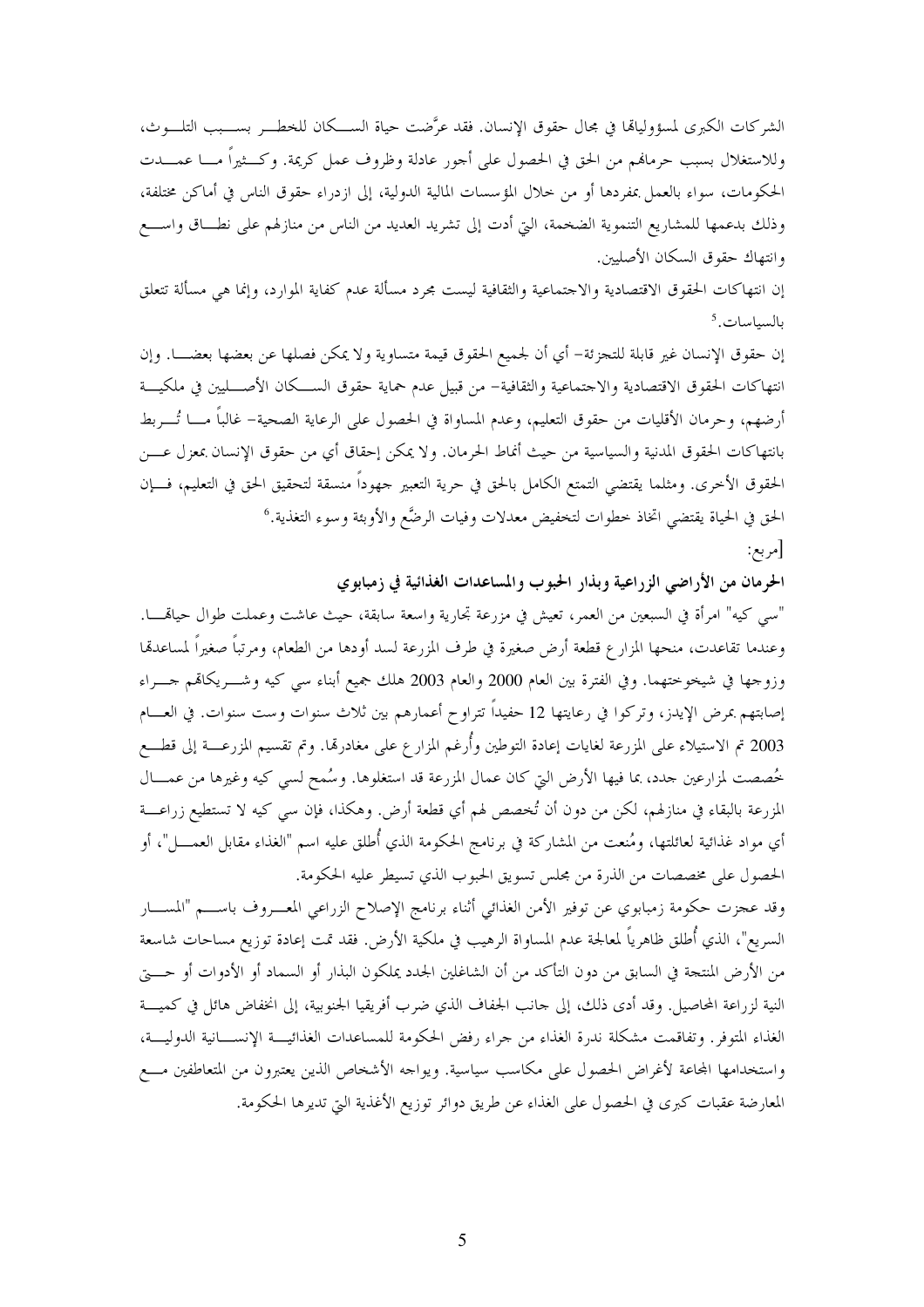الشركات الكبرى لمسؤولياتها في مجال حقوق الإنسان. فقد عرَّضت حياة السكان للخطر بسبب التلوث، وللاستغلال بسبب حرمانهم من الحق في الحصول على أجور عادلة وظروف عمل كريمة. وكثيراً ما عمدت الحكومات، سواء بالعمل بمفردها أو من خلال المؤسسات المالية الدولية، إلى ازدراء حقوق الناس في أماكن مختلفة، وذلك بدعمها للمشاريع التنموية الضخمة، التي أدت إلى تشريد العديد من الناس من منازلهم على نطاق واسع وانتهاك حقوق السكان الأصليين.

إن انتهاكات الحقوق الاقتصادية والاجتماعية والثقافية ليست مجرد مسألة عدم كفاية الموارد، وإنما هي مسألة تتعلق بالسياسات.[5]

إن حقوق الإنسان غير قابلة للتجزئة– أي أن لجميع الحقوق قيمة متساوية ولا يمكن فصلها عن بعضها بعضاً. وإن انتهاكات الحقوق الاقتصادية والاجتماعية والثقافية– من قبيل عدم حماية حقوق السكان الأصليين في ملكية أرضهم، وحرمان الأقليات من حقوق التعليم، وعدم المساواة في الحصول على الرعاية الصحية– غالباً ما تُربط بانتهاكات الحقوق المدنية والسياسية من حيث أنماط الحرمان. ولا يمكن إحقاق أي من حقوق الإنسان بمعزل عن الحقوق الأخرى. ومثلما يقتضي التمتع الكامل بالحق في حرية التعبير جهوداً منسقة لتحقيق الحق في التعليم، فإن الحق في الحياة يقتضي اتخاذ خطوات لتخفيض معدلات وفيات الرضَّع والأوبئة وسوء التغذية.[6]

[مربع:

**الحرمان من الأراضي الزراعية وبذار الحبوب والمساعدات الغذائية في زمبابوي**

"سي كيه" امرأة في السبعين من العمر، تعيش في مزرعة تجارية واسعة سابقة، حيث عاشت وعملت طوال حياتها. وعندما تقاعدت، منحها المزارع قطعة أرض صغيرة في طرف المزرعة لسد أودها من الطعام، ومرتباً صغيراً لمساعدتها وزوجها في شيخوختهما. وفي الفترة بين العام 2000 والعام 2003 هلك جميع أبناء سي كيه وشريكاتهم جراء إصابتهم بمرض الإيدز، وتركوا في رعايتها 12 حفيداً تتراوح أعمارهم بين ثلاث سنوات وست سنوات. في العام 2003 تم الاستيلاء على المزرعة لغايات إعادة التوطين وأُرغم المزارع على مغادرتها. وتم تقسيم المزرعة إلى قطع خُصصت لمزارعين جدد، بما فيها الأرض التي كان عمال المزرعة قد استغلوها. وسُمح لسي كيه وغيرها من عمال المزرعة بالبقاء في منازلهم، لكن من دون أن تُخصص لهم أي قطعة أرض. وهكذا، فإن سي كيه لا تستطيع زراعة أي مواد غذائية لعائلتها، ومُنعت من المشاركة في برنامج الحكومة الذي أُطلق عليه اسم "الغذاء مقابل العمل"، أو الحصول على مخصصات من الذرة من مجلس تسويق الحبوب الذي تسيطر عليه الحكومة.

وقد عجزت حكومة زمبابوي عن توفير الأمن الغذائي أثناء برنامج الإصلاح الزراعي المعروف باسم "المسار السريع"، الذي أُطلق ظاهرياً لمعالجة عدم المساواة الرهيب في ملكية الأرض. فقد تمت إعادة توزيع مساحات شاسعة من الأرض المنتجة في السابق من دون التأكد من أن الشاغلين الجدد يملكون البذار أو السماد أو الأدوات أو حتى النية لزراعة المحاصيل. وقد أدى ذلك، إلى جانب الجفاف الذي ضرب أفريقيا الجنوبية، إلى انخفاض هائل في كمية الغذاء المتوفر. وتفاقمت مشكلة ندرة الغذاء من جراء رفض الحكومة للمساعدات الغذائية الإنسانية الدولية، واستخدامها المجاعة لأغراض الحصول على مكاسب سياسية. ويواجه الأشخاص الذين يعتبرون من المتعاطفين مع المعارضة عقبات كبرى في الحصول على الغذاء عن طريق دوائر توزيع الأغذية التي تديرها الحكومة.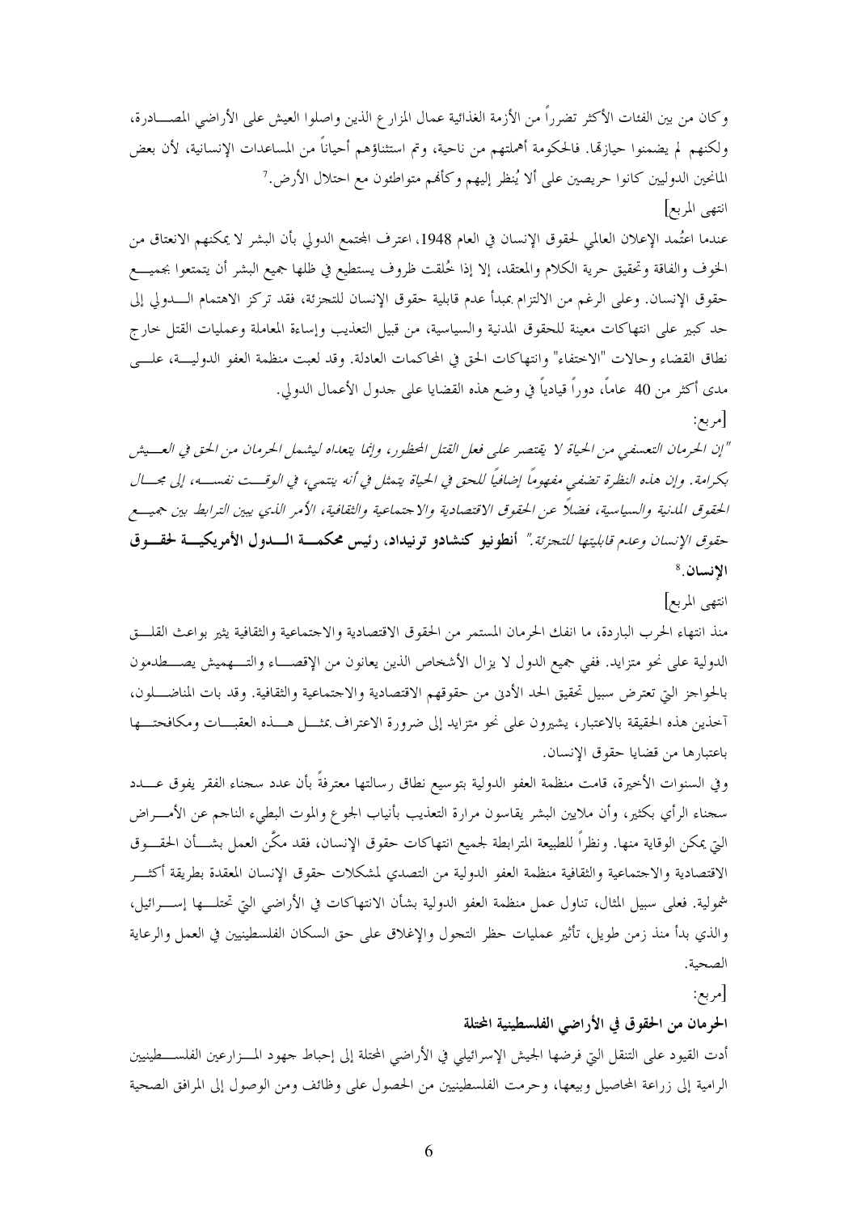وكان من بين الفئات الأكثر تضرراً من الأزمة الغذائية عمال المزارع الذين واصلوا العيش على الأراضي المصادرة، ولكنهم لم يضمنوا حيازتها. فالحكومة أهملتهم من ناحية، وتم استثناؤهم أحياناً من المساعدات الإنسانية، لأن بعض المانحين الدوليين كانوا حريصين على ألا يُنظر إليهم وكأنهم متواطئون مع احتلال الأرض.[7]

انتهى المربع]

عندما اعتُمد الإعلان العالمي لحقوق الإنسان في العام 1948، اعترف المجتمع الدولي بأن البشر لا يمكنهم الانعتاق من الخوف والفاقة وتحقيق حرية الكلام والمعتقد، إلا إذا خُلقت ظروف يستطيع في ظلها جميع البشر أن يتمتعوا بجميع حقوق الإنسان. وعلى الرغم من الالتزام بمبدأ عدم قابلية حقوق الإنسان للتجزئة، فقد تركز الاهتمام الدولي إلى حد كبير على انتهاكات معينة للحقوق المدنية والسياسية، من قبيل التعذيب وإساءة المعاملة وعمليات القتل خارج نطاق القضاء وحالات "الاختفاء" وانتهاكات الحق في المحاكمات العادلة. وقد لعبت منظمة العفو الدولية، على مدى أكثر من 40 عاماً، دوراً قيادياً في وضع هذه القضايا على جدول الأعمال الدولي.

[مربع:

*"إن الحرمان التعسفي من الحياة لا يقتصر على فعل القتل المحظور، وإنما يتعداه ليشمل الحرمان من الحق في العيش بكرامة. وإن هذه النظرة تضفي مفهوماً إضافياً للحق في الحياة يتمثل في أنه ينتمي، في الوقت نفسه، إلى مجال الحقوق المدنية والسياسية، فضلاً عن الحقوق الاقتصادية والاجتماعية والثقافية، الأمر الذي يبين الترابط بين جميع حقوق الإنسان وعدم قابليتها للتجزئة."* **أنطونيو كنشادو ترنيداد، رئيس محكمة الدول الأمريكية لحقوق الإنسان.**[8]

انتهى المربع]

منذ انتهاء الحرب الباردة، ما انفك الحرمان المستمر من الحقوق الاقتصادية والاجتماعية والثقافية يثير بواعث القلق الدولية على نحو متزايد. ففي جميع الدول لا يزال الأشخاص الذين يعانون من الإقصاء والتهميش يصطدمون بالحواجز التي تعترض سبيل تحقيق الحد الأدنى من حقوقهم الاقتصادية والاجتماعية والثقافية. وقد بات المناضلون، آخذين هذه الحقيقة بالاعتبار، يشيرون على نحو متزايد إلى ضرورة الاعتراف بمثل هذه العقبات ومكافحتها باعتبارها من قضايا حقوق الإنسان.

وفي السنوات الأخيرة، قامت منظمة العفو الدولية بتوسيع نطاق رسالتها معترفةً بأن عدد سجناء الفقر يفوق عدد سجناء الرأي بكثير، وأن ملايين البشر يقاسون مرارة التعذيب بأنياب الجوع والموت البطيء الناجم عن الأمراض التي يمكن الوقاية منها. ونظراً للطبيعة المترابطة لجميع انتهاكات حقوق الإنسان، فقد مكَّن العمل بشأن الحقوق الاقتصادية والاجتماعية والثقافية منظمة العفو الدولية من التصدي لمشكلات حقوق الإنسان المعقدة بطريقة أكثر شمولية. فعلى سبيل المثال، تناول عمل منظمة العفو الدولية بشأن الانتهاكات في الأراضي التي تحتلها إسرائيل، والذي بدأ منذ زمن طويل، تأثير عمليات حظر التجول والإغلاق على حق السكان الفلسطينيين في العمل والرعاية الصحية.

[مربع:

**الحرمان من الحقوق في الأراضي الفلسطينية المحتلة**

أدت القيود على التنقل التي فرضها الجيش الإسرائيلي في الأراضي المحتلة إلى إحباط جهود المزارعين الفلسطينيين الرامية إلى زراعة المحاصيل وبيعها، وحرمت الفلسطينيين من الحصول على وظائف ومن الوصول إلى المرافق الصحية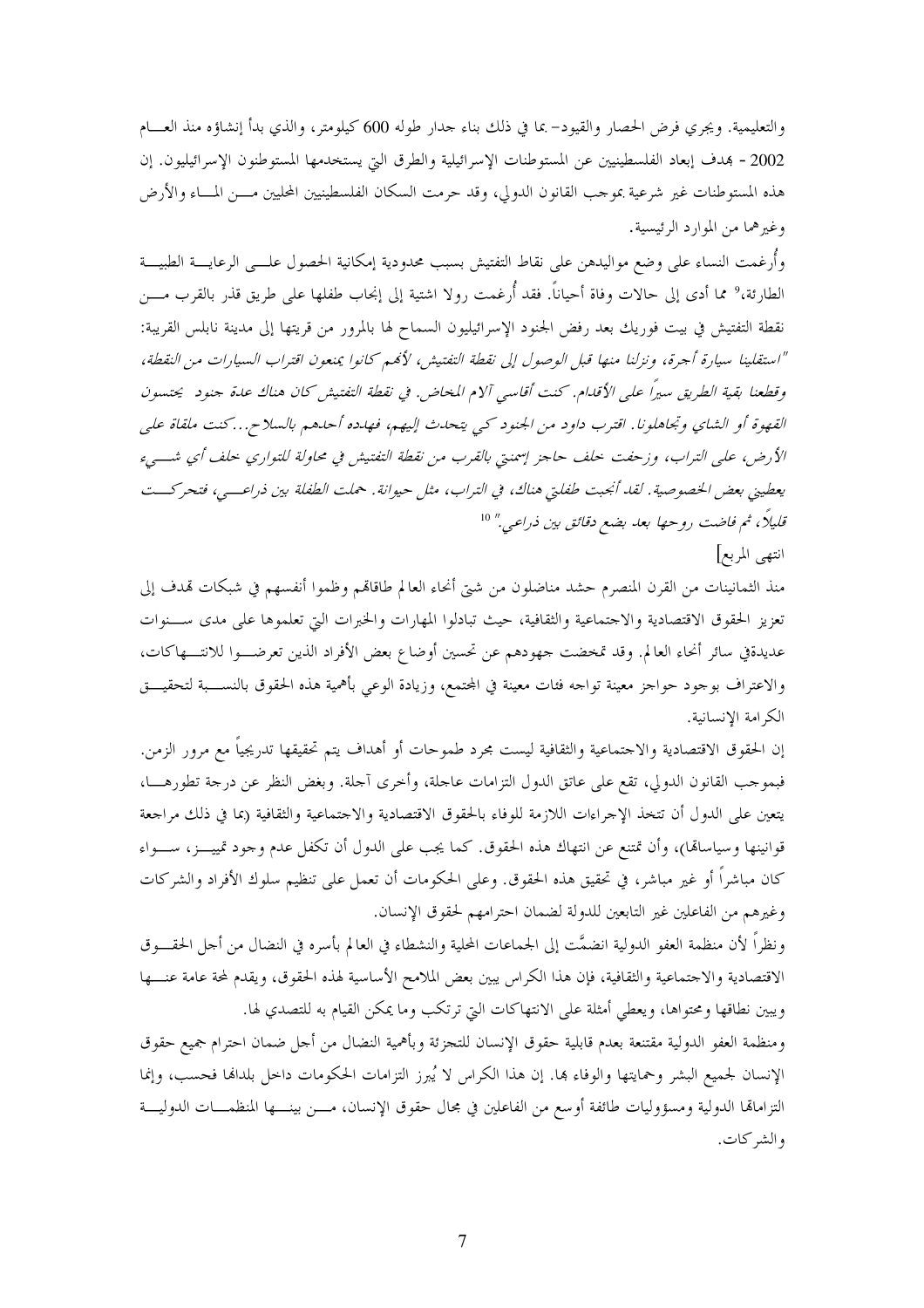والتعليمية. ويجري فرض الحصار والقيود– بما في ذلك بناء جدار طوله 600 كيلومتر، والذي بدأ إنشاؤه منذ العام 2002 - بهدف إبعاد الفلسطينيين عن المستوطنات الإسرائيلية والطرق التي يستخدمها المستوطنون الإسرائيليون. إن هذه المستوطنات غير شرعية بموجب القانون الدولي، وقد حرمت السكان الفلسطينيين المحليين من الماء والأرض وغيرهما من الموارد الرئيسية.

وأُرغمت النساء على وضع مواليدهن على نقاط التفتيش بسبب محدودية إمكانية الحصول على الرعاية الطبية الطارئة،[9] مما أدى إلى حالات وفاة أحياناً. فقد أُرغمت رولا اشتية إلى إنجاب طفلها على طريق قذر بالقرب من نقطة التفتيش في بيت فوريك بعد رفض الجنود الإسرائيليون السماح لها بالمرور من قريتها إلى مدينة نابلس القريبة: *"استقلينا سيارة أجرة، ونزلنا منها قبل الوصول إلى نقطة التفتيش، لأنهم كانوا يمنعون اقتراب السيارات من النقطة، وقطعنا بقية الطريق سيراً على الأقدام. كنت أقاسي آلام المخاض. في نقطة التفتيش كان هناك عدة جنود يحتسون القهوة أو الشاي وتجاهلونا. اقترب داود من الجنود كي يتحدث إليهم، فهدده أحدهم بالسلاح...كنت ملقاة على الأرض، على التراب، وزحفت خلف حاجز إسمنتي بالقرب من نقطة التفتيش في محاولة للتواري خلف أي شيء يعطيني بعض الخصوصية. لقد أنجبت طفلتي هناك، في التراب، مثل حيوانة. حملت الطفلة بين ذراعي، فتحركت قليلاً، ثم فاضت روحها بعد بضع دقائق بين ذراعي."* [10]

انتهى المربع]

منذ الثمانينات من القرن المنصرم حشد مناضلون من شتى أنحاء العالم طاقاتهم وظموا أنفسهم في شبكات تهدف إلى تعزيز الحقوق الاقتصادية والاجتماعية والثقافية، حيث تبادلوا المهارات والخبرات التي تعلموها على مدى سنوات عديدةفي سائر أنحاء العالم. وقد تمخضت جهودهم عن تحسين أوضاع بعض الأفراد الذين تعرضوا للانتهاكات، والاعتراف بوجود حواجز معينة تواجه فئات معينة في المجتمع، وزيادة الوعي بأهمية هذه الحقوق بالنسبة لتحقيق الكرامة الإنسانية.

إن الحقوق الاقتصادية والاجتماعية والثقافية ليست مجرد طموحات أو أهداف يتم تحقيقها تدريجياً مع مرور الزمن. فبموجب القانون الدولي، تقع على عاتق الدول التزامات عاجلة، وأخرى آجلة. وبغض النظر عن درجة تطورها، يتعين على الدول أن تتخذ الإجراءات اللازمة للوفاء بالحقوق الاقتصادية والاجتماعية والثقافية (بما في ذلك مراجعة قوانينها وسياساتها)، وأن تمتنع عن انتهاك هذه الحقوق. كما يجب على الدول أن تكفل عدم وجود تمييز، سواء كان مباشراً أو غير مباشر، في تحقيق هذه الحقوق. وعلى الحكومات أن تعمل على تنظيم سلوك الأفراد والشركات وغيرهم من الفاعلين غير التابعين للدولة لضمان احترامهم لحقوق الإنسان.

ونظراً لأن منظمة العفو الدولية انضمَّت إلى الجماعات المحلية والنشطاء في العالم بأسره في النضال من أجل الحقوق الاقتصادية والاجتماعية والثقافية، فإن هذا الكراس يبين بعض الملامح الأساسية لهذه الحقوق، ويقدم لمحة عامة عنها ويبين نطاقها ومحتواها، ويعطي أمثلة على الانتهاكات التي ترتكب وما يمكن القيام به للتصدي لها.

ومنظمة العفو الدولية مقتنعة بعدم قابلية حقوق الإنسان للتجزئة وبأهمية النضال من أجل ضمان احترام جميع حقوق الإنسان لجميع البشر وحمايتها والوفاء بها. إن هذا الكراس لا يُبرز التزامات الحكومات داخل بلدانها فحسب، وإنما التزاماتها الدولية ومسؤوليات طائفة أوسع من الفاعلين في مجال حقوق الإنسان، من بينها المنظمات الدولية والشركات.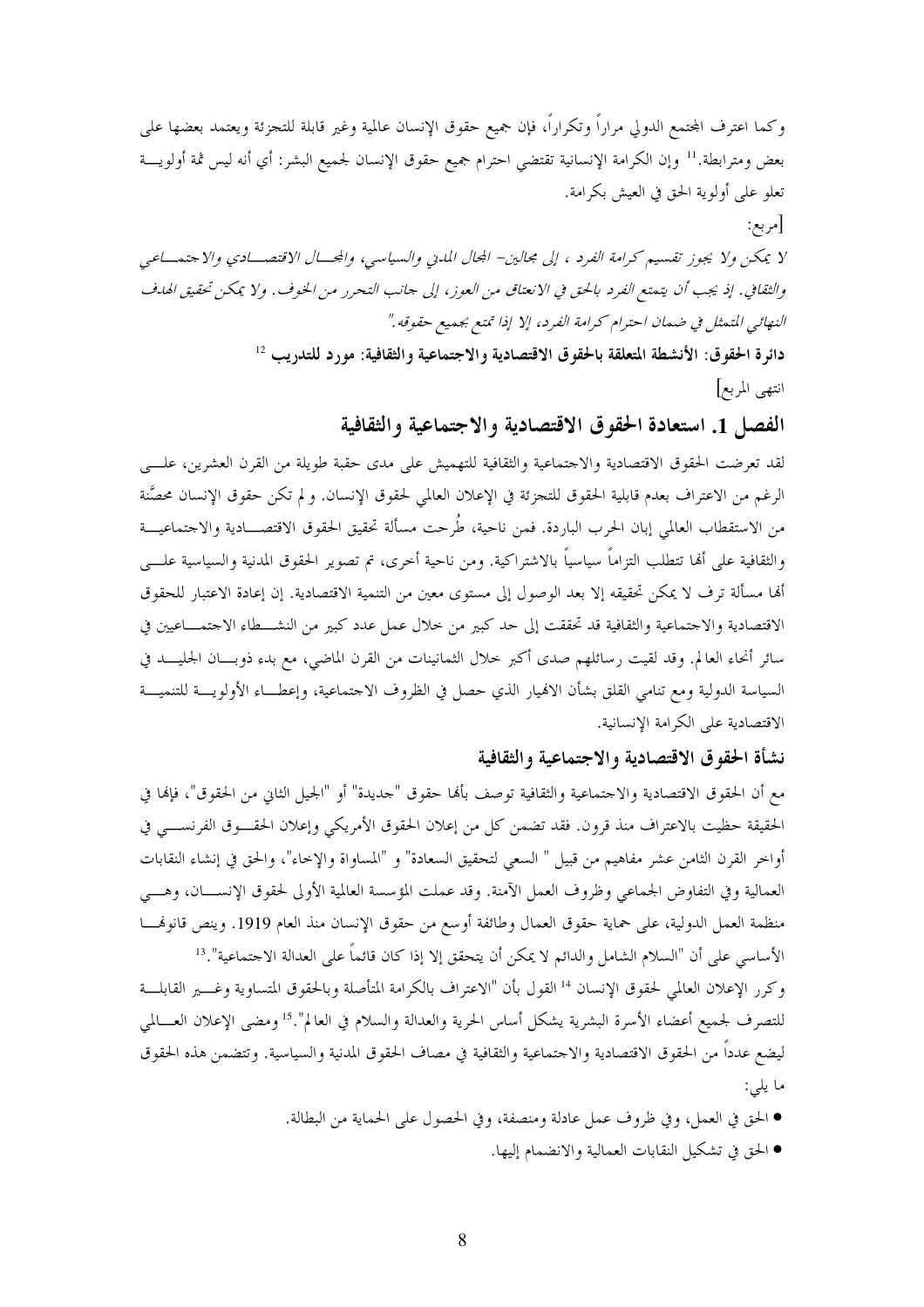وكما اعترف المجتمع الدولي مراراً وتكراراً، فإن جميع حقوق الإنسان عالمية وغير قابلة للتجزئة ويعتمد بعضها على بعض ومترابطة.[11] وإن الكرامة الإنسانية تقتضي احترام جميع حقوق الإنسان لجميع البشر: أي أنه ليس ثمة أولوية تعلو على أولوية الحق في العيش بكرامة.

[مربع:

*لا يمكن ولا يجوز تقسيم كرامة الفرد ، إلى مجالين- المجال المدني والسياسي، والمجال الاقتصادي والاجتماعي والثقافي. إذ يجب أن يتمتع الفرد بالحق في الانعتاق من العوز، إلى جانب التحرر من الخوف. ولا يمكن تحقيق الهدف النهائي المتمثل في ضمان احترام كرامة الفرد، إلا إذا تمتع بجميع حقوقه."*

**دائرة الحقوق: الأنشطة المتعلقة بالحقوق الاقتصادية والاجتماعية والثقافية: مورد للتدريب** [12]

انتهى المربع]

## الفصل 1. استعادة الحقوق الاقتصادية والاجتماعية والثقافية

لقد تعرضت الحقوق الاقتصادية والاجتماعية والثقافية للتهميش على مدى حقبة طويلة من القرن العشرين، على الرغم من الاعتراف بعدم قابلية الحقوق للتجزئة في الإعلان العالمي لحقوق الإنسان. ولم تكن حقوق الإنسان محصَّنة من الاستقطاب العالمي إبان الحرب الباردة. فمن ناحية، طُرحت مسألة تحقيق الحقوق الاقتصادية والاجتماعية والثقافية على أنها تتطلب التزاماً سياسياً بالاشتراكية. ومن ناحية أخرى، تم تصوير الحقوق المدنية والسياسية على أنها مسألة ترف لا يمكن تحقيقه إلا بعد الوصول إلى مستوى معين من التنمية الاقتصادية. إن إعادة الاعتبار للحقوق الاقتصادية والاجتماعية والثقافية قد تحققت إلى حد كبير من خلال عمل عدد كبير من النشطاء الاجتماعيين في سائر أنحاء العالم. وقد لقيت رسائلهم صدى أكبر خلال الثمانينات من القرن الماضي، مع بدء ذوبان الجليد في السياسة الدولية ومع تنامي القلق بشأن الانهيار الذي حصل في الظروف الاجتماعية، وإعطاء الأولوية للتنمية الاقتصادية على الكرامة الإنسانية.

### نشأة الحقوق الاقتصادية والاجتماعية والثقافية

مع أن الحقوق الاقتصادية والاجتماعية والثقافية توصف بأنها حقوق "جديدة" أو "الجيل الثاني من الحقوق"، فإنها في الحقيقة حظيت بالاعتراف منذ قرون. فقد تضمن كل من إعلان الحقوق الأمريكي وإعلان الحقوق الفرنسي في أواخر القرن الثامن عشر مفاهيم من قبيل " السعي لتحقيق السعادة" و "المساواة والإخاء"، والحق في إنشاء النقابات العمالية وفي التفاوض الجماعي وظروف العمل الآمنة. وقد عملت المؤسسة العالمية الأولى لحقوق الإنسان، وهي منظمة العمل الدولية، على حماية حقوق العمال وطائفة أوسع من حقوق الإنسان منذ العام 1919. وينص قانونها الأساسي على أن "السلام الشامل والدائم لا يمكن أن يتحقق إلا إذا كان قائماً على العدالة الاجتماعية".[13]

وكرر الإعلان العالمي لحقوق الإنسان [14] القول بأن "الاعتراف بالكرامة المتأصلة وبالحقوق المتساوية وغير القابلة للتصرف لجميع أعضاء الأسرة البشرية يشكل أساس الحرية والعدالة والسلام في العالم".[15] ومضى الإعلان العالمي ليضع عدداً من الحقوق الاقتصادية والاجتماعية والثقافية في مصاف الحقوق المدنية والسياسية. وتتضمن هذه الحقوق ما يلي:

- الحق في العمل، وفي ظروف عمل عادلة ومنصفة، وفي الحصول على الحماية من البطالة.
- الحق في تشكيل النقابات العمالية والانضمام إليها.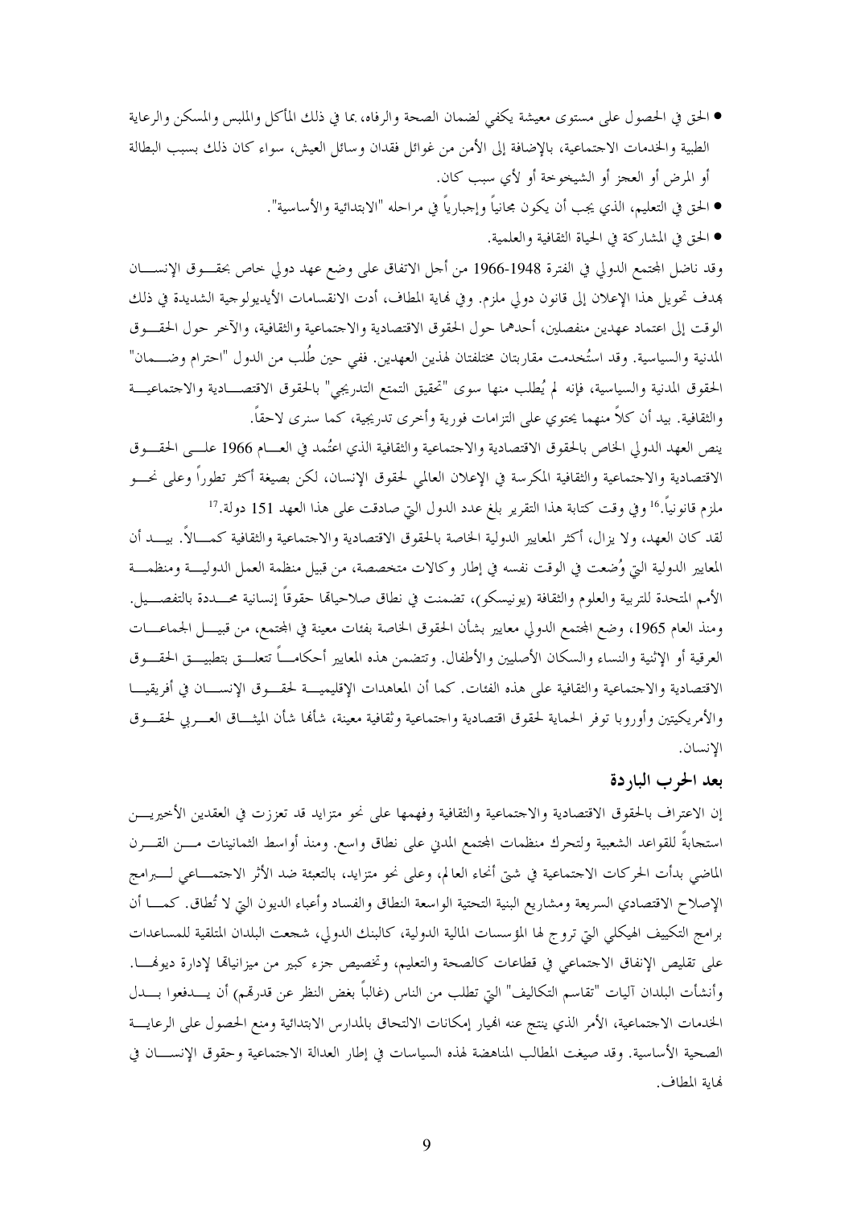- الحق في الحصول على مستوى معيشة يكفي لضمان الصحة والرفاه، بما في ذلك المأكل والملبس والمسكن والرعاية الطبية والخدمات الاجتماعية، بالإضافة إلى الأمن من غوائل فقدان وسائل العيش، سواء كان ذلك بسبب البطالة أو المرض أو العجز أو الشيخوخة أو لأي سبب كان.
- الحق في التعليم، الذي يجب أن يكون مجانياً وإجبارياً في مراحله "الابتدائية والأساسية".
- الحق في المشاركة في الحياة الثقافية والعلمية.

وقد ناضل المجتمع الدولي في الفترة 1948-1966 من أجل الاتفاق على وضع عهد دولي خاص بحقوق الإنسان بهدف تحويل هذا الإعلان إلى قانون دولي ملزم. وفي نهاية المطاف، أدت الانقسامات الأيديولوجية الشديدة في ذلك الوقت إلى اعتماد عهدين منفصلين، أحدهما حول الحقوق الاقتصادية والاجتماعية والثقافية، والآخر حول الحقوق المدنية والسياسية. وقد استُخدمت مقاربتان مختلفتان لهذين العهدين. ففي حين طُلب من الدول "احترام وضمان" الحقوق المدنية والسياسية، فإنه لم يُطلب منها سوى "تحقيق التمتع التدريجي" بالحقوق الاقتصادية والاجتماعية والثقافية. بيد أن كلاً منهما يحتوي على التزامات فورية وأخرى تدريجية، كما سنرى لاحقاً.

ينص العهد الدولي الخاص بالحقوق الاقتصادية والاجتماعية والثقافية الذي اعتُمد في العام 1966 على الحقوق الاقتصادية والاجتماعية والثقافية المكرسة في الإعلان العالمي لحقوق الإنسان، لكن بصيغة أكثر تطوراً وعلى نحو ملزم قانونياً.[16] وفي وقت كتابة هذا التقرير بلغ عدد الدول التي صادقت على هذا العهد 151 دولة.[17]

لقد كان العهد، ولا يزال، أكثر المعايير الدولية الخاصة بالحقوق الاقتصادية والاجتماعية والثقافية كمالاً. بيد أن المعايير الدولية التي وُضعت في الوقت نفسه في إطار وكالات متخصصة، من قبيل منظمة العمل الدولية ومنظمة الأمم المتحدة للتربية والعلوم والثقافة (يونيسكو)، تضمنت في نطاق صلاحياتها حقوقاً إنسانية محددة بالتفصيل. ومنذ العام 1965، وضع المجتمع الدولي معايير بشأن الحقوق الخاصة بفئات معينة في المجتمع، من قبيل الجماعات العرقية أو الإثنية والنساء والسكان الأصليين والأطفال. وتتضمن هذه المعايير أحكاماً تتعلق بتطبيق الحقوق الاقتصادية والاجتماعية والثقافية على هذه الفئات. كما أن المعاهدات الإقليمية لحقوق الإنسان في أفريقيا والأمريكيتين وأوروبا توفر الحماية لحقوق اقتصادية واجتماعية وثقافية معينة، شأنها شأن الميثاق العربي لحقوق الإنسان.

## بعد الحرب الباردة

إن الاعتراف بالحقوق الاقتصادية والاجتماعية والثقافية وفهمها على نحو متزايد قد تعززت في العقدين الأخيرين استجابةً للقواعد الشعبية ولتحرك منظمات المجتمع المدني على نطاق واسع. ومنذ أواسط الثمانينات من القرن الماضي بدأت الحركات الاجتماعية في شتى أنحاء العالم، وعلى نحو متزايد، بالتعبئة ضد الأثر الاجتماعي لبرامج الإصلاح الاقتصادي السريعة ومشاريع البنية التحتية الواسعة النطاق والفساد وأعباء الديون التي لا تُطاق. كما أن برامج التكييف الهيكلي التي تروج لها المؤسسات المالية الدولية، كالبنك الدولي، شجعت البلدان المتلقية للمساعدات على تقليص الإنفاق الاجتماعي في قطاعات كالصحة والتعليم، وتخصيص جزء كبير من ميزانياتها لإدارة ديونها. وأنشأت البلدان آليات "تقاسم التكاليف" التي تطلب من الناس (غالباً بغض النظر عن قدرتهم) أن يدفعوا بدل الخدمات الاجتماعية، الأمر الذي ينتج عنه انهيار إمكانات الالتحاق بالمدارس الابتدائية ومنع الحصول على الرعاية الصحية الأساسية. وقد صيغت المطالب المناهضة لهذه السياسات في إطار العدالة الاجتماعية وحقوق الإنسان في نهاية المطاف.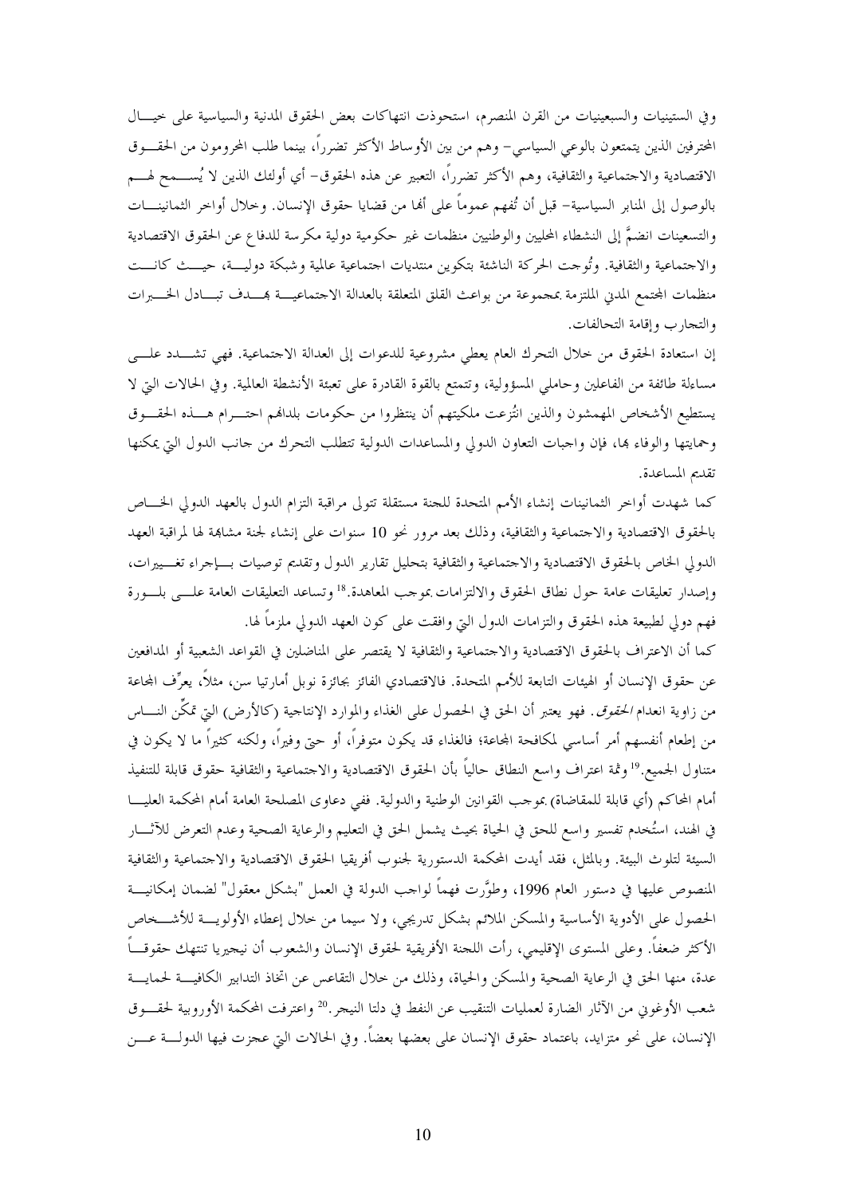وفي الستينيات والسبعينيات من القرن المنصرم، استحوذت انتهاكات بعض الحقوق المدنية والسياسية على خيال المحترفين الذين يتمتعون بالوعي السياسي- وهم من بين الأوساط الأكثر تضرراً، بينما طلب المحرومون من الحقوق الاقتصادية والاجتماعية والثقافية، وهم الأكثر تضرراً، التعبير عن هذه الحقوق- أي أولئك الذين لا يُسمح لهم بالوصول إلى المنابر السياسية- قبل أن تُفهم عموماً على أنها من قضايا حقوق الإنسان. وخلال أواخر الثمانينات والتسعينات انضمَّ إلى النشطاء المحليين والوطنيين منظمات غير حكومية دولية مكرسة للدفاع عن الحقوق الاقتصادية والاجتماعية والثقافية. وتُوجت الحركة الناشئة بتكوين منتديات اجتماعية عالمية وشبكة دولية، حيث كانت منظمات المجتمع المدني الملتزمة بمجموعة من بواعث القلق المتعلقة بالعدالة الاجتماعية بهدف تبادل الخبرات والتجارب وإقامة التحالفات.

إن استعادة الحقوق من خلال التحرك العام يعطي مشروعية للدعوات إلى العدالة الاجتماعية. فهي تشدد على مساءلة طائفة من الفاعلين وحاملي المسؤولية، وتتمتع بالقوة القادرة على تعبئة الأنشطة العالمية. وفي الحالات التي لا يستطيع الأشخاص المهمشون والذين انتُزعت ملكيتهم أن ينتظروا من حكومات بلدانهم احترام هذه الحقوق وحمايتها والوفاء بها، فإن واجبات التعاون الدولي والمساعدات الدولية تتطلب التحرك من جانب الدول التي يمكنها تقديم المساعدة.

كما شهدت أواخر الثمانينات إنشاء الأمم المتحدة للجنة مستقلة تتولى مراقبة التزام الدول بالعهد الدولي الخاص بالحقوق الاقتصادية والاجتماعية والثقافية، وذلك بعد مرور نحو 10 سنوات على إنشاء لجنة مشابهة لها لمراقبة العهد الدولي الخاص بالحقوق الاقتصادية والاجتماعية والثقافية بتحليل تقارير الدول وتقديم توصيات بإجراء تغييرات، وإصدار تعليقات عامة حول نطاق الحقوق والالتزامات بموجب المعاهدة.[18] وتساعد التعليقات العامة على بلورة فهم دولي لطبيعة هذه الحقوق والتزامات الدول التي وافقت على كون العهد الدولي ملزماً لها.

كما أن الاعتراف بالحقوق الاقتصادية والاجتماعية والثقافية لا يقتصر على المناضلين في القواعد الشعبية أو المدافعين عن حقوق الإنسان أو الهيئات التابعة للأمم المتحدة. فالاقتصادي الفائز بجائزة نوبل أمارتيا سن، مثلاً، يعرِّف المجاعة من زاوية انعدام *الحقوق*. فهو يعتبر أن الحق في الحصول على الغذاء والموارد الإنتاجية (كالأرض) التي تمكِّن الناس من إطعام أنفسهم أمر أساسي لمكافحة المجاعة؛ فالغذاء قد يكون متوفراً، أو حتى وفيراً، ولكنه كثيراً ما لا يكون في متناول الجميع.[19] وثمة اعتراف واسع النطاق حالياً بأن الحقوق الاقتصادية والاجتماعية والثقافية حقوق قابلة للتنفيذ أمام المحاكم (أي قابلة للمقاضاة) بموجب القوانين الوطنية والدولية. ففي دعاوى المصلحة العامة أمام المحكمة العليا في الهند، استُخدم تفسير واسع للحق في الحياة بحيث يشمل الحق في التعليم والرعاية الصحية وعدم التعرض للآثار السيئة لتلوث البيئة. وبالمثل، فقد أيدت المحكمة الدستورية لجنوب أفريقيا الحقوق الاقتصادية والاجتماعية والثقافية المنصوص عليها في دستور العام 1996، وطوَّرت فهماً لواجب الدولة في العمل "بشكل معقول" لضمان إمكانية الحصول على الأدوية الأساسية والمسكن الملائم بشكل تدريجي، ولا سيما من خلال إعطاء الأولوية للأشخاص الأكثر ضعفاً. وعلى المستوى الإقليمي، رأت اللجنة الأفريقية لحقوق الإنسان والشعوب أن نيجيريا تنتهك حقوقاً عدة، منها الحق في الرعاية الصحية والمسكن والحياة، وذلك من خلال التقاعس عن اتخاذ التدابير الكافية لحماية شعب الأوغوني من الآثار الضارة لعمليات التنقيب عن النفط في دلتا النيجر.[20] واعترفت المحكمة الأوروبية لحقوق الإنسان، على نحو متزايد، باعتماد حقوق الإنسان على بعضها بعضاً. وفي الحالات التي عجزت فيها الدولة عن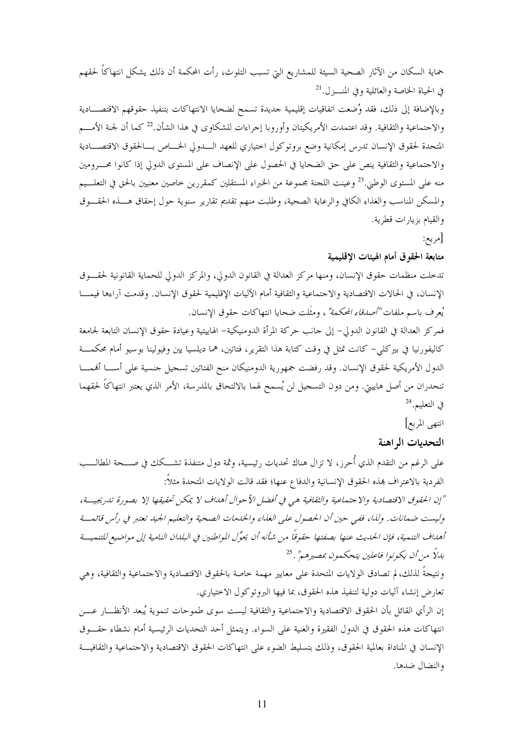حماية السكان من الآثار الصحية السيئة للمشاريع التي تسبب التلوث، رأت المحكمة أن ذلك يشكل انتهاكاً لحقهم في الحياة الخاصة والعائلية وفي المنزل.[21]

وبالإضافة إلى ذلك، فقد وُضعت اتفاقيات إقليمية جديدة تسمح لضحايا الانتهاكات بتنفيذ حقوقهم الاقتصادية والاجتماعية والثقافية. وقد اعتمدت الأمريكيتان وأوروبا إجراءات للشكاوى في هذا الشأن.[22] كما أن لجنة الأمم المتحدة لحقوق الإنسان تدرس إمكانية وضع بروتوكول اختياري للعهد الدولي الخاص بالحقوق الاقتصادية والاجتماعية والثقافية ينص على حق الضحايا في الحصول على الإنصاف على المستوى الدولي إذا كانوا محرومين منه على المستوى الوطني.[23] وعينت اللجنة مجموعة من الخبراء المستقلين كمقررين خاصين معنيين بالحق في التعليم والمسكن المناسب والغذاء الكافي والرعاية الصحية، وطلبت منهم تقديم تقارير سنوية حول إحقاق هذه الحقوق والقيام بزيارات قطرية.

[مربع:

**متابعة الحقوق أمام الهيئات الإقليمية**

تدخلت منظمات حقوق الإنسان، ومنها مركز العدالة في القانون الدولي، والمركز الدولي للحماية القانونية لحقوق الإنسان، في الحالات الاقتصادية والاجتماعية والثقافية أمام الآليات الإقليمية لحقوق الإنسان. وقدمت آراءها فيما يُعرف باسم ملفات *"أصدقاء المحكمة"*، ومثّلت ضحايا انتهاكات حقوق الإنسان.

فمركز العدالة في القانون الدولي– إلى جانب حركة المرأة الدومنيكية– الهايتية وعيادة حقوق الإنسان التابعة لجامعة كاليفورنيا في بيركلي– كانت تمثل في وقت كتابة هذا التقرير، فتاتين، هما ديلسيا يين وفيولينا بوسيو أمام محكمة الدول الأمريكية لحقوق الإنسان. وقد رفضت جمهورية الدومنيكان منح الفتاتين تسجيل جنسية على أساس أنهما تنحدران من أصل هاييتي. ومن دون التسجيل لن يُسمح لهما بالالتحاق بالمدرسة، الأمر الذي يعتبر انتهاكاً لحقهما في التعليم.[24]

انتهى المربع]

## التحديات الراهنة

على الرغم من التقدم الذي أُحرز، لا تزال هناك تحديات رئيسية، وثمة دول متنفذة تشكك في صحة المطالب الفردية بالاعتراف بهذه الحقوق الإنسانية والدفاع عنها؛ فقد قالت الولايات المتحدة مثلاً:

*"إن الحقوق الاقتصادية والاجتماعية والثقافية هي في أفضل الأحوال أهداف لا يمكن تحقيقها إلا بصورة تدريجية، وليست ضمانات. ولذا، ففي حين أن الحصول على الغذاء والخدمات الصحية والتعليم الجيد تعتبر في رأس قائمة أهداف التنمية، فإن الحديث عنها بصفتها حقوقاً من شأنه أن يحوّل المواطنين في البلدان النامية إلى مواضيع للتنمية بدلاً من أن يكونوا فاعلين يتحكمون بمصيرهم"*.[25]

ونتيجةً لذلك، لم تصادق الولايات المتحدة على معايير مهمة خاصة بالحقوق الاقتصادية والاجتماعية والثقافية، وهي تعارض إنشاء آليات دولية لتنفيذ هذه الحقوق، بما فيها البروتوكول الاختياري.

إن الرأي القائل بأن الحقوق الاقتصادية والاجتماعية والثقافية ليست سوى طموحات تنموية يُبعد الأنظار عن انتهاكات هذه الحقوق في الدول الفقيرة والغنية على السواء. ويتمثل أحد التحديات الرئيسية أمام نشطاء حقوق الإنسان في المناداة بعالمية الحقوق، وذلك بتسليط الضوء على انتهاكات الحقوق الاقتصادية والاجتماعية والثقافية والنضال ضدها.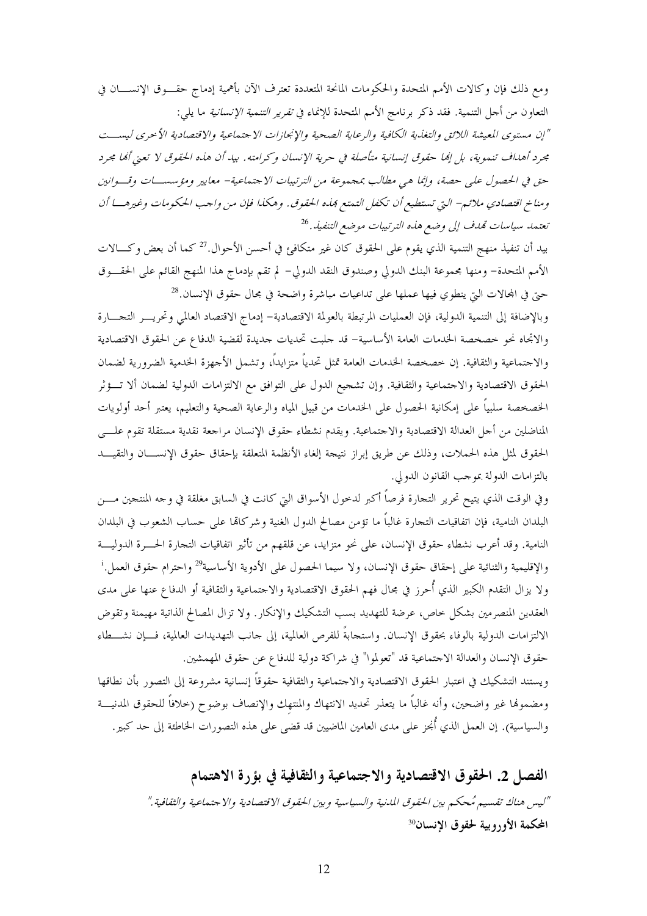ومع ذلك فإن وكالات الأمم المتحدة والحكومات المانحة المتعددة تعترف الآن بأهمية إدماج حقوق الإنسان في التعاون من أجل التنمية. فقد ذكر برنامج الأمم المتحدة للإنماء في *تقرير التنمية الإنسانية* ما يلي:

*"إن مستوى المعيشة اللائق والتغذية الكافية والرعاية الصحية والإنجازات الاجتماعية والاقتصادية الأخرى ليست مجرد أهداف تنموية، بل إنها حقوق إنسانية متأصلة في حرية الإنسان وكرامته. بيد أن هذه الحقوق لا تعني أنها مجرد حق في الحصول على حصة، وإنما هي مطالب بمجموعة من الترتيبات الاجتماعية- معايير ومؤسسات وقوانين ومناخ اقتصادي ملائم- التي تستطيع أن تكفل التمتع بهذه الحقوق. وهكذا فإن من واجب الحكومات وغيرها أن تعتمد سياسات تهدف إلى وضع هذه الترتيبات موضع التنفيذ.*[26]

بيد أن تنفيذ منهج التنمية الذي يقوم على الحقوق كان غير متكافئ في أحسن الأحوال.[27] كما أن بعض وكالات الأمم المتحدة- ومنها مجموعة البنك الدولي وصندوق النقد الدولي- لم تقم بإدماج هذا المنهج القائم على الحقوق حتى في المجالات التي ينطوي فيها عملها على تداعيات مباشرة واضحة في مجال حقوق الإنسان.[28]

وبالإضافة إلى التنمية الدولية، فإن العمليات المرتبطة بالعولمة الاقتصادية- إدماج الاقتصاد العالمي وتحرير التجارة والاتجاه نحو خصخصة الخدمات العامة الأساسية- قد جلبت تحديات جديدة لقضية الدفاع عن الحقوق الاقتصادية والاجتماعية والثقافية. إن خصخصة الخدمات العامة تمثل تحدياً متزايداً، وتشمل الأجهزة الخدمية الضرورية لضمان الحقوق الاقتصادية والاجتماعية والثقافية. وإن تشجيع الدول على التوافق مع الالتزامات الدولية لضمان ألا تؤثر الخصخصة سلبياً على إمكانية الحصول على الخدمات من قبيل المياه والرعاية الصحية والتعليم، يعتبر أحد أولويات المناضلين من أجل العدالة الاقتصادية والاجتماعية. ويقدم نشطاء حقوق الإنسان مراجعة نقدية مستقلة تقوم على الحقوق لمثل هذه الحملات، وذلك عن طريق إبراز نتيجة إلغاء الأنظمة المتعلقة بإحقاق حقوق الإنسان والتقيد بالتزامات الدولة بموجب القانون الدولي.

وفي الوقت الذي يتيح تحرير التجارة فرصاً أكبر لدخول الأسواق التي كانت في السابق مغلقة في وجه المنتجين من البلدان النامية، فإن اتفاقيات التجارة غالباً ما تؤمن مصالح الدول الغنية وشركاتها على حساب الشعوب في البلدان النامية. وقد أعرب نشطاء حقوق الإنسان، على نحو متزايد، عن قلقهم من تأثير اتفاقيات التجارة الحرة الدولية والإقليمية والثنائية على إحقاق حقوق الإنسان، ولا سيما الحصول على الأدوية الأساسية[29] واحترام حقوق العمل.[i]

ولا يزال التقدم الكبير الذي أُحرز في مجال فهم الحقوق الاقتصادية والاجتماعية والثقافية أو الدفاع عنها على مدى العقدين المنصرمين بشكل خاص، عرضة للتهديد بسبب التشكيك والإنكار. ولا تزال المصالح الذاتية مهيمنة وتقوض الالتزامات الدولية بالوفاء بحقوق الإنسان. واستجابةً للفرص العالمية، إلى جانب التهديدات العالمية، فإن نشطاء حقوق الإنسان والعدالة الاجتماعية قد "تعولموا" في شراكة دولية للدفاع عن حقوق المهمشين.

ويستند التشكيك في اعتبار الحقوق الاقتصادية والاجتماعية والثقافية حقوقاً إنسانية مشروعة إلى التصور بأن نطاقها ومضمونها غير واضحين، وأنه غالباً ما يتعذر تحديد الانتهاك والمنتهِك والإنصاف بوضوح (خلافاً للحقوق المدنية والسياسية). إن العمل الذي أُنجز على مدى العامين الماضيين قد قضى على هذه التصورات الخاطئة إلى حد كبير.

## الفصل 2. الحقوق الاقتصادية والاجتماعية والثقافية في بؤرة الاهتمام

*"ليس هناك تقسيم مُحكم بين الحقوق المدنية والسياسية وبين الحقوق الاقتصادية والاجتماعية والثقافية."*

**المحكمة الأوروبية لحقوق الإنسان**[30]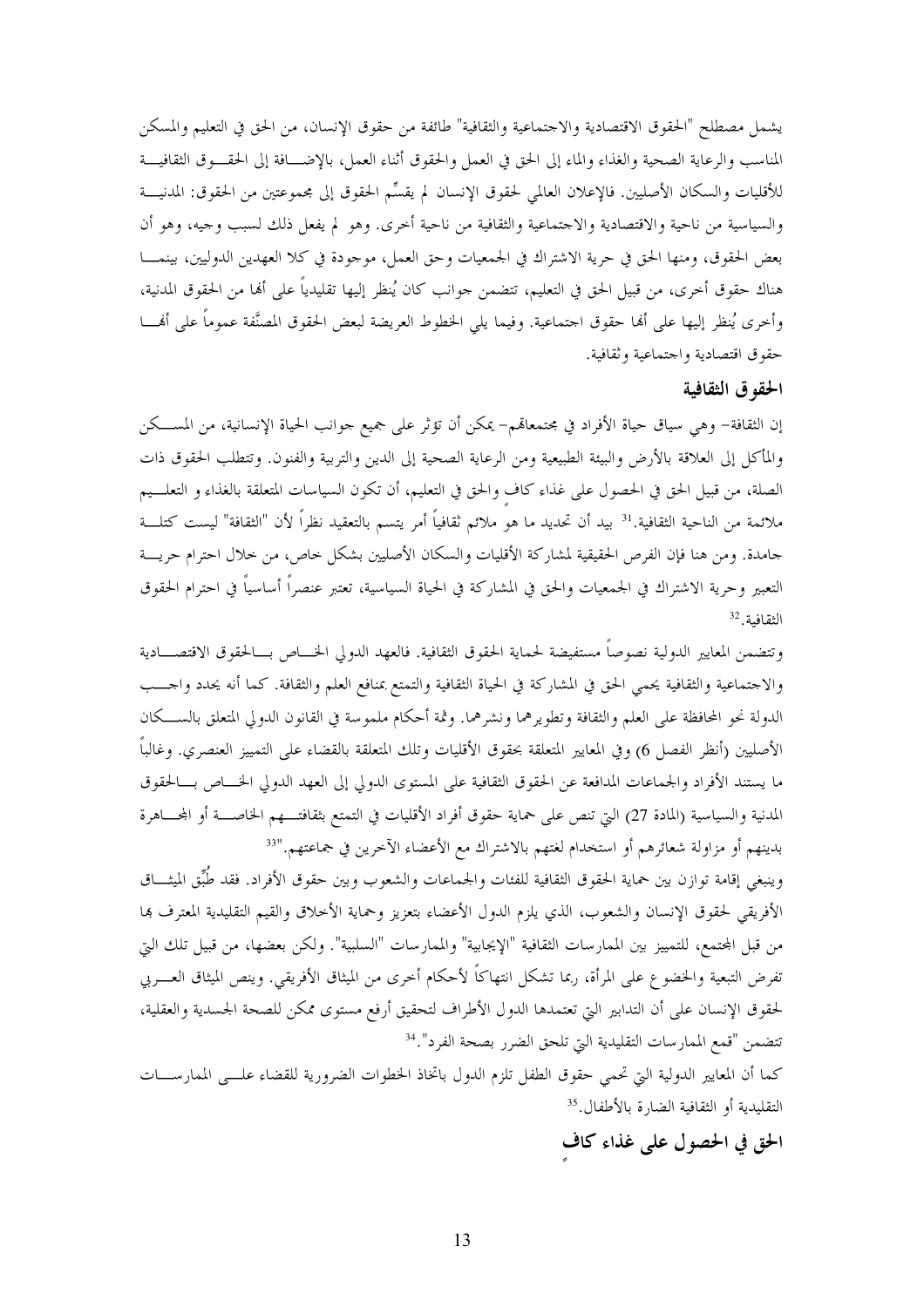يشمل مصطلح "الحقوق الاقتصادية والاجتماعية والثقافية" طائفة من حقوق الإنسان، من الحق في التعليم والمسكن المناسب والرعاية الصحية والغذاء والماء إلى الحق في العمل والحقوق أثناء العمل، بالإضافة إلى الحقوق الثقافية للأقليات والسكان الأصليين. فالإعلان العالمي لحقوق الإنسان لم يقسِّم الحقوق إلى مجموعتين من الحقوق: المدنية والسياسية من ناحية والاقتصادية والاجتماعية والثقافية من ناحية أخرى. وهو لم يفعل ذلك لسبب وجيه، وهو أن بعض الحقوق، ومنها الحق في حرية الاشتراك في الجمعيات وحق العمل، موجودة في كلا العهدين الدوليين، بينما هناك حقوق أخرى، من قبيل الحق في التعليم، تتضمن جوانب كان يُنظر إليها تقليدياً على أنها من الحقوق المدنية، وأخرى يُنظر إليها على أنها حقوق اجتماعية. وفيما يلي الخطوط العريضة لبعض الحقوق المصنَّفة عموماً على أنها حقوق اقتصادية واجتماعية وثقافية.

### الحقوق الثقافية

إن الثقافة– وهي سياق حياة الأفراد في مجتمعاتهم– يمكن أن تؤثر على جميع جوانب الحياة الإنسانية، من المسكن والمأكل إلى العلاقة بالأرض والبيئة الطبيعية ومن الرعاية الصحية إلى الدين والتربية والفنون. وتتطلب الحقوق ذات الصلة، من قبيل الحق في الحصول على غذاء كافٍ والحق في التعليم، أن تكون السياسات المتعلقة بالغذاء و التعليم ملائمة من الناحية الثقافية.[31] بيد أن تحديد ما هو ملائم ثقافياً أمر يتسم بالتعقيد نظراً لأن "الثقافة" ليست كتلة جامدة. ومن هنا فإن الفرص الحقيقية لمشاركة الأقليات والسكان الأصليين بشكل خاص، من خلال احترام حرية التعبير وحرية الاشتراك في الجمعيات والحق في المشاركة في الحياة السياسية، تعتبر عنصراً أساسياً في احترام الحقوق الثقافية.[32]

وتتضمن المعايير الدولية نصوصاً مستفيضة لحماية الحقوق الثقافية. فالعهد الدولي الخاص بالحقوق الاقتصادية والاجتماعية والثقافية يحمي الحق في المشاركة في الحياة الثقافية والتمتع بمنافع العلم والثقافة. كما أنه يحدد واجب الدولة نحو المحافظة على العلم والثقافة وتطويرهما ونشرهما. وثمة أحكام ملموسة في القانون الدولي المتعلق بالسكان الأصليين (أنظر الفصل 6) وفي المعايير المتعلقة بحقوق الأقليات وتلك المتعلقة بالقضاء على التمييز العنصري. وغالباً ما يستند الأفراد والجماعات المدافعة عن الحقوق الثقافية على المستوى الدولي إلى العهد الدولي الخاص بالحقوق المدنية والسياسية (المادة 27) التي تنص على حماية حقوق أفراد الأقليات في التمتع بثقافتهم الخاصة أو المجاهرة بدينهم أو مزاولة شعائرهم أو استخدام لغتهم بالاشتراك مع الأعضاء الآخرين في جماعتهم."[33]

وينبغي إقامة توازن بين حماية الحقوق الثقافية للفئات والجماعات والشعوب وبين حقوق الأفراد. فقد طُبِّق الميثاق الأفريقي لحقوق الإنسان والشعوب، الذي يلزم الدول الأعضاء بتعزيز وحماية الأخلاق والقيم التقليدية المعترف بها من قبل المجتمع، للتمييز بين الممارسات الثقافية "الإيجابية" والممارسات "السلبية". ولكن بعضها، من قبيل تلك التي تفرض التبعية والخضوع على المرأة، ربما تشكل انتهاكاً لأحكام أخرى من الميثاق الأفريقي. وينص الميثاق العربي لحقوق الإنسان على أن التدابير التي تعتمدها الدول الأطراف لتحقيق أرفع مستوى ممكن للصحة الجسدية والعقلية، تتضمن "قمع الممارسات التقليدية التي تلحق الضرر بصحة الفرد".[34]

كما أن المعايير الدولية التي تحمي حقوق الطفل تلزم الدول باتخاذ الخطوات الضرورية للقضاء على الممارسات التقليدية أو الثقافية الضارة بالأطفال.[35]

### الحق في الحصول على غذاء كافٍ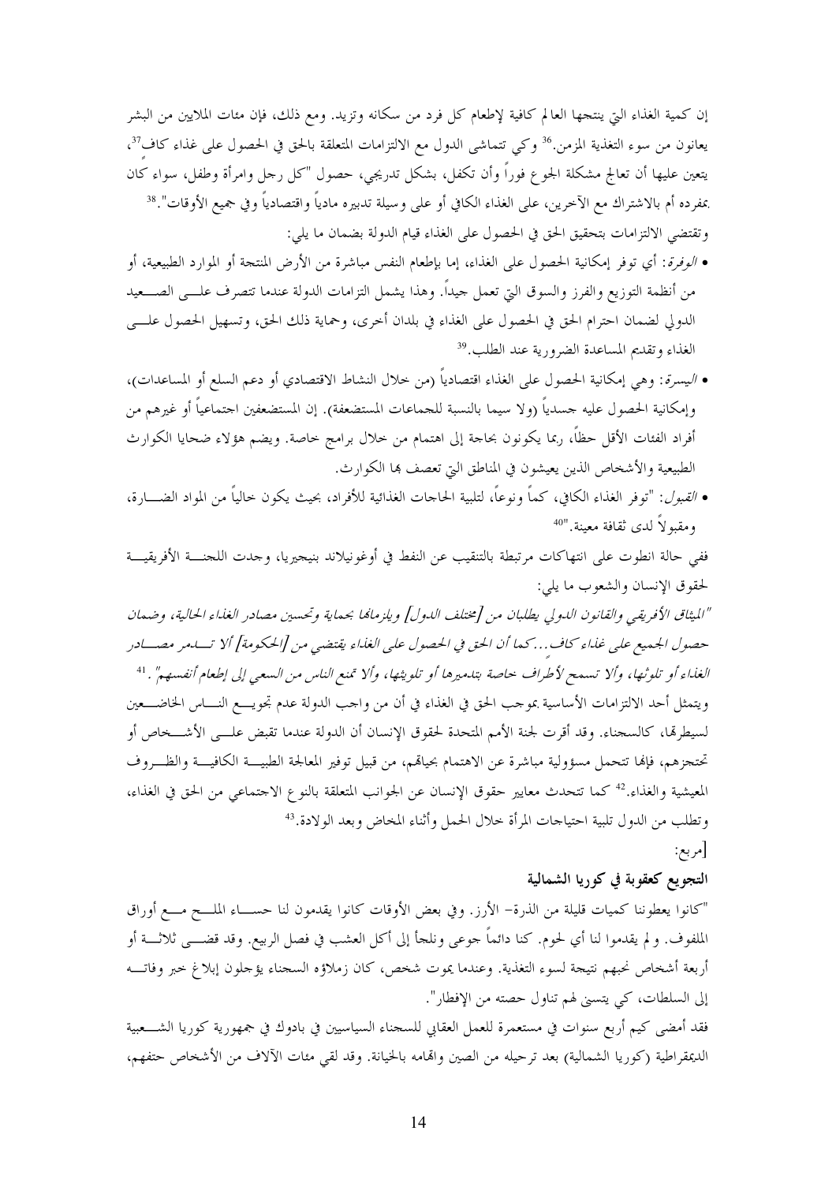إن كمية الغذاء التي ينتجها العالم كافية لإطعام كل فرد من سكانه وتزيد. ومع ذلك، فإن مئات الملايين من البشر يعانون من سوء التغذية المزمن.[36] وكي تتماشى الدول مع الالتزامات المتعلقة بالحق في الحصول على غذاء كاف[37]، يتعين عليها أن تعالج مشكلة الجوع فوراً وأن تكفل، بشكل تدريجي، حصول "كل رجل وامرأة وطفل، سواء كان بمفرده أم بالاشتراك مع الآخرين، على الغذاء الكافي أو على وسيلة تدبيره مادياً واقتصادياً وفي جميع الأوقات".[38]

وتقتضي الالتزامات بتحقيق الحق في الحصول على الغذاء قيام الدولة بضمان ما يلي:

- *الوفرة*: أي توفر إمكانية الحصول على الغذاء، إما بإطعام النفس مباشرة من الأرض المنتجة أو الموارد الطبيعية، أو من أنظمة التوزيع والفرز والسوق التي تعمل جيداً. وهذا يشمل التزامات الدولة عندما تتصرف على الصعيد الدولي لضمان احترام الحق في الحصول على الغذاء في بلدان أخرى، وحماية ذلك الحق، وتسهيل الحصول على الغذاء وتقديم المساعدة الضرورية عند الطلب.[39]
- *اليسرة*: وهي إمكانية الحصول على الغذاء اقتصادياً (من خلال النشاط الاقتصادي أو دعم السلع أو المساعدات)، وإمكانية الحصول عليه جسدياً (ولا سيما بالنسبة للجماعات المستضعفة). إن المستضعفين اجتماعياً أو غيرهم من أفراد الفئات الأقل حظاً، ربما يكونون بحاجة إلى اهتمام من خلال برامج خاصة. ويضم هؤلاء ضحايا الكوارث الطبيعية والأشخاص الذين يعيشون في المناطق التي تعصف بها الكوارث.
- *القبول*: "توفر الغذاء الكافي، كماً ونوعاً، لتلبية الحاجات الغذائية للأفراد، بحيث يكون خالياً من المواد الضارة، ومقبولاً لدى ثقافة معينة."[40]

ففي حالة انطوت على انتهاكات مرتبطة بالتنقيب عن النفط في أوغونيلاند بنيجيريا، وجدت اللجنة الأفريقية لحقوق الإنسان والشعوب ما يلي:

*"الميثاق الأفريقي والقانون الدولي يطلبان من [مختلف الدول] ويلزمانها بحماية وتحسين مصادر الغذاء الحالية، وضمان حصول الجميع على غذاء كاف... كما أن الحق في الحصول على الغذاء يقتضي من [الحكومة] ألا تدمر مصادر الغذاء أو تلوثها، وألا تسمح لأطراف خاصة بتدميرها أو تلويثها، وألا تمنع الناس من السعي إلى إطعام أنفسهم"*.[41]

ويتمثل أحد الالتزامات الأساسية بموجب الحق في الغذاء في أن من واجب الدولة عدم تجويع الناس الخاضعين لسيطرتها، كالسجناء. وقد أقرت لجنة الأمم المتحدة لحقوق الإنسان أن الدولة عندما تقبض على الأشخاص أو تحتجزهم، فإنها تتحمل مسؤولية مباشرة عن الاهتمام بحياتهم، من قبيل توفير المعالجة الطبية الكافية والظروف المعيشية والغذاء.[42] كما تتحدث معايير حقوق الإنسان عن الجوانب المتعلقة بالنوع الاجتماعي من الحق في الغذاء، وتطلب من الدول تلبية احتياجات المرأة خلال الحمل وأثناء المخاض وبعد الولادة.[43]

[مربع:

**التجويع كعقوبة في كوريا الشمالية**

"كانوا يعطوننا كميات قليلة من الذرة– الأرز. وفي بعض الأوقات كانوا يقدمون لنا حساء الملح مع أوراق الملفوف. ولم يقدموا لنا أي لحوم. كنا دائماً جوعى ونلجأ إلى أكل العشب في فصل الربيع. وقد قضى ثلاثة أو أربعة أشخاص نحبهم نتيجة لسوء التغذية. وعندما يموت شخص، كان زملاؤه السجناء يؤجلون إبلاغ خبر وفاته إلى السلطات، كي يتسنى لهم تناول حصته من الإفطار".

فقد أمضى كيم أربع سنوات في مستعمرة للعمل العقابي للسجناء السياسيين في بادوك في جمهورية كوريا الشعبية الديمقراطية (كوريا الشمالية) بعد ترحيله من الصين واتهامه بالخيانة. وقد لقي مئات الآلاف من الأشخاص حتفهم،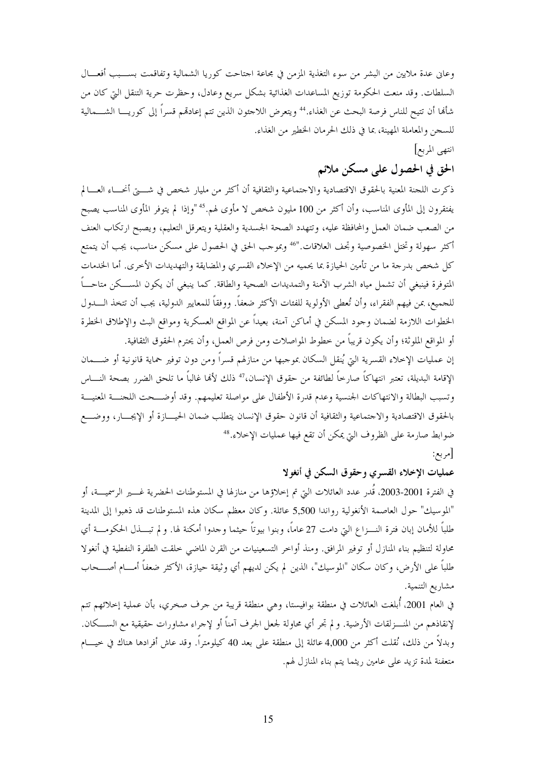وعاني عدة ملايين من البشر من سوء التغذية المزمن في مجاعة اجتاحت كوريا الشمالية وتفاقمت بسبب أفعال السلطات. وقد منعت الحكومة توزيع المساعدات الغذائية بشكل سريع وعادل، وحظرت حرية التنقل التي كان من شأنها أن تتيح للناس فرصة البحث عن الغذاء.[44] ويتعرض اللاجئون الذين تتم إعادتهم قسراً إلى كوريا الشمالية للسجن والمعاملة المهينة، بما في ذلك الحرمان الخطير من الغذاء.

انتهى المربع]

## الحق في الحصول على مسكن ملائم

ذكرت اللجنة المعنية بالحقوق الاقتصادية والاجتماعية والثقافية أن أكثر من مليار شخص في شتى أنحاء العالم يفتقرون إلى المأوى المناسب، وأن أكثر من 100 مليون شخص لا مأوى لهم.[45] "وإذا لم يتوفر المأوى المناسب يصبح من الصعب ضمان العمل والمحافظة عليه، وتتهدد الصحة الجسدية والعقلية ويتعرقل التعليم، ويصبح ارتكاب العنف أكثر سهولة وتختل الخصوصية وتجف العلاقات."[46] وبموجب الحق في الحصول على مسكن مناسب، يجب أن يتمتع كل شخص بدرجة ما من تأمين الحيازة بما يحميه من الإخلاء القسري والمضايقة والتهديدات الأخرى. أما الخدمات المتوفرة فينبغي أن تشمل مياه الشرب الآمنة والتمديدات الصحية والطاقة. كما ينبغي أن يكون المسكن متاحاً للجميع، بمن فيهم الفقراء، وأن تُعطى الأولوية للفئات الأكثر ضعفاً. ووفقاً للمعايير الدولية، يجب أن تتخذ الدول الخطوات اللازمة لضمان وجود المسكن في أماكن آمنة، بعيداً عن المواقع العسكرية ومواقع البث والإطلاق الخطرة أو المواقع الملوثة؛ وأن يكون قريباً من خطوط المواصلات ومن فرص العمل، وأن يحترم الحقوق الثقافية.

إن عمليات الإخلاء القسرية التي يُنقل السكان بموجبها من منازلهم قسراً ومن دون توفير حماية قانونية أو ضمان الإقامة البديلة، تعتبر انتهاكاً صارخاً لطائفة من حقوق الإنسان،[47] ذلك لأنها غالباً ما تلحق الضرر بصحة الناس وتسبب البطالة والانتهاكات الجنسية وعدم قدرة الأطفال على مواصلة تعليمهم. وقد أوضحت اللجنة المعنية بالحقوق الاقتصادية والاجتماعية والثقافية أن قانون حقوق الإنسان يتطلب ضمان الحيازة أو الإيجار، ووضع ضوابط صارمة على الظروف التي يمكن أن تقع فيها عمليات الإخلاء.[48]

[مربع:

### عمليات الإخلاء القسري وحقوق السكن في أنغولا

في الفترة 2001-2003، قُدر عدد العائلات التي تم إخلاؤها من منازلها في المستوطنات الحضرية غير الرسمية، أو "الموسيك" حول العاصمة الأنغولية رواندا 5,500 عائلة. وكان معظم سكان هذه المستوطنات قد ذهبوا إلى المدينة طلباً للأمان إبان فترة النزاع التي دامت 27 عاماً، وبنوا بيوتاً حيثما وجدوا أمكنة لها. ولم تبذل الحكومة أي محاولة لتنظيم بناء المنازل أو توفير المرافق. ومنذ أواخر التسعينيات من القرن الماضي خلقت الطفرة النفطية في أنغولا طلباً على الأرض، وكان سكان "الموسيك"، الذين لم يكن لديهم أي وثيقة حيازة، الأكثر ضعفاً أمام أصحاب مشاريع التنمية.

في العام 2001، أُبلغت العائلات في منطقة بوافيستا، وهي منطقة قريبة من جرف صخري، بأن عملية إخلائهم تتم لإنقاذهم من المنزلقات الأرضية. ولم تجر أي محاولة لجعل الجرف آمناً أو لإجراء مشاورات حقيقية مع السكان. وبدلاً من ذلك، نُقلت أكثر من 4,000 عائلة إلى منطقة على بعد 40 كيلومتراً. وقد عاش أفرادها هناك في خيام متعفنة لمدة تزيد على عامين ريثما يتم بناء المنازل لهم.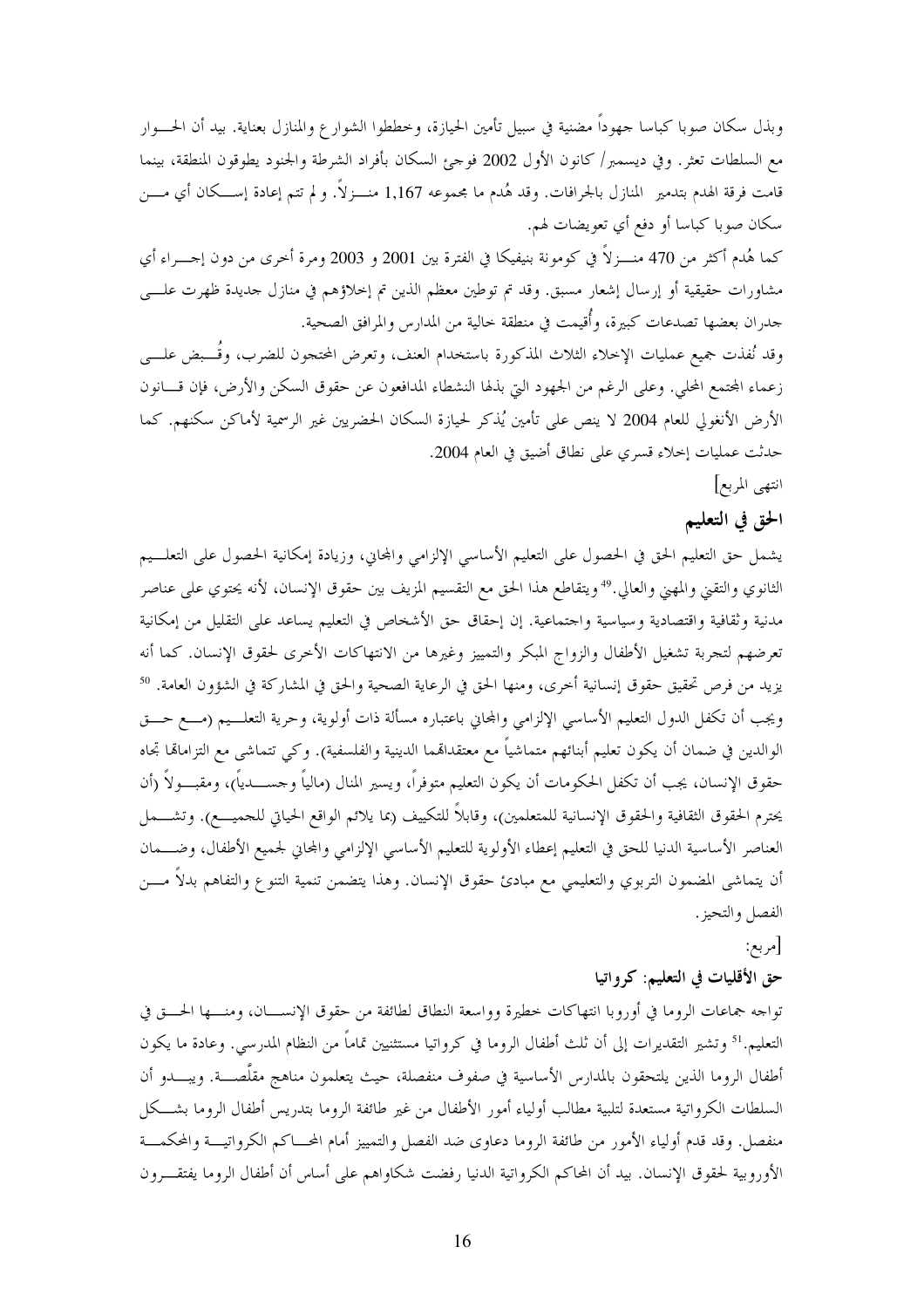وبذل سكان صوبا كباسا جهوداً مضنية في سبيل تأمين الحيازة، وخططوا الشوارع والمنازل بعناية. بيد أن الحوار مع السلطات تعثر. وفي ديسمبر/ كانون الأول 2002 فوجئ السكان بأفراد الشرطة والجنود يطوقون المنطقة، بينما قامت فرقة الهدم بتدمير المنازل بالجرافات. وقد هُدم ما مجموعه 1,167 منزلاً. ولم تتم إعادة إسكان أي من سكان صوبا كباسا أو دفع أي تعويضات لهم.

كما هُدم أكثر من 470 منزلاً في كومونة بنيفيكا في الفترة بين 2001 و 2003 ومرة أخرى من دون إجراء أي مشاورات حقيقية أو إرسال إشعار مسبق. وقد تم توطين معظم الذين تم إخلاؤهم في منازل جديدة ظهرت على جدران بعضها تصدعات كبيرة، وأُقيمت في منطقة خالية من المدارس والمرافق الصحية.

وقد نُفذت جميع عمليات الإخلاء الثلاث المذكورة باستخدام العنف، وتعرض المحتجون للضرب، وقُبض على زعماء المجتمع المحلي. وعلى الرغم من الجهود التي بذلها النشطاء المدافعون عن حقوق السكن والأرض، فإن قانون الأرض الأنغولي للعام 2004 لا ينص على تأمين يُذكر لحيازة السكان الحضريين غير الرسمية لأماكن سكنهم. كما حدثت عمليات إخلاء قسري على نطاق أضيق في العام 2004.

انتهى المربع]

## الحق في التعليم

يشمل حق التعليم الحق في الحصول على التعليم الأساسي الإلزامي والمجاني، وزيادة إمكانية الحصول على التعليم الثانوي والتقني والمهني والعالي.[49] ويتقاطع هذا الحق مع التقسيم المزيف بين حقوق الإنسان، لأنه يحتوي على عناصر مدنية وثقافية واقتصادية وسياسية واجتماعية. إن إحقاق حق الأشخاص في التعليم يساعد على التقليل من إمكانية تعرضهم لتجربة تشغيل الأطفال والزواج المبكر والتمييز وغيرها من الانتهاكات الأخرى لحقوق الإنسان. كما أنه يزيد من فرص تحقيق حقوق إنسانية أخرى، ومنها الحق في الرعاية الصحية والحق في المشاركة في الشؤون العامة.[50] ويجب أن تكفل الدول التعليم الأساسي الإلزامي والمجاني باعتباره مسألة ذات أولوية، وحرية التعليم (مع حق الوالدين في ضمان أن يكون تعليم أبنائهم متماشياً مع معتقداتهما الدينية والفلسفية). وكي تتماشى مع التزاماتها تجاه حقوق الإنسان، يجب أن تكفل الحكومات أن يكون التعليم متوفراً، ويسير المنال (مالياً وجسدياً)، ومقبولاً (أن يحترم الحقوق الثقافية والحقوق الإنسانية للمتعلمين)، وقابلاً للتكييف (بما يلائم الواقع الحياتي للجميع). وتشمل العناصر الأساسية الدنيا للحق في التعليم إعطاء الأولوية للتعليم الأساسي الإلزامي والمجاني لجميع الأطفال، وضمان أن يتماشى المضمون التربوي والتعليمي مع مبادئ حقوق الإنسان. وهذا يتضمن تنمية التنوع والتفاهم بدلاً من الفصل والتحيز.

[مربع:

### حق الأقليات في التعليم: كرواتيا

تواجه جماعات الروما في أوروبا انتهاكات خطيرة وواسعة النطاق لطائفة من حقوق الإنسان، ومنها الحق في التعليم.[51] وتشير التقديرات إلى أن ثلث أطفال الروما في كرواتيا مستثنيين تماماً من النظام المدرسي. وعادة ما يكون أطفال الروما الذين يلتحقون بالمدارس الأساسية في صفوف منفصلة، حيث يتعلمون مناهج مقلّصة. ويبدو أن السلطات الكرواتية مستعدة لتلبية مطالب أولياء أمور الأطفال من غير طائفة الروما بتدريس أطفال الروما بشكل منفصل. وقد قدم أولياء الأمور من طائفة الروما دعاوى ضد الفصل والتمييز أمام المحاكم الكرواتية والمحكمة الأوروبية لحقوق الإنسان. بيد أن المحاكم الكرواتية الدنيا رفضت شكاواهم على أساس أن أطفال الروما يفتقرون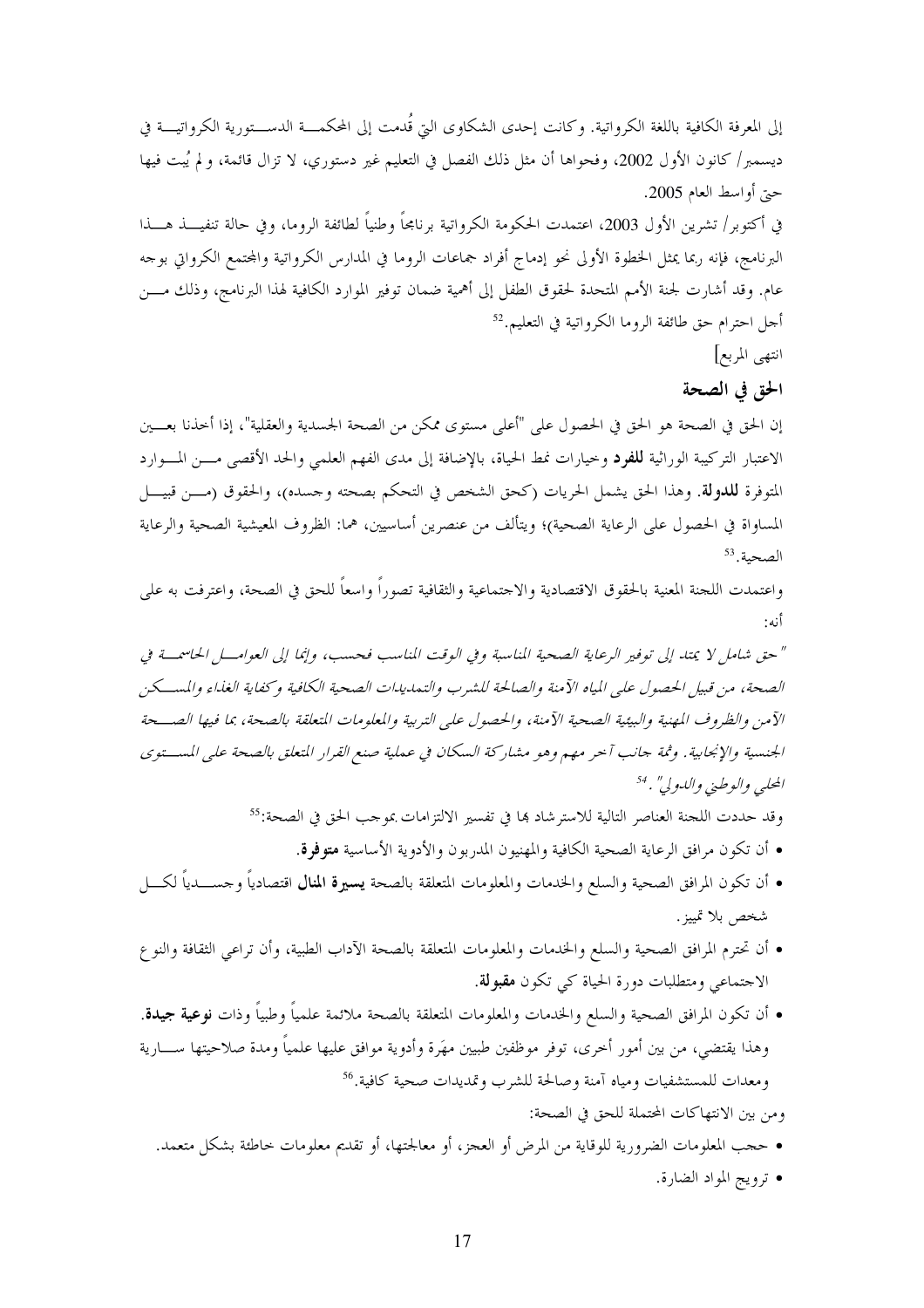إلى المعرفة الكافية باللغة الكرواتية. وكانت إحدى الشكاوى التي قُدمت إلى المحكمة الدستورية الكرواتية في ديسمبر/ كانون الأول 2002، وفحواها أن مثل ذلك الفصل في التعليم غير دستوري، لا تزال قائمة، ولم يُبت فيها حتى أواسط العام 2005.

في أكتوبر/ تشرين الأول 2003، اعتمدت الحكومة الكرواتية برنامجاً وطنياً لطائفة الروما، وفي حالة تنفيذ هذا البرنامج، فإنه ربما يمثل الخطوة الأولى نحو إدماج أفراد جماعات الروما في المدارس الكرواتية والمجتمع الكرواتي بوجه عام. وقد أشارت لجنة الأمم المتحدة لحقوق الطفل إلى أهمية ضمان توفير الموارد الكافية لهذا البرنامج، وذلك من أجل احترام حق طائفة الروما الكرواتية في التعليم.[52]

انتهى المربع]

## الحق في الصحة

إن الحق في الصحة هو الحق في الحصول على "أعلى مستوى ممكن من الصحة الجسدية والعقلية"، إذا أخذنا بعين الاعتبار التركيبة الوراثية **للفرد** وخيارات نمط الحياة، بالإضافة إلى مدى الفهم العلمي والحد الأقصى من الموارد المتوفرة **للدولة**. وهذا الحق يشمل الحريات (كحق الشخص في التحكم بصحته وجسده)، والحقوق (من قبيل المساواة في الحصول على الرعاية الصحية)؛ ويتألف من عنصرين أساسيين، هما: الظروف المعيشية الصحية والرعاية الصحية.[53]

واعتمدت اللجنة المعنية بالحقوق الاقتصادية والاجتماعية والثقافية تصوراً واسعاً للحق في الصحة، واعترفت به على أنه:

*"حق شامل لا يمتد إلى توفير الرعاية الصحية المناسبة وفي الوقت المناسب فحسب، وإنما إلى العوامل الحاسمة في الصحة، من قبيل الحصول على المياه الآمنة والصالحة للشرب والتمديدات الصحية الكافية وكفاية الغذاء والمسكن الآمن والظروف المهنية والبيئية الصحية الآمنة، والحصول على التربية والمعلومات المتعلقة بالصحة، بما فيها الصحة الجنسية والإنجابية. وثمة جانب آخر مهم وهو مشاركة السكان في عملية صنع القرار المتعلق بالصحة على المستوى المحلي والوطني والدولي".*[54]

وقد حددت اللجنة العناصر التالية للاسترشاد بها في تفسير الالتزامات بموجب الحق في الصحة:[55]

- أن تكون مرافق الرعاية الصحية الكافية والمهنيون المدربون والأدوية الأساسية **متوفرة**.
- أن تكون المرافق الصحية والسلع والخدمات والمعلومات المتعلقة بالصحة **يسيرة المنال** اقتصادياً وجسدياً لكل شخص بلا تمييز.
- أن تحترم المرافق الصحية والسلع والخدمات والمعلومات المتعلقة بالصحة الآداب الطبية، وأن تراعي الثقافة والنوع الاجتماعي ومتطلبات دورة الحياة كي تكون **مقبولة**.
- أن تكون المرافق الصحية والسلع والخدمات والمعلومات المتعلقة بالصحة ملائمة علمياً وطبياً وذات **نوعية جيدة**. وهذا يقتضي، من بين أمور أخرى، توفر موظفين طبيين مهَرة وأدوية موافق عليها علمياً ومدة صلاحيتها سارية ومعدات للمستشفيات ومياه آمنة وصالحة للشرب وتمديدات صحية كافية.[56]

ومن بين الانتهاكات المحتملة للحق في الصحة:

- حجب المعلومات الضرورية للوقاية من المرض أو العجز، أو معالجتها، أو تقديم معلومات خاطئة بشكل متعمد.
- ترويج المواد الضارة.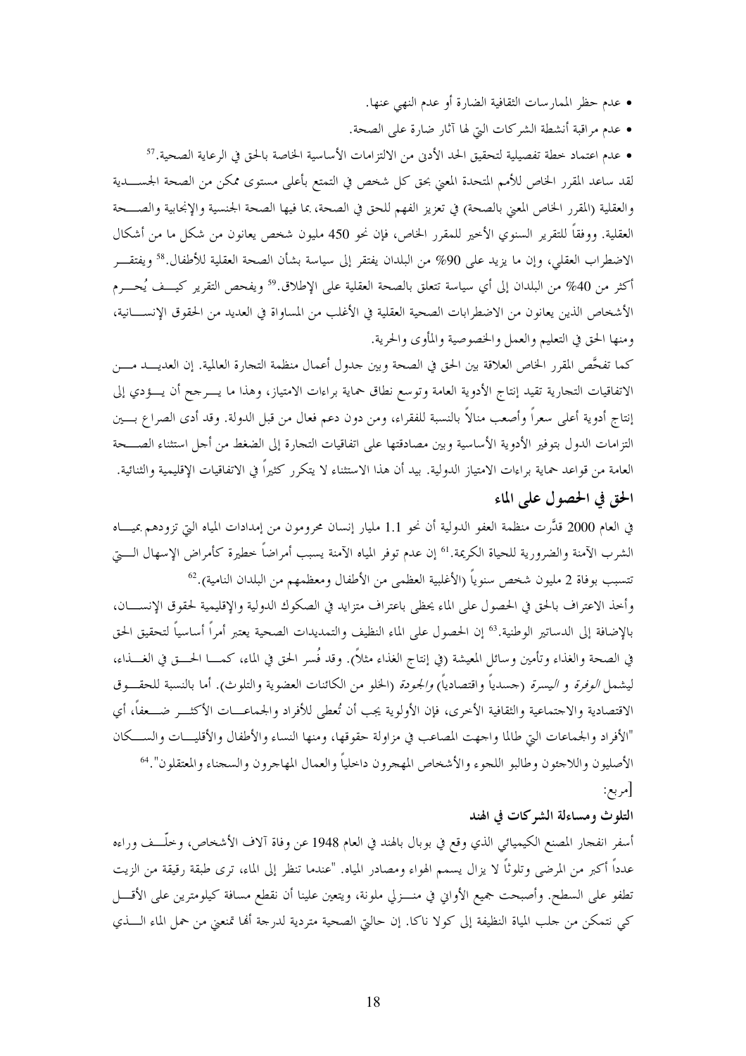- عدم حظر الممارسات الثقافية الضارة أو عدم النهي عنها.
- عدم مراقبة أنشطة الشركات التي لها آثار ضارة على الصحة.
- عدم اعتماد خطة تفصيلية لتحقيق الحد الأدنى من الالتزامات الأساسية الخاصة بالحق في الرعاية الصحية.[57]

لقد ساعد المقرر الخاص للأمم المتحدة المعني بحق كل شخص في التمتع بأعلى مستوى ممكن من الصحة الجسدية والعقلية (المقرر الخاص المعني بالصحة) في تعزيز الفهم للحق في الصحة، بما فيها الصحة الجنسية والإنجابية والصحة العقلية. ووفقاً للتقرير السنوي الأخير للمقرر الخاص، فإن نحو 450 مليون شخص يعانون من شكل ما من أشكال الاضطراب العقلي، وإن ما يزيد على 90% من البلدان يفتقر إلى سياسة بشأن الصحة العقلية للأطفال.[58] ويفتقر أكثر من 40% من البلدان إلى أي سياسة تتعلق بالصحة العقلية على الإطلاق.[59] ويفحص التقرير كيف يُحرم الأشخاص الذين يعانون من الاضطرابات الصحية العقلية في الأغلب من المساواة في العديد من الحقوق الإنسانية، ومنها الحق في التعليم والعمل والخصوصية والمأوى والحرية.

كما تفحَّص المقرر الخاص العلاقة بين الحق في الصحة وبين جدول أعمال منظمة التجارة العالمية. إن العديد من الاتفاقيات التجارية تقيد إنتاج الأدوية العامة وتوسع نطاق حماية براءات الامتياز، وهذا ما يرجح أن يؤدي إلى إنتاج أدوية أعلى سعراً وأصعب منالاً بالنسبة للفقراء، ومن دون دعم فعال من قبل الدولة. وقد أدى الصراع بين التزامات الدول بتوفير الأدوية الأساسية وبين مصادقتها على اتفاقيات التجارة إلى الضغط من أجل استثناء الصحة العامة من قواعد حماية براءات الامتياز الدولية. بيد أن هذا الاستثناء لا يتكرر كثيراً في الاتفاقيات الإقليمية والثنائية.

## الحق في الحصول على الماء

في العام 2000 قدَّرت منظمة العفو الدولية أن نحو 1.1 مليار إنسان محرومون من إمدادات المياه التي تزودهم بمياه الشرب الآمنة والضرورية للحياة الكريمة.[61] إن عدم توفر المياه الآمنة يسبب أمراضاً خطيرة كأمراض الإسهال التي تتسبب بوفاة 2 مليون شخص سنوياً (الأغلبية العظمى من الأطفال ومعظمهم من البلدان النامية).[62]

وأخذ الاعتراف بالحق في الحصول على الماء يحظى باعتراف متزايد في الصكوك الدولية والإقليمية لحقوق الإنسان، بالإضافة إلى الدساتير الوطنية.[63] إن الحصول على الماء النظيف والتمديدات الصحية يعتبر أمراً أساسياً لتحقيق الحق في الصحة والغذاء وتأمين وسائل المعيشة (في إنتاج الغذاء مثلاً). وقد فُسر الحق في الماء، كما الحق في الغذاء، ليشمل *الوفرة* و *اليسرة* (جسدياً واقتصادياً) *والجودة* (الخلو من الكائنات العضوية والتلوث). أما بالنسبة للحقوق الاقتصادية والاجتماعية والثقافية الأخرى، فإن الأولوية يجب أن تُعطى للأفراد والجماعات الأكثر ضعفاً، أي "الأفراد والجماعات التي طالما واجهت المصاعب في مزاولة حقوقها، ومنها النساء والأطفال والأقليات والسكان الأصليون واللاجئون وطالبو اللجوء والأشخاص المهجرون داخلياً والعمال المهاجرون والسجناء والمعتقلون".[64]

[مربع:

### التلوث ومساءلة الشركات في الهند

أسفر انفجار المصنع الكيميائي الذي وقع في بوبال بالهند في العام 1948 عن وفاة آلاف الأشخاص، وخلّف وراءه عدداً أكبر من المرضى وتلوثاً لا يزال يسمم الهواء ومصادر المياه. "عندما تنظر إلى الماء، ترى طبقة رقيقة من الزيت تطفو على السطح. وأصبحت جميع الأواني في منزلي ملونة، ويتعين علينا أن نقطع مسافة كيلومترين على الأقل كي نتمكن من جلب المياه النظيفة إلى كولا ناكا. إن حالتي الصحية متردية لدرجة أنها تمنعني من حمل الماء الذي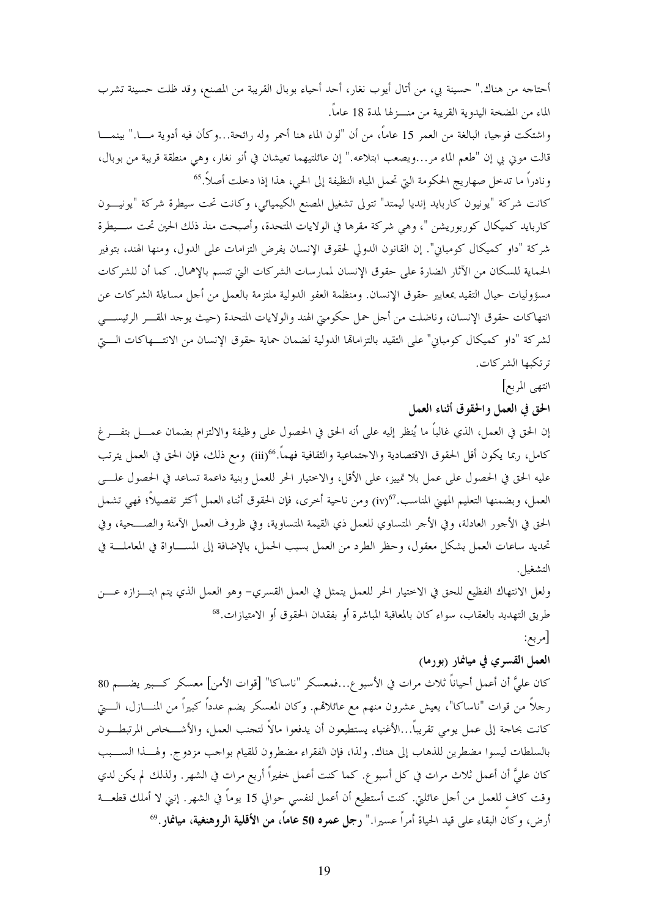أحتاجه من هناك." حسينة بي، من أتال أيوب نغار، أحد أحياء بوبال القريبة من المصنع، وقد ظلت حسينة تشرب الماء من المضخة اليدوية القريبة من منـزلها لمدة 18 عاماً.

واشتكت فوجيا، البالغة من العمر 15 عاماً، من أن "لون الماء هنا أحمر وله رائحة...وكأن فيه أدوية مـا." بينمـا قالت موني بي إن "طعم الماء مر...ويصعب ابتلاعه." إن عائلتيهما تعيشان في أنو نغار، وهي منطقة قريبة من بوبال، ونادراً ما تدخل صهاريج الحكومة التي تحمل المياه النظيفة إلى الحي، هذا إذا دخلت أصلاً.[65]

كانت شركة "يونيون كاربايد إنديا ليمتد" تتولى تشغيل المصنع الكيميائي، وكانت تحت سيطرة شركة "يونيـون كاربايد كميكال كوربوريشن"، وهي شركة مقرها في الولايات المتحدة، وأصبحت منذ ذلك الحين تحت سـيطرة شركة "داو كميكال كومباني". إن القانون الدولي لحقوق الإنسان يفرض التزامات على الدول، ومنها الهند، بتوفير الحماية للسكان من الآثار الضارة على حقوق الإنسان لممارسات الشركات التي تتسم بالإهمال. كما أن للشركات مسؤوليات حيال التقيد بمعايير حقوق الإنسان. ومنظمة العفو الدولية ملتزمة بالعمل من أجل مساءلة الشركات عن انتهاكات حقوق الإنسان، وناضلت من أجل حمل حكومتي الهند والولايات المتحدة (حيث يوجد المقـر الرئيسـي لشركة "داو كميكال كومباني" على التقيد بالتزاماتها الدولية لضمان حماية حقوق الإنسان من الانتـهاكات الـتي ترتكبها الشركات.

انتهى المربع]

**الحق في العمل والحقوق أثناء العمل**

إن الحق في العمل، الذي غالباً ما يُنظر إليه على أنه الحق في الحصول على وظيفة والالتزام بضمان عمـل بتفـرغ كامل، ربما يكون أقل الحقوق الاقتصادية والاجتماعية والثقافية فهماً.[66](iii) ومع ذلك، فإن الحق في العمل يترتب عليه الحق في الحصول على عمل بلا تمييز، على الأقل، والاختيار الحر للعمل وبنية داعمة تساعد في الحصول علـى العمل، وبضمنها التعليم المهني المناسب.[67](iv) ومن ناحية أخرى، فإن الحقوق أثناء العمل أكثر تفصيلاً؛ فهي تشمل الحق في الأجور العادلة، وفي الأجر المتساوي للعمل ذي القيمة المتساوية، وفي ظروف العمل الآمنة والصـحية، وفي تحديد ساعات العمل بشكل معقول، وحظر الطرد من العمل بسبب الحمل، بالإضافة إلى المسـاواة في المعاملـة في التشغيل.

ولعل الانتهاك الفظيع للحق في الاختيار الحر للعمل يتمثل في العمل القسري– وهو العمل الذي يتم ابتـزازه عـن طريق التهديد بالعقاب، سواء كان بالمعاقبة المباشرة أو بفقدان الحقوق أو الامتيازات.[68]

[مربع:

**العمل القسري في ميانمار (بورما)**

كان عليَّ أن أعمل أحياناً ثلاث مرات في الأسبوع...فمعسكر "ناساكا" [قوات الأمن] معسكر كـبير يضـم 80 رجلاً من قوات "ناساكا"، يعيش عشرون منهم مع عائلاتهم. وكان المعسكر يضم عدداً كبيراً من المنـازل، الـتي كانت بحاجة إلى عمل يومي تقريباً...الأغنياء يستطيعون أن يدفعوا مالاً لتجنب العمل، والأشـخاص المرتبطـون بالسلطات ليسوا مضطرين للذهاب إلى هناك. ولذا، فإن الفقراء مضطرون للقيام بواجب مزدوج. ولهـذا السـبب كان عليَّ أن أعمل ثلاث مرات في كل أسبوع. كما كنت أعمل خفيراً أربع مرات في الشهر. ولذلك لم يكن لدي وقت كاف للعمل من أجل عائلتي. كنت أستطيع أن أعمل لنفسي حوالي 15 يوماً في الشهر. إنني لا أملك قطعـة أرض، وكان البقاء على قيد الحياة أمراً عسيرا." **رجل عمره 50 عاماً، من الأقلية الروهنغية، ميانمار.**[69]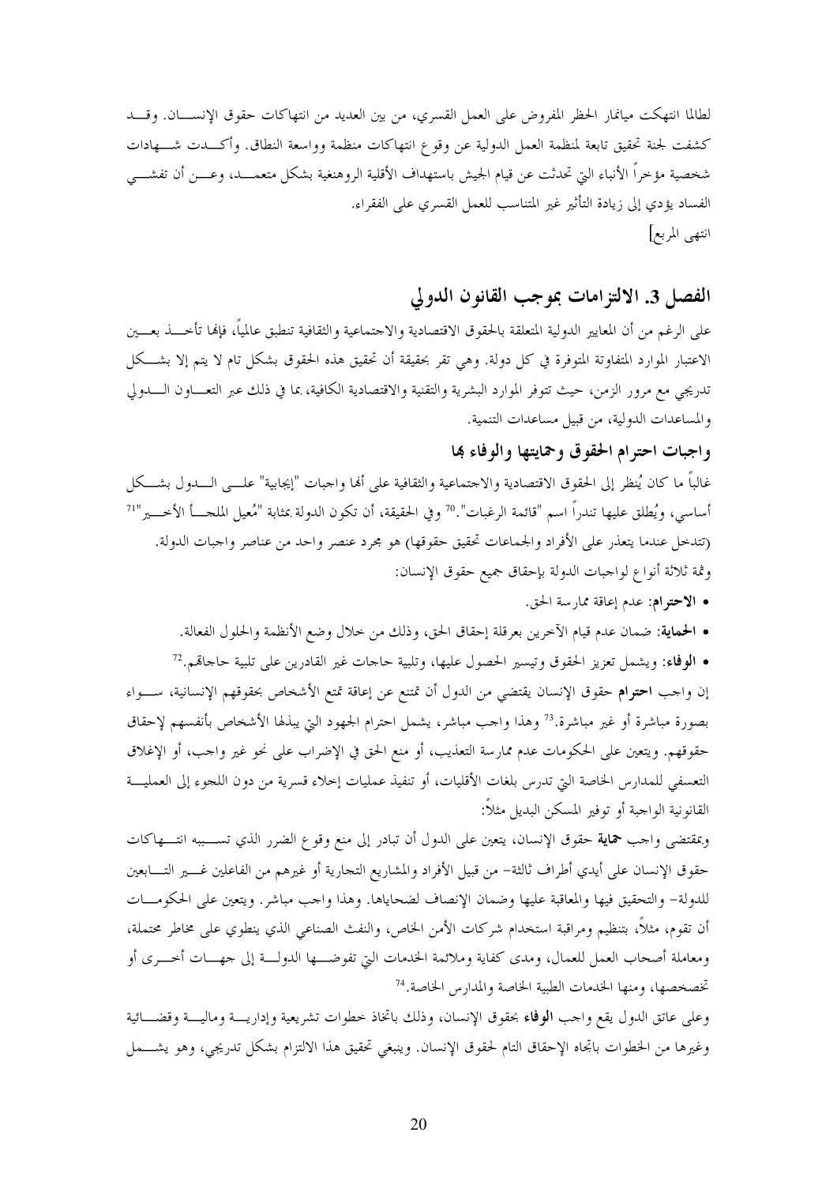لطالما انتهكت ميانمار الحظر المفروض على العمل القسري، من بين العديد من انتهاكات حقوق الإنسان. وقد كشفت لجنة تحقيق تابعة لمنظمة العمل الدولية عن وقوع انتهاكات منظمة وواسعة النطاق. وأكدت شهادات شخصية مؤخراً الأنباء التي تحدثت عن قيام الجيش باستهداف الأقلية الروهنغية بشكل متعمد، وعن أن تفشي الفساد يؤدي إلى زيادة التأثير غير المتناسب للعمل القسري على الفقراء.

انتهى المربع]

## الفصل 3. الالتزامات بموجب القانون الدولي

على الرغم من أن المعايير الدولية المتعلقة بالحقوق الاقتصادية والاجتماعية والثقافية تنطبق عالمياً، فإنها تأخذ بعين الاعتبار الموارد المتفاوتة المتوفرة في كل دولة. وهي تقر بحقيقة أن تحقيق هذه الحقوق بشكل تام لا يتم إلا بشكل تدريجي مع مرور الزمن، حيث تتوفر الموارد البشرية والتقنية والاقتصادية الكافية، بما في ذلك عبر التعاون الدولي والمساعدات الدولية، من قبيل مساعدات التنمية.

### واجبات احترام الحقوق وحمايتها والوفاء بها

غالباً ما كان يُنظر إلى الحقوق الاقتصادية والاجتماعية والثقافية على أنها واجبات "إيجابية" على الدول بشكل أساسي، ويُطلق عليها تندراً اسم "قائمة الرغبات".[70] وفي الحقيقة، أن تكون الدولة بمثابة "مُعيل الملجأ الأخير"[71] (تتدخل عندما يتعذر على الأفراد والجماعات تحقيق حقوقها) هو مجرد عنصر واحد من عناصر واجبات الدولة. وثمة ثلاثة أنواع لواجبات الدولة بإحقاق جميع حقوق الإنسان:

- **الاحترام**: عدم إعاقة ممارسة الحق.
- **الحماية**: ضمان عدم قيام الآخرين بعرقلة إحقاق الحق، وذلك من خلال وضع الأنظمة والحلول الفعالة.
- **الوفاء**: ويشمل تعزيز الحقوق وتيسير الحصول عليها، وتلبية حاجات غير القادرين على تلبية حاجاتهم.[72]

إن واجب **احترام** حقوق الإنسان يقتضي من الدول أن تمتنع عن إعاقة تمتع الأشخاص بحقوقهم الإنسانية، سواء بصورة مباشرة أو غير مباشرة.[73] وهذا واجب مباشر، يشمل احترام الجهود التي يبذلها الأشخاص بأنفسهم لإحقاق حقوقهم. ويتعين على الحكومات عدم ممارسة التعذيب، أو منع الحق في الإضراب على نحو غير واجب، أو الإغلاق التعسفي للمدارس الخاصة التي تدرس بلغات الأقليات، أو تنفيذ عمليات إخلاء قسرية من دون اللجوء إلى العملية القانونية الواجبة أو توفير المسكن البديل مثلاً:

وبمقتضى واجب **حماية** حقوق الإنسان، يتعين على الدول أن تبادر إلى منع وقوع الضرر الذي تسببه انتهاكات حقوق الإنسان على أيدي أطراف ثالثة- من قبيل الأفراد والمشاريع التجارية أو غيرهم من الفاعلين غير التابعين للدولة- والتحقيق فيها والمعاقبة عليها وضمان الإنصاف لضحاياها. وهذا واجب مباشر. ويتعين على الحكومات أن تقوم، مثلاً، بتنظيم ومراقبة استخدام شركات الأمن الخاص، والنفث الصناعي الذي ينطوي على مخاطر محتملة، ومعاملة أصحاب العمل للعمال، ومدى كفاية وملائمة الخدمات التي تفوضها الدولة إلى جهات أخرى أو تخصخصها، ومنها الخدمات الطبية الخاصة والمدارس الخاصة.[74]

وعلى عاتق الدول يقع واجب **الوفاء** بحقوق الإنسان، وذلك باتخاذ خطوات تشريعية وإدارية ومالية وقضائية وغيرها من الخطوات باتجاه الإحقاق التام لحقوق الإنسان. وينبغي تحقيق هذا الالتزام بشكل تدريجي، وهو يشمل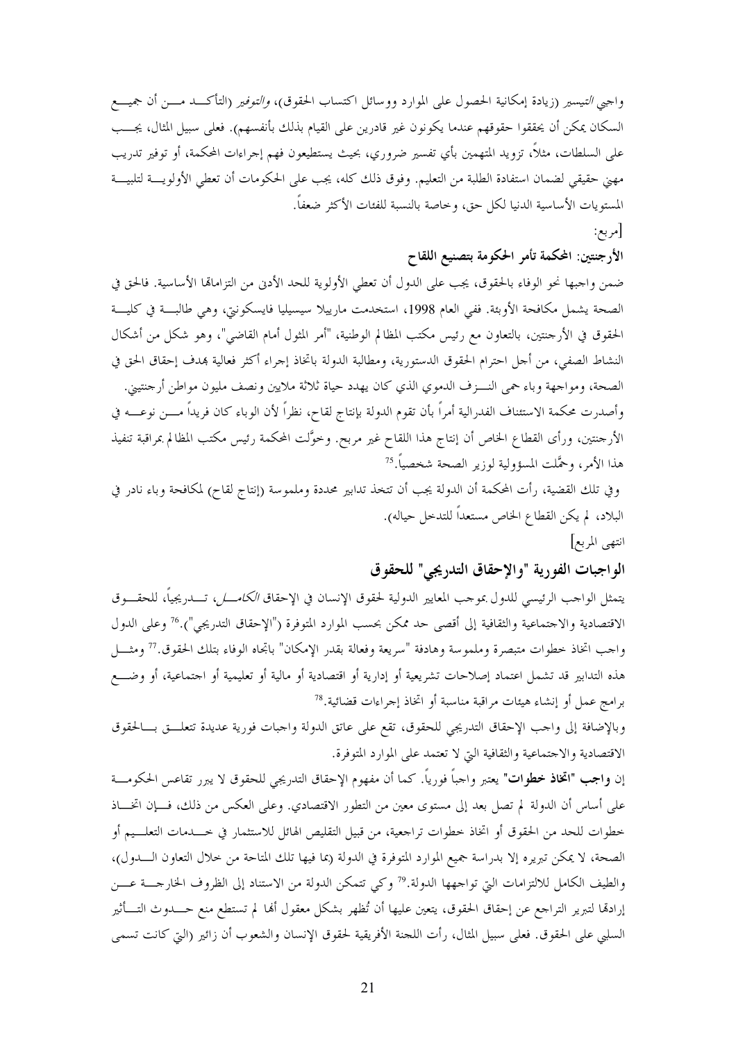واجبي *التيسير* (زيادة إمكانية الحصول على الموارد ووسائل اكتساب الحقوق)، *والتوفير* (التأكد من أن جميع السكان يمكن أن يحققوا حقوقهم عندما يكونون غير قادرين على القيام بذلك بأنفسهم). فعلى سبيل المثال، يجب على السلطات، مثلاً، تزويد المتهمين بأي تفسير ضروري، بحيث يستطيعون فهم إجراءات المحكمة، أو توفير تدريب مهني حقيقي لضمان استفادة الطلبة من التعليم. وفوق ذلك كله، يجب على الحكومات أن تعطي الأولوية لتلبية المستويات الأساسية الدنيا لكل حق، وخاصة بالنسبة للفئات الأكثر ضعفاً.

[مربع:

**الأرجنتين: المحكمة تأمر الحكومة بتصنيع اللقاح**

ضمن واجبها نحو الوفاء بالحقوق، يجب على الدول أن تعطي الأولوية للحد الأدنى من التزاماتها الأساسية. فالحق في الصحة يشمل مكافحة الأوبئة. ففي العام 1998، استخدمت ماريبلا سيسيليا فايسكونتي، وهي طالبة في كلية الحقوق في الأرجنتين، بالتعاون مع رئيس مكتب المظالم الوطنية، "أمر المثول أمام القاضي"، وهو شكل من أشكال النشاط الصفي، من أجل احترام الحقوق الدستورية، ومطالبة الدولة باتخاذ إجراء أكثر فعالية بهدف إحقاق الحق في الصحة، ومواجهة وباء حمى النزف الدموي الذي كان يهدد حياة ثلاثة ملايين ونصف مليون مواطن أرجنتيني.

وأصدرت محكمة الاستئناف الفدرالية أمراً بأن تقوم الدولة بإنتاج لقاح، نظراً لأن الوباء كان فريداً من نوعه في الأرجنتين، ورأى القطاع الخاص أن إنتاج هذا اللقاح غير مربح. وخوَّلت المحكمة رئيس مكتب المظالم بمراقبة تنفيذ هذا الأمر، وحمَّلت المسؤولية لوزير الصحة شخصياً.[75]

وفي تلك القضية، رأت المحكمة أن الدولة يجب أن تتخذ تدابير محددة وملموسة (إنتاج لقاح) لمكافحة وباء نادر في البلاد، لم يكن القطاع الخاص مستعداً للتدخل حياله).

انتهى المربع]

## الواجبات الفورية "والإحقاق التدريجي" للحقوق

يتمثل الواجب الرئيسي للدول بموجب المعايير الدولية لحقوق الإنسان في الإحقاق *الكامل*، تدريجياً، للحقوق الاقتصادية والاجتماعية والثقافية إلى أقصى حد ممكن بحسب الموارد المتوفرة ("الإحقاق التدريجي").[76] وعلى الدول واجب اتخاذ خطوات متبصرة وملموسة وهادفة "سريعة وفعالة بقدر الإمكان" باتجاه الوفاء بتلك الحقوق.[77] ومثل هذه التدابير قد تشمل اعتماد إصلاحات تشريعية أو إدارية أو اقتصادية أو مالية أو تعليمية أو اجتماعية، أو وضع برامج عمل أو إنشاء هيئات مراقبة مناسبة أو اتخاذ إجراءات قضائية.[78]

وبالإضافة إلى واجب الإحقاق التدريجي للحقوق، تقع على عاتق الدولة واجبات فورية عديدة تتعلق بالحقوق الاقتصادية والاجتماعية والثقافية التي لا تعتمد على الموارد المتوفرة.

إن **واجب "اتخاذ خطوات"** يعتبر واجباً فورياً. كما أن مفهوم الإحقاق التدريجي للحقوق لا يبرر تقاعس الحكومة على أساس أن الدولة لم تصل بعد إلى مستوى معين من التطور الاقتصادي. وعلى العكس من ذلك، فإن اتخاذ خطوات للحد من الحقوق أو اتخاذ خطوات تراجعية، من قبيل التقليص الهائل للاستثمار في خدمات التعليم أو الصحة، لا يمكن تبريره إلا بدراسة جميع الموارد المتوفرة في الدولة (بما فيها تلك المتاحة من خلال التعاون الدول)، والطيف الكامل للالتزامات التي تواجهها الدولة.[79] وكي تتمكن الدولة من الاستناد إلى الظروف الخارجية عن إرادتها لتبرير التراجع عن إحقاق الحقوق، يتعين عليها أن تُظهر بشكل معقول أنها لم تستطع منع حدوث التأثير السلبي على الحقوق. فعلى سبيل المثال، رأت اللجنة الأفريقية لحقوق الإنسان والشعوب أن زائير (التي كانت تسمى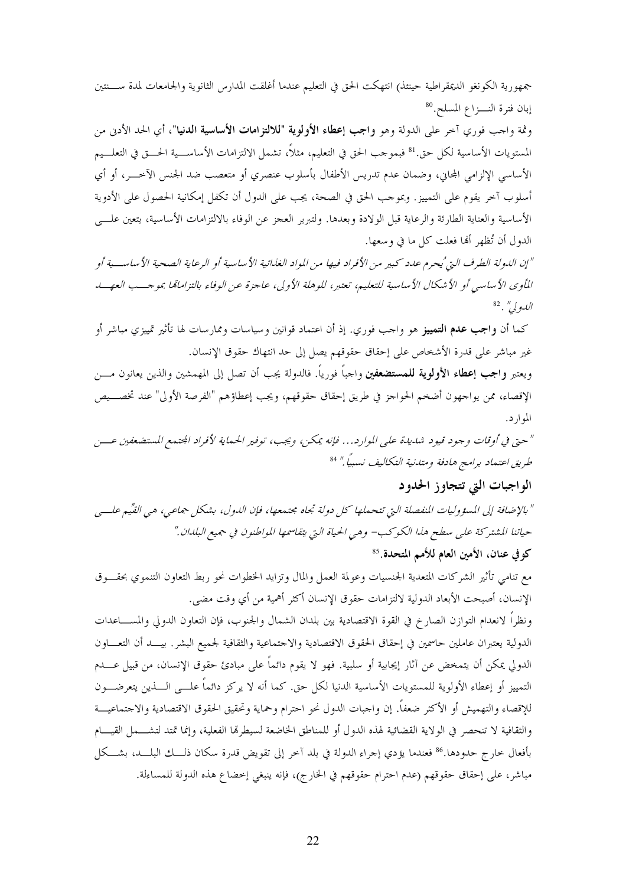جمهورية الكونغو الديمقراطية حينئذ) انتهكت الحق في التعليم عندما أغلقت المدارس الثانوية والجامعات لمدة سنتين إبان فترة النزاع المسلح.[80]

وثمة واجب فوري آخر على الدولة وهو **واجب إعطاء الأولوية "للالتزامات الأساسية الدنيا"**، أي الحد الأدنى من المستويات الأساسية لكل حق.[81] فبموجب الحق في التعليم، مثلاً، تشمل الالتزامات الأساسية الحق في التعليم الأساسي الإلزامي المجاني، وضمان عدم تدريس الأطفال بأسلوب عنصري أو متعصب ضد الجنس الآخر، أو أي أسلوب آخر يقوم على التمييز. وبموجب الحق في الصحة، يجب على الدول أن تكفل إمكانية الحصول على الأدوية الأساسية والعناية الطارئة والرعاية قبل الولادة وبعدها. ولتبرير العجز عن الوفاء بالالتزامات الأساسية، يتعين على الدول أن تُظهر أنها فعلت كل ما في وسعها.

*"إن الدولة الطرف التي يُحرم عدد كبير من الأفراد فيها من المواد الغذائية الأساسية أو الرعاية الصحية الأساسية أو المأوى الأساسي أو الأشكال الأساسية للتعليم، تعتبر، للوهلة الأولى، عاجزة عن الوفاء بالتزاماتها بموجب العهد الدولي".*[82]

كما أن **واجب عدم التمييز** هو واجب فوري. إذ أن اعتماد قوانين وسياسات وممارسات لها تأثير تمييزي مباشر أو غير مباشر على قدرة الأشخاص على إحقاق حقوقهم يصل إلى حد انتهاك حقوق الإنسان.

ويعتبر **واجب إعطاء الأولوية للمستضعفين** واجباً فورياً. فالدولة يجب أن تصل إلى المهمشين والذين يعانون من الإقصاء، ممن يواجهون أضخم الحواجز في طريق إحقاق حقوقهم، ويجب إعطاؤهم "الفرصة الأولى" عند تخصيص الموارد.

*"حتى في أوقات وجود قيود شديدة على الموارد... فإنه يمكن، ويجب، توفير الحماية لأفراد المجتمع المستضعفين عن طريق اعتماد برامج هادفة ومتدنية التكاليف نسبياً."*[84]

## الواجبات التي تتجاوز الحدود

*"بالإضافة إلى المسؤوليات المنفصلة التي تتحملها كل دولة تجاه مجتمعها، فإن الدول، بشكل جماعي، هي القيِّم على حياتنا المشتركة على سطح هذا الكوكب- وهي الحياة التي يتقاسمها المواطنون في جميع البلدان."*

**كوفي عنان، الأمين العام للأمم المتحدة.**[85]

مع تنامي تأثير الشركات المتعددة الجنسيات وعولمة العمل والمال وتزايد الخطوات نحو ربط التعاون التنموي بحقوق الإنسان، أصبحت الأبعاد الدولية لالتزامات حقوق الإنسان أكثر أهمية من أي وقت مضى.

ونظراً لانعدام التوازن الصارخ في القوة الاقتصادية بين بلدان الشمال والجنوب، فإن التعاون الدولي والمساعدات الدولية يعتبران عاملين حاسمين في إحقاق الحقوق الاقتصادية والاجتماعية والثقافية لجميع البشر. بيد أن التعاون الدولي يمكن أن يتمخض عن آثار إيجابية أو سلبية. فهو لا يقوم دائماً على مبادئ حقوق الإنسان، من قبيل عدم التمييز أو إعطاء الأولوية للمستويات الأساسية الدنيا لكل حق. كما أنه لا يركز دائماً على الذين يتعرضون للإقصاء والتهميش أو الأكثر ضعفاً. إن واجبات الدول نحو احترام وحماية وتحقيق الحقوق الاقتصادية والاجتماعية والثقافية لا تنحصر في الولاية القضائية لهذه الدول أو للمناطق الخاضعة لسيطرتها الفعلية، وإنما تمتد لتشمل القيام بأفعال خارج حدودها.[86] فعندما يؤدي إجراء الدولة في بلد آخر إلى تقويض قدرة سكان ذلك البلد، بشكل مباشر، على إحقاق حقوقهم (عدم احترام حقوقهم في الخارج)، فإنه ينبغي إخضاع هذه الدولة للمساءلة.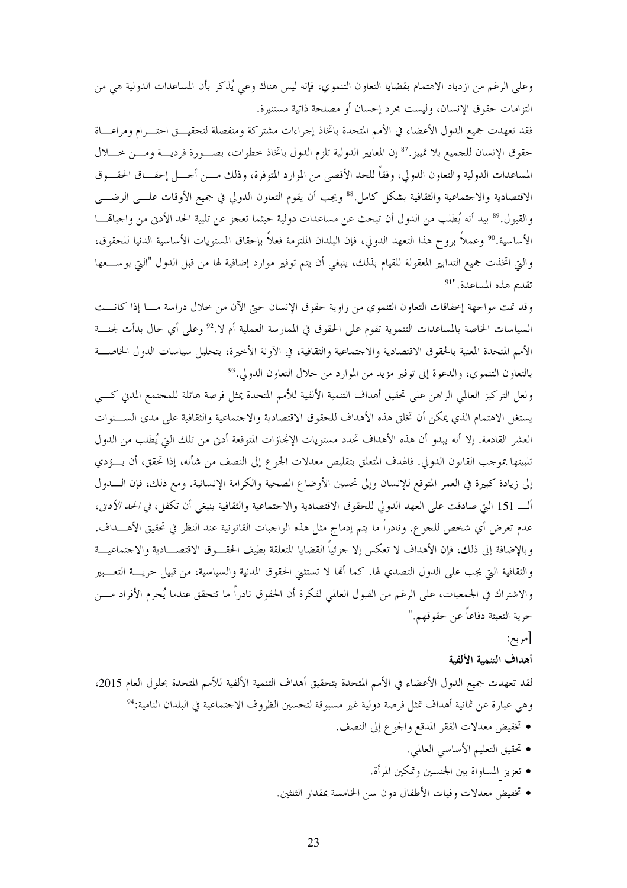وعلى الرغم من ازدياد الاهتمام بقضايا التعاون التنموي، فإنه ليس هناك وعي يُذكر بأن المساعدات الدولية هي من التزامات حقوق الإنسان، وليست مجرد إحسان أو مصلحة ذاتية مستنيرة.

فقد تعهدت جميع الدول الأعضاء في الأمم المتحدة باتخاذ إجراءات مشتركة ومنفصلة لتحقيق احترام ومراعاة حقوق الإنسان للجميع بلا تمييز.[87] إن المعايير الدولية تلزم الدول باتخاذ خطوات، بصورة فردية ومن خلال المساعدات الدولية والتعاون الدولي، وفقاً للحد الأقصى من الموارد المتوفرة، وذلك من أجل إحقاق الحقوق الاقتصادية والاجتماعية والثقافية بشكل كامل.[88] ويجب أن يقوم التعاون الدولي في جميع الأوقات على الرضى والقبول.[89] بيد أنه يُطلب من الدول أن تبحث عن مساعدات دولية حيثما تعجز عن تلبية الحد الأدنى من واجباتها الأساسية.[90] وعملاً بروح هذا التعهد الدولي، فإن البلدان الملتزمة فعلاً بإحقاق المستويات الأساسية الدنيا للحقوق، والتي اتخذت جميع التدابير المعقولة للقيام بذلك، ينبغي أن يتم توفير موارد إضافية لها من قبل الدول "التي بوسعها تقديم هذه المساعدة."[91]

وقد تمت مواجهة إخفاقات التعاون التنموي من زاوية حقوق الإنسان حتى الآن من خلال دراسة ما إذا كانت السياسات الخاصة بالمساعدات التنموية تقوم على الحقوق في الممارسة العملية أم لا.[92] وعلى أي حال بدأت لجنة الأمم المتحدة المعنية بالحقوق الاقتصادية والاجتماعية والثقافية، في الآونة الأخيرة، بتحليل سياسات الدول الخاصة بالتعاون التنموي، والدعوة إلى توفير مزيد من الموارد من خلال التعاون الدولي.[93]

ولعل التركيز العالمي الراهن على تحقيق أهداف التنمية الألفية للأمم المتحدة يمثل فرصة هائلة للمجتمع المدني كي يستغل الاهتمام الذي يمكن أن تخلق هذه الأهداف للحقوق الاقتصادية والاجتماعية والثقافية على مدى السنوات العشر القادمة. إلا أنه يبدو أن هذه الأهداف تحدد مستويات الإنجازات المتوقعة أدنى من تلك التي يُطلب من الدول تلبيتها بموجب القانون الدولي. فالهدف المتعلق بتقليص معدلات الجوع إلى النصف من شأنه، إذا تحقق، أن يؤدي إلى زيادة كبيرة في العمر المتوقع للإنسان وإلى تحسين الأوضاع الصحية والكرامة الإنسانية. ومع ذلك، فإن الدول الـ 151 التي صادقت على العهد الدولي للحقوق الاقتصادية والاجتماعية والثقافية ينبغي أن تكفل، *في الحد الأدنى*، عدم تعرض أي شخص للجوع. ونادراً ما يتم إدماج مثل هذه الواجبات القانونية عند النظر في تحقيق الأهداف. وبالإضافة إلى ذلك، فإن الأهداف لا تعكس إلا جزئياً القضايا المتعلقة بطيف الحقوق الاقتصادية والاجتماعية والثقافية التي يجب على الدول التصدي لها. كما أنها لا تستثني الحقوق المدنية والسياسية، من قبيل حرية التعبير والاشتراك في الجمعيات، على الرغم من القبول العالمي لفكرة أن الحقوق نادراً ما تتحقق عندما يُحرم الأفراد من حرية التعبئة دفاعاً عن حقوقهم."

[مربع:

**أهداف التنمية الألفية**

لقد تعهدت جميع الدول الأعضاء في الأمم المتحدة بتحقيق أهداف التنمية الألفية للأمم المتحدة بحلول العام 2015، وهي عبارة عن ثمانية أهداف تمثل فرصة دولية غير مسبوقة لتحسين الظروف الاجتماعية في البلدان النامية:[94]

- تخفيض معدلات الفقر المدقع والجوع إلى النصف.
- تحقيق التعليم الأساسي العالمي.
- تعزيز المساواة بين الجنسين وتمكين المرأة.
- تخفيض معدلات وفيات الأطفال دون سن الخامسة بمقدار الثلثين.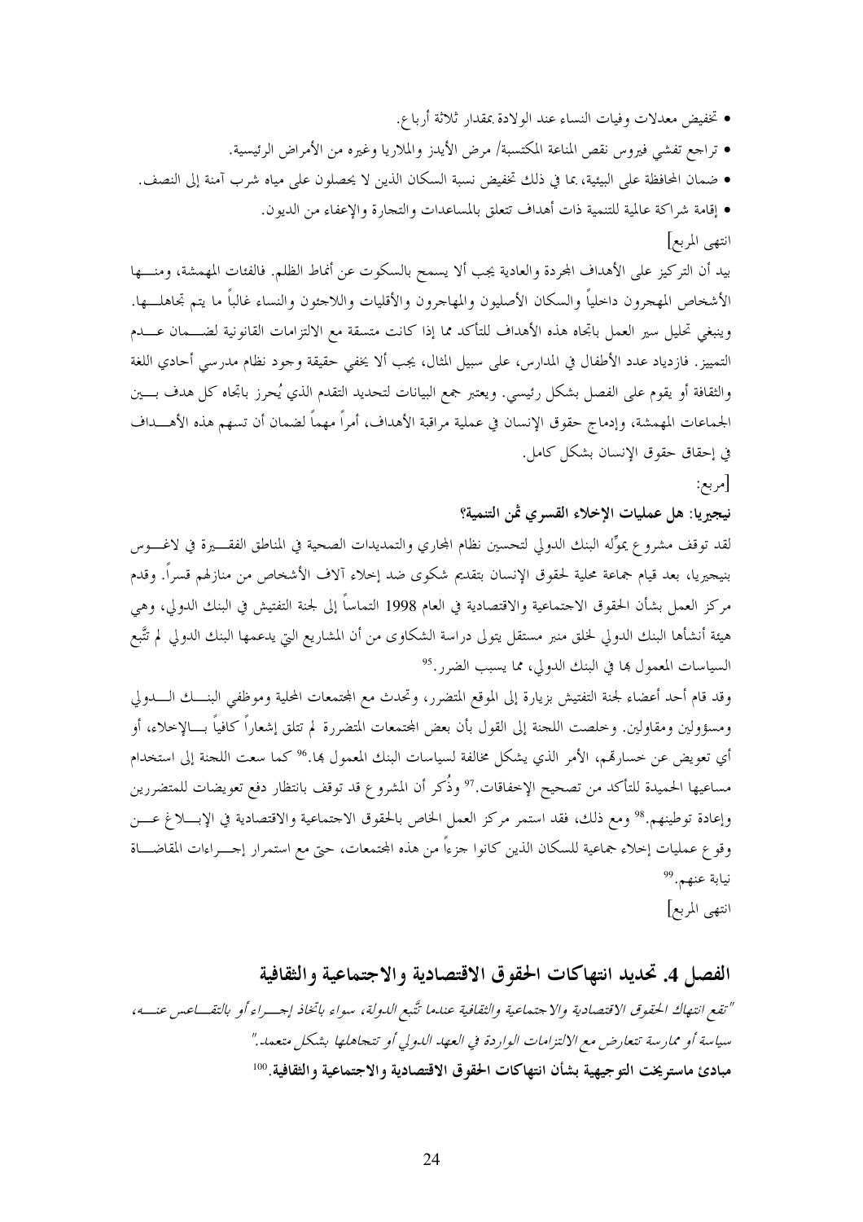- تخفيض معدلات وفيات النساء عند الولادة بمقدار ثلاثة أرباع.
- تراجع تفشي فيروس نقص المناعة المكتسبة/ مرض الأيدز والملاريا وغيره من الأمراض الرئيسية.
- ضمان المحافظة على البيئية، بما في ذلك تخفيض نسبة السكان الذين لا يحصلون على مياه شرب آمنة إلى النصف.
- إقامة شراكة عالمية للتنمية ذات أهداف تتعلق بالمساعدات والتجارة والإعفاء من الديون.

انتهى المربع]

بيد أن التركيز على الأهداف المجردة والعادية يجب ألا يسمح بالسكوت عن أنماط الظلم. فالفئات المهمشة، ومنها الأشخاص المهجرون داخلياً والسكان الأصليون والمهاجرون والأقليات واللاجئون والنساء غالباً ما يتم تجاهلها. وينبغي تحليل سير العمل باتجاه هذه الأهداف للتأكد مما إذا كانت متسقة مع الالتزامات القانونية لضمان عدم التمييز. فازدياد عدد الأطفال في المدارس، على سبيل المثال، يجب ألا يخفي حقيقة وجود نظام مدرسي أحادي اللغة والثقافة أو يقوم على الفصل بشكل رئيسي. ويعتبر جمع البيانات لتحديد التقدم الذي يُحرز باتجاه كل هدف بين الجماعات المهمشة، وإدماج حقوق الإنسان في عملية مراقبة الأهداف، أمراً مهماً لضمان أن تسهم هذه الأهداف في إحقاق حقوق الإنسان بشكل كامل.

[مربع:

**نيجيريا: هل عمليات الإخلاء القسري ثمن التنمية؟**

لقد توقف مشروع يموِّله البنك الدولي لتحسين نظام المجاري والتمديدات الصحية في المناطق الفقيرة في لاغوس بنيجيريا، بعد قيام جماعة محلية لحقوق الإنسان بتقديم شكوى ضد إخلاء آلاف الأشخاص من منازلهم قسراً. وقدم مركز العمل بشأن الحقوق الاجتماعية والاقتصادية في العام 1998 التماساً إلى لجنة التفتيش في البنك الدولي، وهي هيئة أنشأها البنك الدولي لخلق منبر مستقل يتولى دراسة الشكاوى من أن المشاريع التي يدعمها البنك الدولي لم تتَّبع السياسات المعمول بها في البنك الدولي، مما يسبب الضرر.[95]

وقد قام أحد أعضاء لجنة التفتيش بزيارة إلى الموقع المتضرر، وتحدث مع المجتمعات المحلية وموظفي البنك الدولي ومسؤولين ومقاولين. وخلصت اللجنة إلى القول بأن بعض المجتمعات المتضررة لم تتلق إشعاراً كافياً بالإخلاء، أو أي تعويض عن خسارتهم، الأمر الذي يشكل مخالفة لسياسات البنك المعمول بها.[96] كما سعت اللجنة إلى استخدام مساعيها الحميدة للتأكد من تصحيح الإخفاقات.[97] وذُكر أن المشروع قد توقف بانتظار دفع تعويضات للمتضررين وإعادة توطينهم.[98] ومع ذلك، فقد استمر مركز العمل الخاص بالحقوق الاجتماعية والاقتصادية في الإبلاغ عن وقوع عمليات إخلاء جماعية للسكان الذين كانوا جزءاً من هذه المجتمعات، حتى مع استمرار إجراءات المقاضاة نيابة عنهم.[99]

انتهى المربع]

## الفصل 4. تحديد انتهاكات الحقوق الاقتصادية والاجتماعية والثقافية

*"تقع انتهاك الحقوق الاقتصادية والاجتماعية والثقافية عندما تتَّبع الدولة، سواء باتخاذ إجراء أو بالتقاعس عنه، سياسة أو ممارسة تتعارض مع الالتزامات الواردة في العهد الدولي أو تتجاهلها بشكل متعمد."*

**مبادئ ماستريخت التوجيهية بشأن انتهاكات الحقوق الاقتصادية والاجتماعية والثقافية.**[100]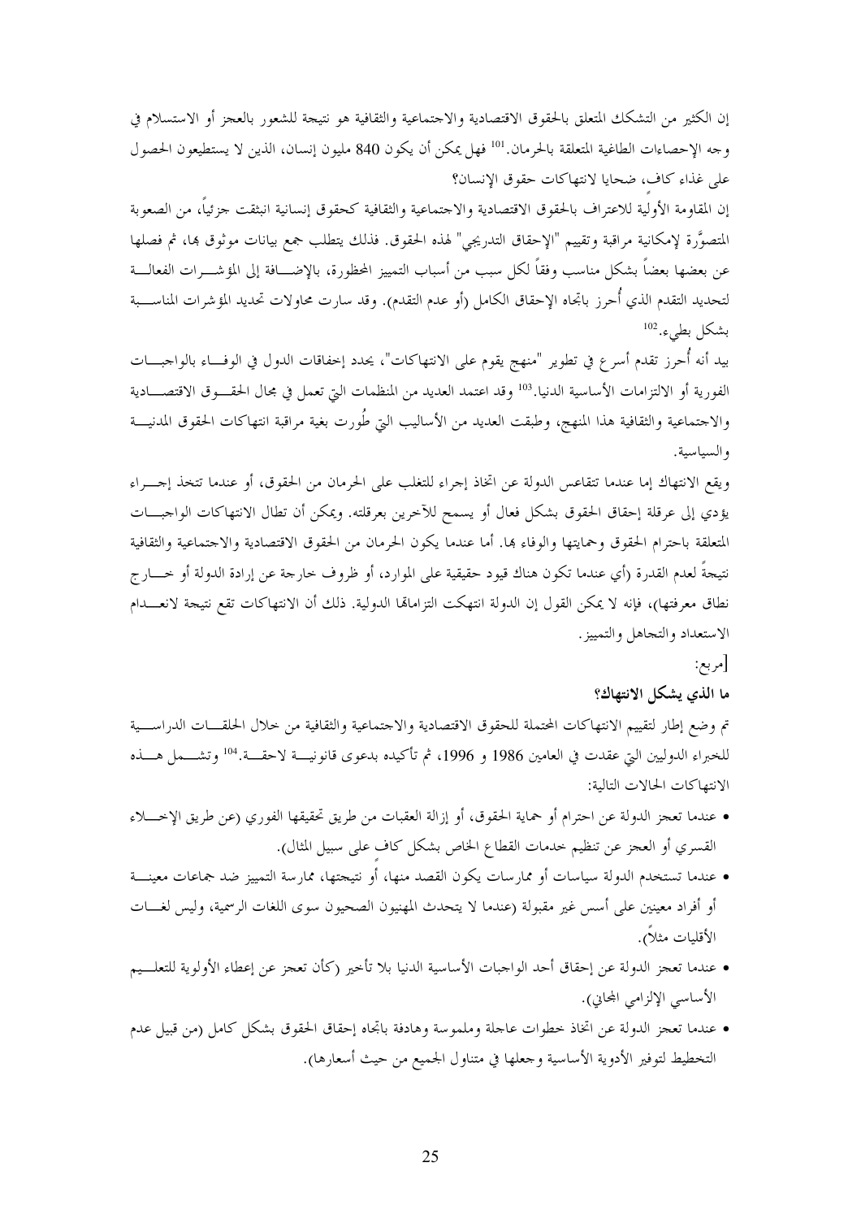إن الكثير من التشكك المتعلق بالحقوق الاقتصادية والاجتماعية والثقافية هو نتيجة للشعور بالعجز أو الاستسلام في وجه الإحصاءات الطاغية المتعلقة بالحرمان.[101] فهل يمكن أن يكون 840 مليون إنسان، الذين لا يستطيعون الحصول على غذاء كاف، ضحايا لانتهاكات حقوق الإنسان؟

إن المقاومة الأولية للاعتراف بالحقوق الاقتصادية والاجتماعية والثقافية كحقوق إنسانية انبثقت جزئياً، من الصعوبة المتصوَّرة لإمكانية مراقبة وتقييم "الإحقاق التدريجي" لهذه الحقوق. فذلك يتطلب جمع بيانات موثوق بها، ثم فصلها عن بعضها بعضاً بشكل مناسب وفقاً لكل سبب من أسباب التمييز المحظورة، بالإضافة إلى المؤشرات الفعالة لتحديد التقدم الذي أُحرز باتجاه الإحقاق الكامل (أو عدم التقدم). وقد سارت محاولات تحديد المؤشرات المناسبة بشكل بطيء.[102]

بيد أنه أُحرز تقدم أسرع في تطوير "منهج يقوم على الانتهاكات"، يحدد إخفاقات الدول في الوفاء بالواجبات الفورية أو الالتزامات الأساسية الدنيا.[103] وقد اعتمد العديد من المنظمات التي تعمل في مجال الحقوق الاقتصادية والاجتماعية والثقافية هذا المنهج، وطبقت العديد من الأساليب التي طُورت بغية مراقبة انتهاكات الحقوق المدنية والسياسية.

ويقع الانتهاك إما عندما تتقاعس الدولة عن اتخاذ إجراء للتغلب على الحرمان من الحقوق، أو عندما تتخذ إجراء يؤدي إلى عرقلة إحقاق الحقوق بشكل فعال أو يسمح للآخرين بعرقلته. ويمكن أن تطال الانتهاكات الواجبات المتعلقة باحترام الحقوق وحمايتها والوفاء بها. أما عندما يكون الحرمان من الحقوق الاقتصادية والاجتماعية والثقافية نتيجةً لعدم القدرة (أي عندما تكون هناك قيود حقيقية على الموارد، أو ظروف خارجة عن إرادة الدولة أو خارج نطاق معرفتها)، فإنه لا يمكن القول إن الدولة انتهكت التزاماتها الدولية. ذلك أن الانتهاكات تقع نتيجة لانعدام الاستعداد والتجاهل والتمييز.

[مربع:

**ما الذي يشكل الانتهاك؟**

تم وضع إطار لتقييم الانتهاكات المحتملة للحقوق الاقتصادية والاجتماعية والثقافية من خلال الحلقات الدراسية للخبراء الدوليين التي عقدت في العامين 1986 و 1996، ثم تأكيده بدعوى قانونية لاحقة.[104] وتشمل هذه الانتهاكات الحالات التالية:

- عندما تعجز الدولة عن احترام أو حماية الحقوق، أو إزالة العقبات من طريق تحقيقها الفوري (عن طريق الإخلاء القسري أو العجز عن تنظيم خدمات القطاع الخاص بشكل كاف على سبيل المثال).
- عندما تستخدم الدولة سياسات أو ممارسات يكون القصد منها، أو نتيجتها، ممارسة التمييز ضد جماعات معينة أو أفراد معينين على أسس غير مقبولة (عندما لا يتحدث المهنيون الصحيون سوى اللغات الرسمية، وليس لغات الأقليات مثلاً).
- عندما تعجز الدولة عن إحقاق أحد الواجبات الأساسية الدنيا بلا تأخير (كأن تعجز عن إعطاء الأولوية للتعليم الأساسي الإلزامي المجاني).
- عندما تعجز الدولة عن اتخاذ خطوات عاجلة وملموسة وهادفة باتجاه إحقاق الحقوق بشكل كامل (من قبيل عدم التخطيط لتوفير الأدوية الأساسية وجعلها في متناول الجميع من حيث أسعارها).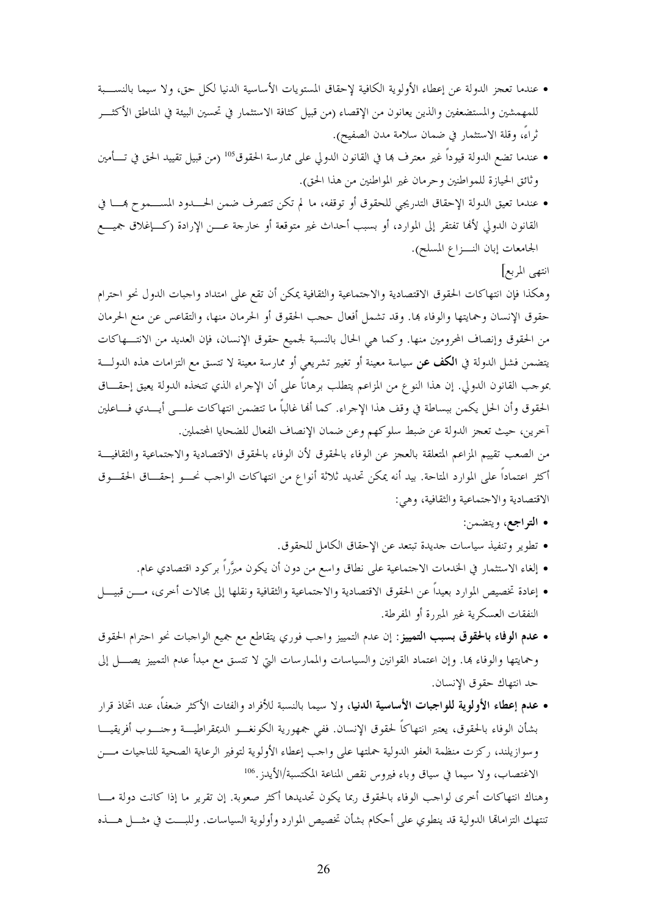- عندما تعجز الدولة عن إعطاء الأولوية الكافية لإحقاق المستويات الأساسية الدنيا لكل حق، ولا سيما بالنسبة للمهمشين والمستضعفين والذين يعانون من الإقصاء (من قبيل كثافة الاستثمار في تحسين البيئة في المناطق الأكثر ثراءً، وقلة الاستثمار في ضمان سلامة مدن الصفيح).
- عندما تضع الدولة قيوداً غير معترف بها في القانون الدولي على ممارسة الحقوق[105] (من قبيل تقييد الحق في تأمين وثائق الحيازة للمواطنين وحرمان غير المواطنين من هذا الحق).
- عندما تعيق الدولة الإحقاق التدريجي للحقوق أو توقفه، ما لم تكن تتصرف ضمن الحدود المسموح بها في القانون الدولي لأنها تفتقر إلى الموارد، أو بسبب أحداث غير متوقعة أو خارجة عن الإرادة (كإغلاق جميع الجامعات إبان النزاع المسلح).

انتهى المربع]

وهكذا فإن انتهاكات الحقوق الاقتصادية والاجتماعية والثقافية يمكن أن تقع على امتداد واجبات الدول نحو احترام حقوق الإنسان وحمايتها والوفاء بها. وقد تشمل أفعال حجب الحقوق أو الحرمان منها، والتقاعس عن منع الحرمان من الحقوق وإنصاف المحرومين منها. وكما هي الحال بالنسبة لجميع حقوق الإنسان، فإن العديد من الانتهاكات يتضمن فشل الدولة في **الكف عن** سياسة معينة أو تغيير تشريعي أو ممارسة معينة لا تتسق مع التزامات هذه الدولة بموجب القانون الدولي. إن هذا النوع من المزاعم يتطلب برهاناً على أن الإجراء الذي تتخذه الدولة يعيق إحقاق الحقوق وأن الحل يكمن ببساطة في وقف هذا الإجراء. كما أنها غالباً ما تتضمن انتهاكات على أيدي فاعلين آخرين، حيث تعجز الدولة عن ضبط سلوكهم وعن ضمان الإنصاف الفعال للضحايا المحتملين.

من الصعب تقييم المزاعم المتعلقة بالعجز عن الوفاء بالحقوق لأن الوفاء بالحقوق الاقتصادية والاجتماعية والثقافية أكثر اعتماداً على الموارد المتاحة. بيد أنه يمكن تحديد ثلاثة أنواع من انتهاكات الواجب نحو إحقاق الحقوق الاقتصادية والاجتماعية والثقافية، وهي:

- **التراجع**، ويتضمن:
  - تطوير وتنفيذ سياسات جديدة تبتعد عن الإحقاق الكامل للحقوق.
  - إلغاء الاستثمار في الخدمات الاجتماعية على نطاق واسع من دون أن يكون مبرَّراً بركود اقتصادي عام.
  - إعادة تخصيص الموارد بعيداً عن الحقوق الاقتصادية والاجتماعية والثقافية ونقلها إلى مجالات أخرى، من قبيل النفقات العسكرية غير المبررة أو المفرطة.
- **عدم الوفاء بالحقوق بسبب التمييز**: إن عدم التمييز واجب فوري يتقاطع مع جميع الواجبات نحو احترام الحقوق وحمايتها والوفاء بها. وإن اعتماد القوانين والسياسات والممارسات التي لا تتسق مع مبدأ عدم التمييز يصل إلى حد انتهاك حقوق الإنسان.
- **عدم إعطاء الأولوية للواجبات الأساسية الدنيا**، ولا سيما بالنسبة للأفراد والفئات الأكثر ضعفاً، عند اتخاذ قرار بشأن الوفاء بالحقوق، يعتبر انتهاكاً لحقوق الإنسان. ففي جمهورية الكونغو الديمقراطية وجنوب أفريقيا وسوازيلند، ركزت منظمة العفو الدولية حملتها على واجب إعطاء الأولوية لتوفير الرعاية الصحية للناجيات من الاغتصاب، ولا سيما في سياق وباء فيروس نقص المناعة المكتسبة/الأيدز.[106]

وهناك انتهاكات أخرى لواجب الوفاء بالحقوق ربما يكون تحديدها أكثر صعوبة. إن تقرير ما إذا كانت دولة ما تنتهك التزاماتها الدولية قد ينطوي على أحكام بشأن تخصيص الموارد وأولوية السياسات. وللبت في مثل هذه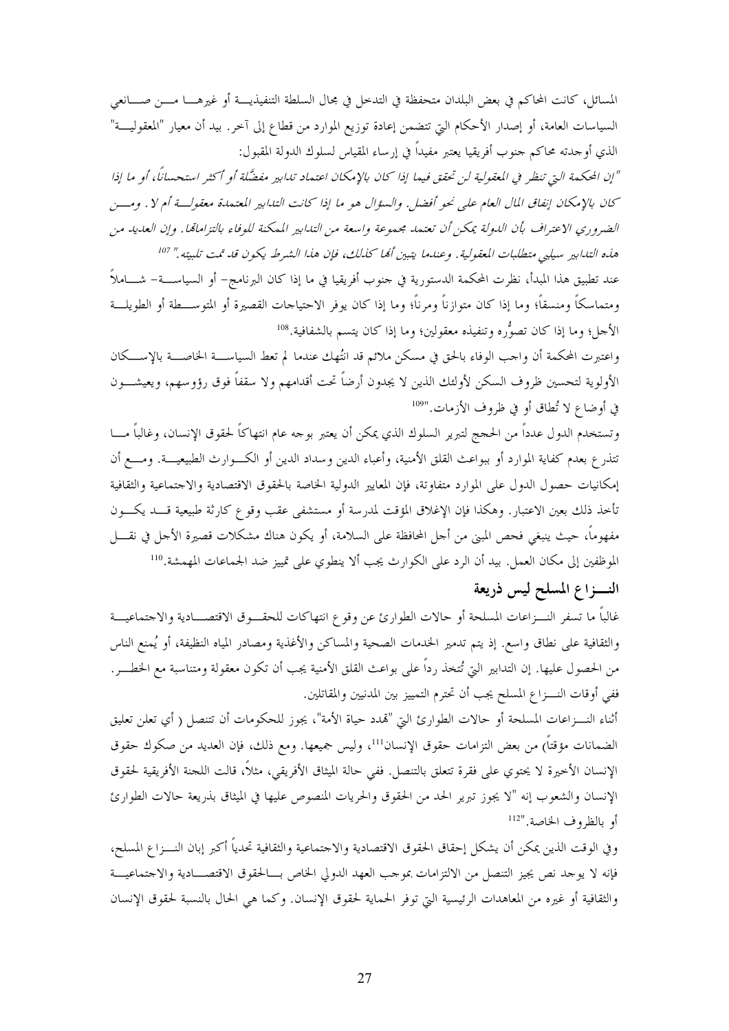المسائل، كانت المحاكم في بعض البلدان متحفظة في التدخل في مجال السلطة التنفيذية أو غيرها من صانعي السياسات العامة، أو إصدار الأحكام التي تتضمن إعادة توزيع الموارد من قطاع إلى آخر. بيد أن معيار "المعقولية" الذي أوجدته محاكم جنوب أفريقيا يعتبر مفيداً في إرساء المقياس لسلوك الدولة المقبول:

*"إن المحكمة التي تنظر في المعقولية لن تحقق فيما إذا كان بالإمكان اعتماد تدابير مفضّلة أو أكثر استحساناً، أو ما إذا كان بالإمكان إنفاق المال العام على نحو أفضل. والسؤال هو ما إذا كانت التدابير المعتمدة معقولة أم لا. ومن الضروري الاعتراف بأن الدولة يمكن أن تعتمد مجموعة واسعة من التدابير الممكنة للوفاء بالتزاماتها. وإن العديد من هذه التدابير سيلبي متطلبات المعقولية. وعندما يتبين أنها كذلك، فإن هذا الشرط يكون قد تمت تلبيته."* [107]

عند تطبيق هذا المبدأ، نظرت المحكمة الدستورية في جنوب أفريقيا في ما إذا كان البرنامج– أو السياسة– شاملاً ومتماسكاً ومنسقاً؛ وما إذا كان متوازناً ومرناً؛ وما إذا كان يوفر الاحتياجات القصيرة أو المتوسطة أو الطويلة الأجل؛ وما إذا كان تصوُّره وتنفيذه معقولين؛ وما إذا كان يتسم بالشفافية.[108]

واعتبرت المحكمة أن واجب الوفاء بالحق في مسكن ملائم قد انتُهك عندما لم تعط السياسة الخاصة بالإسكان الأولوية لتحسين ظروف السكن لأولئك الذين لا يجدون أرضاً تحت أقدامهم ولا سقفاً فوق رؤوسهم، ويعيشون في أوضاع لا تُطاق أو في ظروف الأزمات."[109]

وتستخدم الدول عدداً من الحجج لتبرير السلوك الذي يمكن أن يعتبر بوجه عام انتهاكاً لحقوق الإنسان، وغالباً ما تتذرع بعدم كفاية الموارد أو ببواعث القلق الأمنية، وأعباء الدين وسداد الدين أو الكوارث الطبيعية. ومع أن إمكانيات حصول الدول على الموارد متفاوتة، فإن المعايير الدولية الخاصة بالحقوق الاقتصادية والاجتماعية والثقافية تأخذ ذلك بعين الاعتبار. وهكذا فإن الإغلاق المؤقت لمدرسة أو مستشفى عقب وقوع كارثة طبيعية قد يكون مفهوماً، حيث ينبغي فحص المبنى من أجل المحافظة على السلامة، أو يكون هناك مشكلات قصيرة الأجل في نقل الموظفين إلى مكان العمل. بيد أن الرد على الكوارث يجب ألا ينطوي على تمييز ضد الجماعات المهمشة.[110]

## النزاع المسلح ليس ذريعة

غالباً ما تسفر النزاعات المسلحة أو حالات الطوارئ عن وقوع انتهاكات للحقوق الاقتصادية والاجتماعية والثقافية على نطاق واسع. إذ يتم تدمير الخدمات الصحية والمساكن والأغذية ومصادر المياه النظيفة، أو يُمنع الناس من الحصول عليها. إن التدابير التي تُتخذ رداً على بواعث القلق الأمنية يجب أن تكون معقولة ومتناسبة مع الخطر. ففي أوقات النزاع المسلح يجب أن تحترم التمييز بين المدنيين والمقاتلين.

أثناء النزاعات المسلحة أو حالات الطوارئ التي "تهدد حياة الأمة"، يجوز للحكومات أن تتنصل ( أي تعلن تعليق الضمانات مؤقتاً) من بعض التزامات حقوق الإنسان[111]، وليس جميعها. ومع ذلك، فإن العديد من صكوك حقوق الإنسان الأخيرة لا يحتوي على فقرة تتعلق بالتنصل. ففي حالة الميثاق الأفريقي، مثلاً، قالت اللجنة الأفريقية لحقوق الإنسان والشعوب إنه "لا يجوز تبرير الحد من الحقوق والحريات المنصوص عليها في الميثاق بذريعة حالات الطوارئ أو بالظروف الخاصة."[112]

وفي الوقت الذين يمكن أن يشكل إحقاق الحقوق الاقتصادية والاجتماعية والثقافية تحدياً أكبر إبان النزاع المسلح، فإنه لا يوجد نص يجيز التنصل من الالتزامات بموجب العهد الدولي الخاص بالحقوق الاقتصادية والاجتماعية والثقافية أو غيره من المعاهدات الرئيسية التي توفر الحماية لحقوق الإنسان. وكما هي الحال بالنسبة لحقوق الإنسان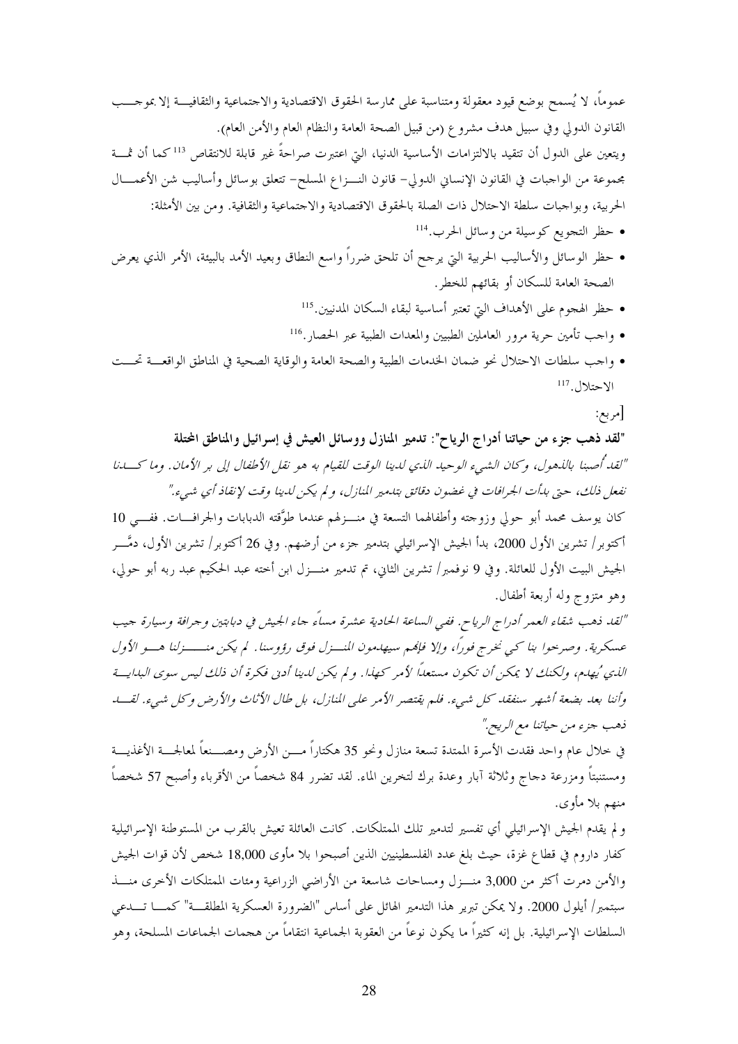عموماً، لا يُسمح بوضع قيود معقولة ومتناسبة على ممارسة الحقوق الاقتصادية والاجتماعية والثقافية إلا بموجب القانون الدولي وفي سبيل هدف مشروع (من قبيل الصحة العامة والنظام العام والأمن العام).

ويتعين على الدول أن تتقيد بالالتزامات الأساسية الدنيا، التي اعتبرت صراحةً غير قابلة للانتقاص [113] كما أن ثمة مجموعة من الواجبات في القانون الإنساني الدولي- قانون النزاع المسلح- تتعلق بوسائل وأساليب شن الأعمال الحربية، وبواجبات سلطة الاحتلال ذات الصلة بالحقوق الاقتصادية والاجتماعية والثقافية. ومن بين الأمثلة:

- حظر التجويع كوسيلة من وسائل الحرب.[114]
- حظر الوسائل والأساليب الحربية التي يرجح أن تلحق ضرراً واسع النطاق وبعيد الأمد بالبيئة، الأمر الذي يعرض الصحة العامة للسكان أو بقائهم للخطر.
- حظر الهجوم على الأهداف التي تعتبر أساسية لبقاء السكان المدنيين.[115]
- واجب تأمين حرية مرور العاملين الطبيين والمعدات الطبية عبر الحصار.[116]
- واجب سلطات الاحتلال نحو ضمان الخدمات الطبية والصحة العامة والوقاية الصحية في المناطق الواقعة تحت الاحتلال.[117]

[مربع:

**"لقد ذهب جزء من حياتنا أدراج الرياح": تدمير المنازل ووسائل العيش في إسرائيل والمناطق المحتلة**

*"لقد أُصبنا بالذهول، وكان الشيء الوحيد الذي لدينا الوقت للقيام به هو نقل الأطفال إلى بر الأمان. وما كدنا نفعل ذلك، حتى بدأت الجرافات في غضون دقائق بتدمير المنازل، ولم يكن لدينا وقت لإنقاذ أي شيء."*

كان يوسف محمد أبو حولي وزوجته وأطفالهما التسعة في منزلهم عندما طوَّقته الدبابات والجرافات. ففي 10 أكتوبر/ تشرين الأول 2000، بدأ الجيش الإسرائيلي بتدمير جزء من أرضهم. وفي 26 أكتوبر/ تشرين الأول، دمَّر الجيش البيت الأول للعائلة. وفي 9 نوفمبر/ تشرين الثاني، تم تدمير منزل ابن أخته عبد الحكيم عبد ربه أبو حولي، وهو متزوج وله أربعة أطفال.

*"لقد ذهب شقاء العمر أدراج الرياح. ففي الساعة الحادية عشرة مساءً جاء الجيش في دبابتين وجرافة وسيارة جيب عسكرية. وصرخوا بنا كي نخرج فوراً، وإلا فإنهم سيهدمون المنزل فوق رؤوسنا. لم يكن منزلنا هو الأول الذي يُهدم، ولكنك لا يمكن أن تكون مستعداً لأمر كهذا. ولم يكن لدينا أدنى فكرة أن ذلك ليس سوى البداية وأننا بعد بضعة أشهر سنفقد كل شيء. فلم يقتصر الأمر على المنازل، بل طال الأثاث والأرض وكل شيء. لقد ذهب جزء من حياتنا مع الريح."*

في خلال عام واحد فقدت الأسرة الممتدة تسعة منازل ونحو 35 هكتاراً من الأرض ومصنعاً لمعالجة الأغذية ومستنبتاً ومزرعة دجاج وثلاثة آبار وعدة برك لتخزين الماء. لقد تضرر 84 شخصاً من الأقرباء وأصبح 57 شخصاً منهم بلا مأوى.

ولم يقدم الجيش الإسرائيلي أي تفسير لتدمير تلك الممتلكات. كانت العائلة تعيش بالقرب من المستوطنة الإسرائيلية كفار داروم في قطاع غزة، حيث بلغ عدد الفلسطينيين الذين أصبحوا بلا مأوى 18,000 شخص لأن قوات الجيش والأمن دمرت أكثر من 3,000 منزل ومساحات شاسعة من الأراضي الزراعية ومئات الممتلكات الأخرى منذ سبتمبر/ أيلول 2000. ولا يمكن تبرير هذا التدمير الهائل على أساس "الضرورة العسكرية المطلقة" كما تدعي السلطات الإسرائيلية. بل إنه كثيراً ما يكون نوعاً من العقوبة الجماعية انتقاماً من هجمات الجماعات المسلحة، وهو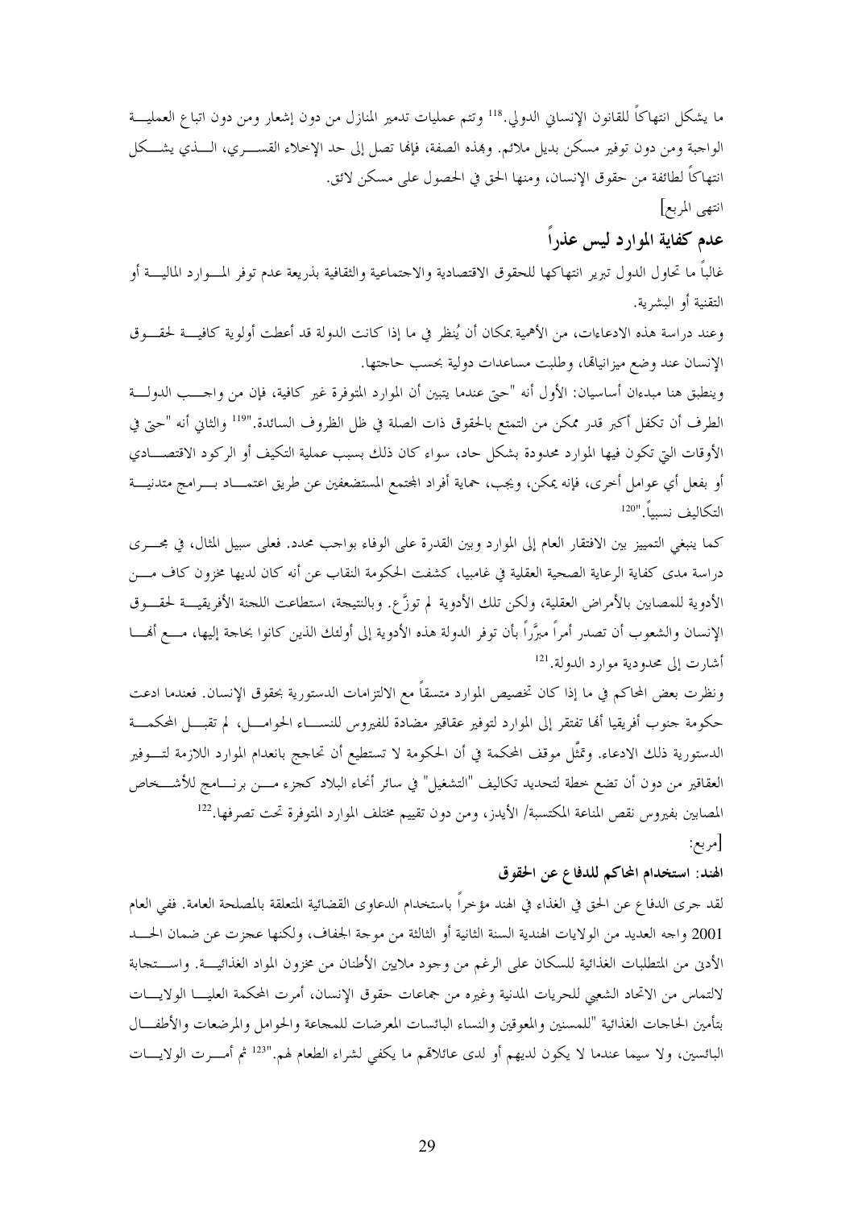ما يشكل انتهاكاً للقانون الإنساني الدولي.[118] وتتم عمليات تدمير المنازل من دون إشعار ومن دون اتباع العملية الواجبة ومن دون توفير مسكن بديل ملائم. وبهذه الصفة، فإنها تصل إلى حد الإخلاء القسري، الذي يشكل انتهاكاً لطائفة من حقوق الإنسان، ومنها الحق في الحصول على مسكن لائق.

انتهى المربع]

## عدم كفاية الموارد ليس عذراً

غالباً ما تحاول الدول تبرير انتهاكها للحقوق الاقتصادية والاجتماعية والثقافية بذريعة عدم توفر الموارد المالية أو التقنية أو البشرية.

وعند دراسة هذه الادعاءات، من الأهمية بمكان أن يُنظر في ما إذا كانت الدولة قد أعطت أولوية كافية لحقوق الإنسان عند وضع ميزانياتها، وطلبت مساعدات دولية بحسب حاجتها.

وينطبق هنا مبدءان أساسيان: الأول أنه "حتى عندما يتبين أن الموارد المتوفرة غير كافية، فإن من واجب الدولة الطرف أن تكفل أكبر قدر ممكن من التمتع بالحقوق ذات الصلة في ظل الظروف السائدة."[119] والثاني أنه "حتى في الأوقات التي تكون فيها الموارد محدودة بشكل حاد، سواء كان ذلك بسبب عملية التكيف أو الركود الاقتصادي أو بفعل أي عوامل أخرى، فإنه يمكن، ويجب، حماية أفراد المجتمع المستضعفين عن طريق اعتماد برامج متدنية التكاليف نسبياً."[120]

كما ينبغي التمييز بين الافتقار العام إلى الموارد وبين القدرة على الوفاء بواجب محدد. فعلى سبيل المثال، في مجرى دراسة مدى كفاية الرعاية الصحية العقلية في غامبيا، كشفت الحكومة النقاب عن أنه كان لديها مخزون كاف من الأدوية للمصابين بالأمراض العقلية، ولكن تلك الأدوية لم توزَّع. وبالنتيجة، استطاعت اللجنة الأفريقية لحقوق الإنسان والشعوب أن تصدر أمراً مبرَّراً بأن توفر الدولة هذه الأدوية إلى أولئك الذين كانوا بحاجة إليها، مع أنها أشارت إلى محدودية موارد الدولة.[121]

ونظرت بعض المحاكم في ما إذا كان تخصيص الموارد متسقاً مع الالتزامات الدستورية بحقوق الإنسان. فعندما ادعت حكومة جنوب أفريقيا أنها تفتقر إلى الموارد لتوفير عقاقير مضادة للفيروس للنساء الحوامل، لم تقبل المحكمة الدستورية ذلك الادعاء. وتمثَّل موقف المحكمة في أن الحكومة لا تستطيع أن تحاجج بانعدام الموارد اللازمة لتوفير العقاقير من دون أن تضع خطة لتحديد تكاليف "التشغيل" في سائر أنحاء البلاد كجزء من برنامج للأشخاص المصابين بفيروس نقص المناعة المكتسبة/ الأيدز، ومن دون تقييم مختلف الموارد المتوفرة تحت تصرفها.[122]

[مربع:

### الهند: استخدام المحاكم للدفاع عن الحقوق

لقد جرى الدفاع عن الحق في الغذاء في الهند مؤخراً باستخدام الدعاوى القضائية المتعلقة بالمصلحة العامة. ففي العام 2001 واجه العديد من الولايات الهندية السنة الثانية أو الثالثة من موجة الجفاف، ولكنها عجزت عن ضمان الحد الأدنى من المتطلبات الغذائية للسكان على الرغم من وجود ملايين الأطنان من مخزون المواد الغذائية. واستجابة لالتماس من الاتحاد الشعبي للحريات المدنية وغيره من جماعات حقوق الإنسان، أمرت المحكمة العليا الولايات بتأمين الحاجات الغذائية "للمسنين والمعوقين والنساء البائسات المعرضات للمجاعة والحوامل والمرضعات والأطفال البائسين، ولا سيما عندما لا يكون لديهم أو لدى عائلاتهم ما يكفي لشراء الطعام لهم."[123] ثم أمرت الولايات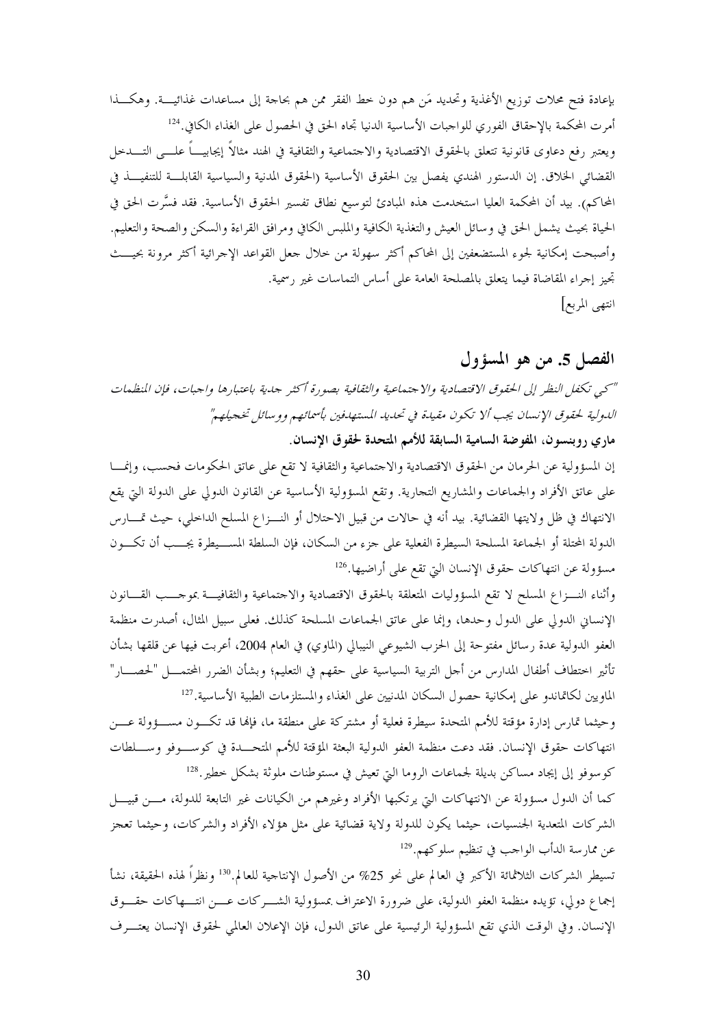بإعادة فتح محلات توزيع الأغذية وتحديد مَن هم دون خط الفقر ممن هم بحاجة إلى مساعدات غذائية. وهكذا أمرت المحكمة بالإحقاق الفوري للواجبات الأساسية الدنيا تجاه الحق في الحصول على الغذاء الكافي.[124]

ويعتبر رفع دعاوى قانونية تتعلق بالحقوق الاقتصادية والاجتماعية والثقافية في الهند مثالاً إيجابياً على التدخل القضائي الخلاق. إن الدستور الهندي يفصل بين الحقوق الأساسية (الحقوق المدنية والسياسية القابلة للتنفيذ في المحاكم). بيد أن المحكمة العليا استخدمت هذه المبادئ لتوسيع نطاق تفسير الحقوق الأساسية. فقد فسَّرت الحق في الحياة بحيث يشمل الحق في وسائل العيش والتغذية الكافية والملبس الكافي ومرافق القراءة والسكن والصحة والتعليم. وأصبحت إمكانية لجوء المستضعفين إلى المحاكم أكثر سهولة من خلال جعل القواعد الإجرائية أكثر مرونة بحيث تجيز إجراء المقاضاة فيما يتعلق بالمصلحة العامة على أساس التماسات غير رسمية.

انتهى المربع]

## الفصل 5. من هو المسؤول

*"كي تكفل النظر إلى الحقوق الاقتصادية والاجتماعية والثقافية بصورة أكثر جدية باعتبارها واجبات، فإن المنظمات الدولية لحقوق الإنسان يجب ألا تكون مقيدة في تحديد المستهدفين بأسمائهم ووسائل تخجيلهم"*

**ماري روبنسون، المفوضة السامية السابقة للأمم المتحدة لحقوق الإنسان.**

إن المسؤولية عن الحرمان من الحقوق الاقتصادية والاجتماعية والثقافية لا تقع على عاتق الحكومات فحسب، وإنما على عاتق الأفراد والجماعات والمشاريع التجارية. وتقع المسؤولية الأساسية عن القانون الدولي على الدولة التي يقع الانتهاك في ظل ولايتها القضائية. بيد أنه في حالات من قبيل الاحتلال أو النزاع المسلح الداخلي، حيث تمارس الدولة المحتلة أو الجماعة المسلحة السيطرة الفعلية على جزء من السكان، فإن السلطة المسيطرة يجب أن تكون مسؤولة عن انتهاكات حقوق الإنسان التي تقع على أراضيها.[126]

وأثناء النزاع المسلح لا تقع المسؤوليات المتعلقة بالحقوق الاقتصادية والاجتماعية والثقافية بموجب القانون الإنساني الدولي على الدول وحدها، وإنما على عاتق الجماعات المسلحة كذلك. فعلى سبيل المثال، أصدرت منظمة العفو الدولية عدة رسائل مفتوحة إلى الحزب الشيوعي النيبالي (الماوي) في العام 2004، أعربت فيها عن قلقها بشأن تأثير اختطاف أطفال المدارس من أجل التربية السياسية على حقهم في التعليم؛ وبشأن الضرر المحتمل "الحصار" الماويين لكاتماندو على إمكانية حصول السكان المدنيين على الغذاء والمستلزمات الطبية الأساسية.[127]

وحيثما تمارس إدارة مؤقتة للأمم المتحدة سيطرة فعلية أو مشتركة على منطقة ما، فإنها قد تكون مسؤولة عن انتهاكات حقوق الإنسان. فقد دعت منظمة العفو الدولية البعثة المؤقتة للأمم المتحدة في كوسوفو وسلطات كوسوفو إلى إيجاد مساكن بديلة لجماعات الروما التي تعيش في مستوطنات ملوثة بشكل خطير.[128]

كما أن الدول مسؤولة عن الانتهاكات التي يرتكبها الأفراد وغيرهم من الكيانات غير التابعة للدولة، من قبيل الشركات المتعددة الجنسيات، حيثما يكون للدولة ولاية قضائية على مثل هؤلاء الأفراد والشركات، وحيثما تعجز عن ممارسة الدأب الواجب في تنظيم سلوكهم.[129]

تسيطر الشركات الثلاثمائة الأكبر في العالم على نحو 25% من الأصول الإنتاجية للعالم.[130] ونظراً لهذه الحقيقة، نشأ إجماع دولي، تؤيده منظمة العفو الدولية، على ضرورة الاعتراف بمسؤولية الشركات عن انتهاكات حقوق الإنسان. وفي الوقت الذي تقع المسؤولية الرئيسية على عاتق الدول، فإن الإعلان العالمي لحقوق الإنسان يعترف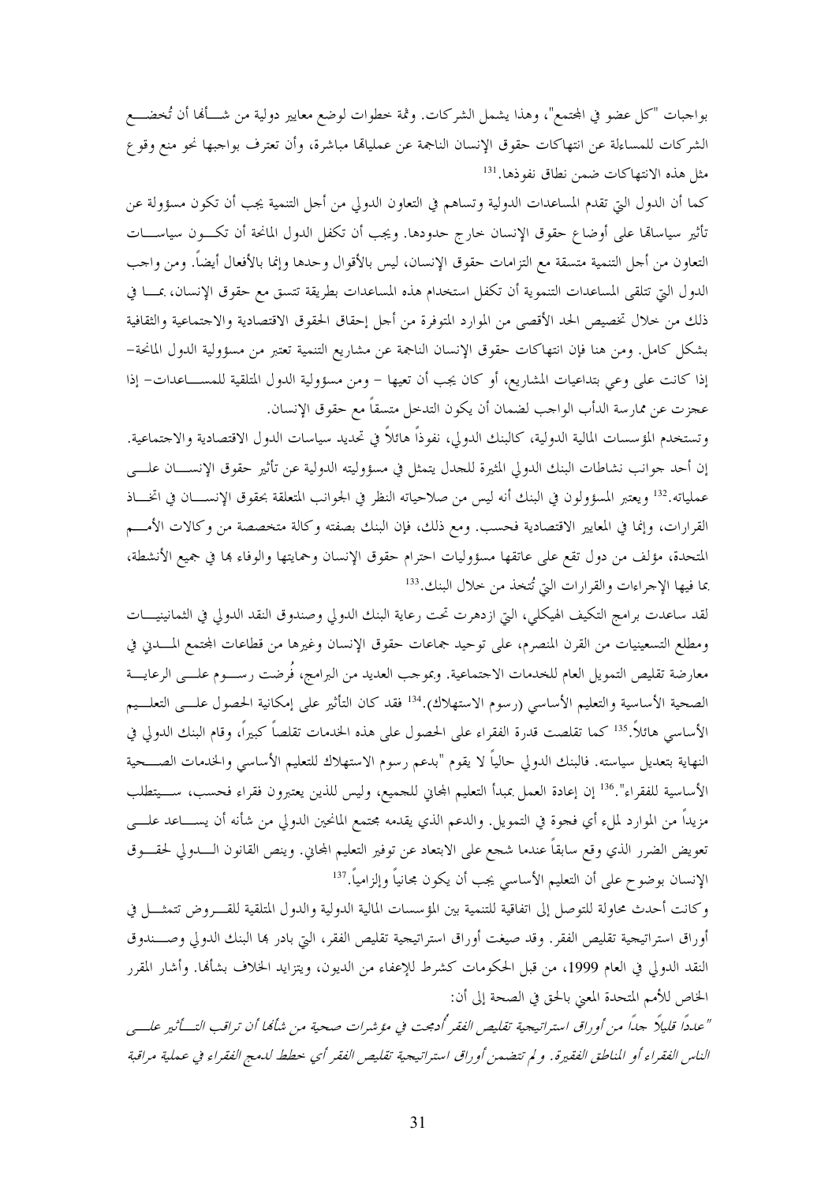بواجبات "كل عضو في المجتمع"، وهذا يشمل الشركات. وثمة خطوات لوضع معايير دولية من شأنها أن تُخضع الشركات للمساءلة عن انتهاكات حقوق الإنسان الناجمة عن عملياتها مباشرة، وأن تعترف بواجبها نحو منع وقوع مثل هذه الانتهاكات ضمن نطاق نفوذها.[131]

كما أن الدول التي تقدم المساعدات الدولية وتساهم في التعاون الدولي من أجل التنمية يجب أن تكون مسؤولة عن تأثير سياساتها على أوضاع حقوق الإنسان خارج حدودها. ويجب أن تكفل الدول المانحة أن تكون سياسات التعاون من أجل التنمية متسقة مع التزامات حقوق الإنسان، ليس بالأقوال وحدها وإنما بالأفعال أيضاً. ومن واجب الدول التي تتلقى المساعدات التنموية أن تكفل استخدام هذه المساعدات بطريقة تتسق مع حقوق الإنسان، بما في ذلك من خلال تخصيص الحد الأقصى من الموارد المتوفرة من أجل إحقاق الحقوق الاقتصادية والاجتماعية والثقافية بشكل كامل. ومن هنا فإن انتهاكات حقوق الإنسان الناجمة عن مشاريع التنمية تعتبر من مسؤولية الدول المانحة– إذا كانت على وعي بتداعيات المشاريع، أو كان يجب أن تعيها – ومن مسؤولية الدول المتلقية للمساعدات– إذا عجزت عن ممارسة الدأب الواجب لضمان أن يكون التدخل متسقاً مع حقوق الإنسان.

وتستخدم المؤسسات المالية الدولية، كالبنك الدولي، نفوذاً هائلاً في تحديد سياسات الدول الاقتصادية والاجتماعية. إن أحد جوانب نشاطات البنك الدولي المثيرة للجدل يتمثل في مسؤوليته الدولية عن تأثير حقوق الإنسان على عملياته.[132] ويعتبر المسؤولون في البنك أنه ليس من صلاحياته النظر في الجوانب المتعلقة بحقوق الإنسان في اتخاذ القرارات، وإنما في المعايير الاقتصادية فحسب. ومع ذلك، فإن البنك بصفته وكالة متخصصة من وكالات الأمم المتحدة، مؤلف من دول تقع على عاتقها مسؤوليات احترام حقوق الإنسان وحمايتها والوفاء بها في جميع الأنشطة، بما فيها الإجراءات والقرارات التي تُتخذ من خلال البنك.[133]

لقد ساعدت برامج التكيف الهيكلي، التي ازدهرت تحت رعاية البنك الدولي وصندوق النقد الدولي في الثمانينيات ومطلع التسعينيات من القرن المنصرم، على توحيد جماعات حقوق الإنسان وغيرها من قطاعات المجتمع المدني في معارضة تقليص التمويل العام للخدمات الاجتماعية. وبموجب العديد من البرامج، فُرضت رسوم على الرعاية الصحية الأساسية والتعليم الأساسي (رسوم الاستهلاك).[134] فقد كان التأثير على إمكانية الحصول على التعليم الأساسي هائلاً.[135] كما تقلصت قدرة الفقراء على الحصول على هذه الخدمات تقلصاً كبيراً، وقام البنك الدولي في النهاية بتعديل سياسته. فالبنك الدولي حالياً لا يقوم "بدعم رسوم الاستهلاك للتعليم الأساسي والخدمات الصحية الأساسية للفقراء".[136] إن إعادة العمل بمبدأ التعليم المجاني للجميع، وليس للذين يعتبرون فقراء فحسب، سيتطلب مزيداً من الموارد لملء أي فجوة في التمويل. والدعم الذي يقدمه مجتمع المانحين الدولي من شأنه أن يساعد على تعويض الضرر الذي وقع سابقاً عندما شجع على الابتعاد عن توفير التعليم المجاني. وينص القانون الدولي لحقوق الإنسان بوضوح على أن التعليم الأساسي يجب أن يكون مجانياً وإلزامياً.[137]

وكانت أحدث محاولة للتوصل إلى اتفاقية للتنمية بين المؤسسات المالية الدولية والدول المتلقية للقروض تتمثل في أوراق استراتيجية تقليص الفقر. وقد صيغت أوراق استراتيجية تقليص الفقر، التي بادر بها البنك الدولي وصندوق النقد الدولي في العام 1999، من قبل الحكومات كشرط للإعفاء من الديون، ويتزايد الخلاف بشأنها. وأشار المقرر الخاص للأمم المتحدة المعني بالحق في الصحة إلى أن:

*"عدداً قليلاً جداً من أوراق استراتيجية تقليص الفقر أُدمجت في مؤشرات صحية من شأنها أن تراقب التأثير على الناس الفقراء أو المناطق الفقيرة. ولم تتضمن أوراق استراتيجية تقليص الفقر أي خطط لدمج الفقراء في عملية مراقبة*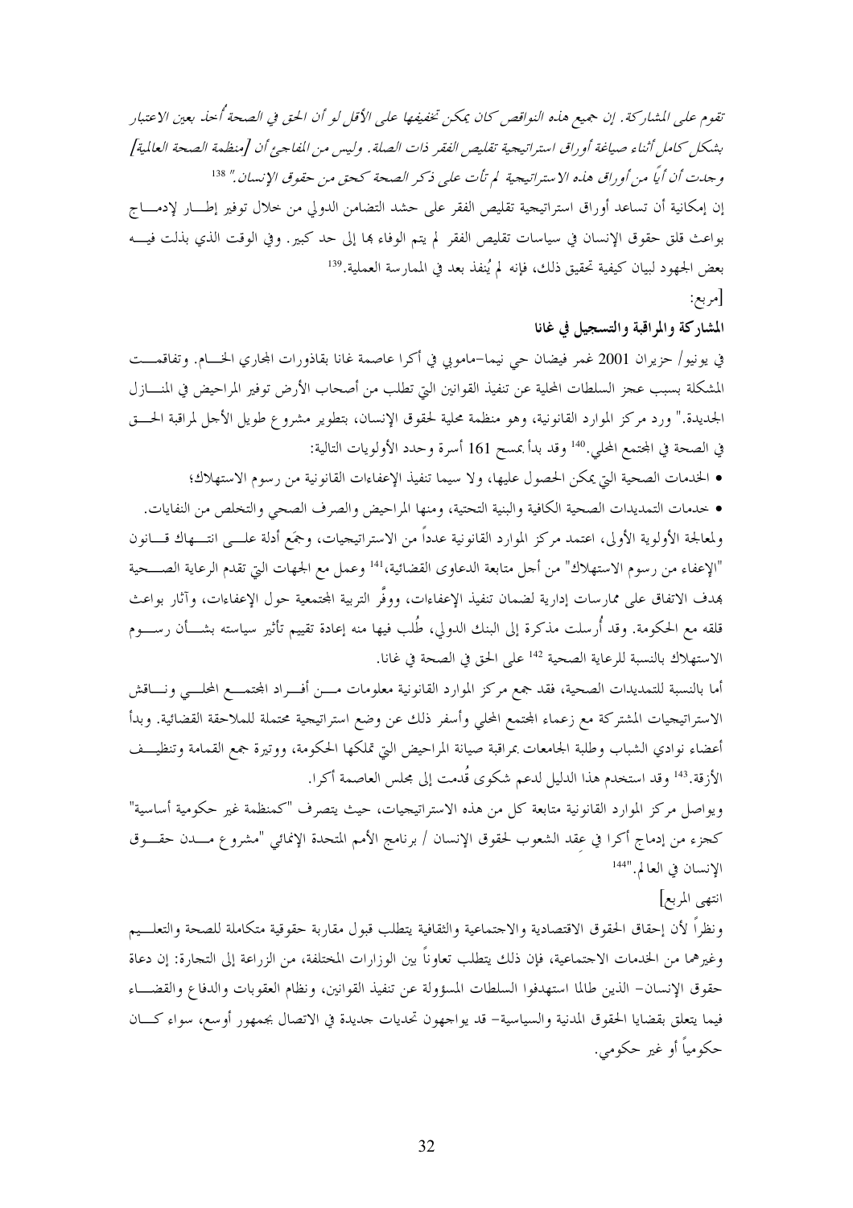*تقوم على المشاركة. إن جميع هذه النواقص كان يمكن تخفيفها على الأقل لو أن الحق في الصحة أُخذ بعين الاعتبار بشكل كامل أثناء صياغة أوراق استراتيجية تقليص الفقر ذات الصلة. وليس من المفاجئ أن [منظمة الصحة العالمية] وجدت أن أياً من أوراق هذه الاستراتيجية لم تأت على ذكر الصحة كحق من حقوق الإنسان."* [138]

إن إمكانية أن تساعد أوراق استراتيجية تقليص الفقر على حشد التضامن الدولي من خلال توفير إطار لإدماج بواعث قلق حقوق الإنسان في سياسات تقليص الفقر لم يتم الوفاء بها إلى حد كبير. وفي الوقت الذي بذلت فيه بعض الجهود لبيان كيفية تحقيق ذلك، فإنه لم يُنفذ بعد في الممارسة العملية.[139]

[مربع:

**المشاركة والمراقبة والتسجيل في غانا**

في يونيو/ حزيران 2001 غمر فيضان حي نيما–ماموبي في أكرا عاصمة غانا بقاذورات المجاري الخام. وتفاقمت المشكلة بسبب عجز السلطات المحلية عن تنفيذ القوانين التي تطلب من أصحاب الأرض توفير المراحيض في المنازل الجديدة." ورد مركز الموارد القانونية، وهو منظمة محلية لحقوق الإنسان، بتطوير مشروع طويل الأجل لمراقبة الحق في الصحة في المجتمع المحلي.[140] وقد بدأ بمسح 161 أسرة وحدد الأولويات التالية:

- الخدمات الصحية التي يمكن الحصول عليها، ولا سيما تنفيذ الإعفاءات القانونية من رسوم الاستهلاك؛
- خدمات التمديدات الصحية الكافية والبنية التحتية، ومنها المراحيض والصرف الصحي والتخلص من النفايات.

ولمعالجة الأولوية الأولى، اعتمد مركز الموارد القانونية عدداً من الاستراتيجيات، وجمَع أدلة على انتهاك قانون "الإعفاء من رسوم الاستهلاك" من أجل متابعة الدعاوى القضائية،[141] وعمل مع الجهات التي تقدم الرعاية الصحية بهدف الاتفاق على ممارسات إدارية لضمان تنفيذ الإعفاءات، ووفَّر التربية المجتمعية حول الإعفاءات، وآثار بواعث قلقه مع الحكومة. وقد أُرسلت مذكرة إلى البنك الدولي، طُلب فيها منه إعادة تقييم تأثير سياسته بشأن رسوم الاستهلاك بالنسبة للرعاية الصحية [142] على الحق في الصحة في غانا.

أما بالنسبة للتمديدات الصحية، فقد جمع مركز الموارد القانونية معلومات من أفراد المجتمع المحلي وناقش الاستراتيجيات المشتركة مع زعماء المجتمع المحلي وأسفر ذلك عن وضع استراتيجية محتملة للملاحقة القضائية. وبدأ أعضاء نوادي الشباب وطلبة الجامعات بمراقبة صيانة المراحيض التي تملكها الحكومة، ووتيرة جمع القمامة وتنظيف الأزقة.[143] وقد استخدم هذا الدليل لدعم شكوى قُدمت إلى مجلس العاصمة أكرا.

ويواصل مركز الموارد القانونية متابعة كل من هذه الاستراتيجيات، حيث يتصرف "كمنظمة غير حكومية أساسية" كجزء من إدماج أكرا في عقد الشعوب لحقوق الإنسان / برنامج الأمم المتحدة الإنمائي "مشروع مدن حقوق الإنسان في العالم."[144]

انتهى المربع]

ونظراً لأن إحقاق الحقوق الاقتصادية والاجتماعية والثقافية يتطلب قبول مقاربة حقوقية متكاملة للصحة والتعليم وغيرهما من الخدمات الاجتماعية، فإن ذلك يتطلب تعاوناً بين الوزارات المختلفة، من الزراعة إلى التجارة: إن دعاة حقوق الإنسان– الذين طالما استهدفوا السلطات المسؤولة عن تنفيذ القوانين، ونظام العقوبات والدفاع والقضاء فيما يتعلق بقضايا الحقوق المدنية والسياسية– قد يواجهون تحديات جديدة في الاتصال بجمهور أوسع، سواء كان حكومياً أو غير حكومي.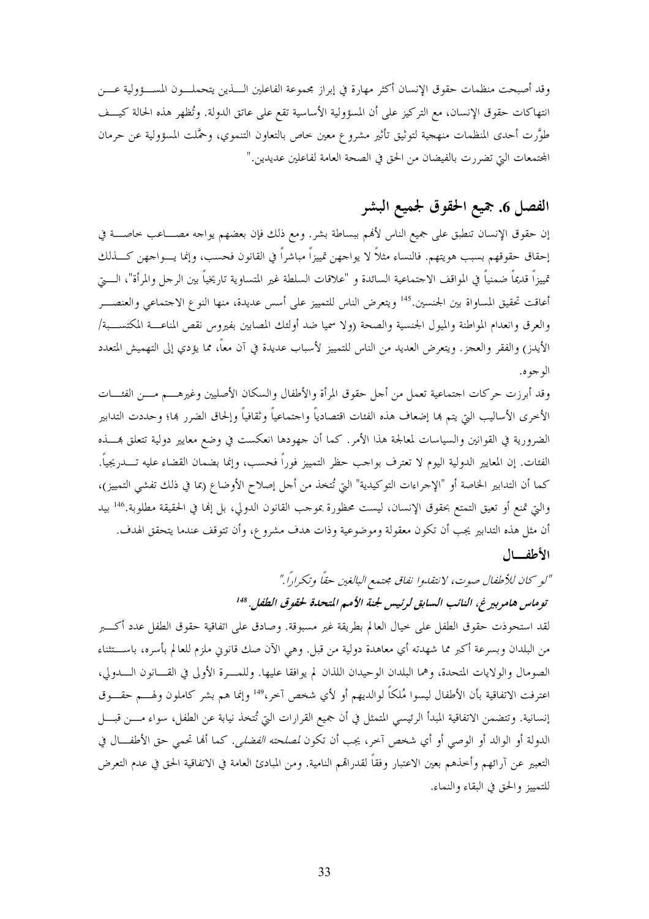وقد أصبحت منظمات حقوق الإنسان أكثر مهارة في إبراز مجموعة الفاعلين الذين يتحملون المسؤولية عن انتهاكات حقوق الإنسان، مع التركيز على أن المسؤولية الأساسية تقع على عاتق الدولة. وتُظهر هذه الحالة كيف طوَّرت أحدى المنظمات منهجية لتوثيق تأثير مشروع معين خاص بالتعاون التنموي، وحمَّلت المسؤولية عن حرمان المجتمعات التي تضررت بالفيضان من الحق في الصحة العامة لفاعلين عديدين."

## الفصل 6. جميع الحقوق لجميع البشر

إن حقوق الإنسان تنطبق على جميع الناس لأنهم ببساطة بشر. ومع ذلك فإن بعضهم يواجه مصاعب خاصة في إحقاق حقوقهم بسبب هويتهم. فالنساء مثلاً لا يواجهن تمييزاً مباشراً في القانون فحسب، وإنما يواجهن كذلك تمييزاً قديماً ضمنياً في المواقف الاجتماعية السائدة و "علاقات السلطة غير المتساوية تاريخياً بين الرجل والمرأة"، التي أعاقت تحقيق المساواة بين الجنسين.[145] ويتعرض الناس للتمييز على أسس عديدة، منها النوع الاجتماعي والعنصر والعرق وانعدام المواطنة والميول الجنسية والصحة (ولا سيما ضد أولئك المصابين بفيروس نقص المناعة المكتسبة/ الأيدز) والفقر والعجز. ويتعرض العديد من الناس للتمييز لأسباب عديدة في آن معاً، مما يؤدي إلى التهميش المتعدد الوجوه.

وقد أبرزت حركات اجتماعية تعمل من أجل حقوق المرأة والأطفال والسكان الأصليين وغيرهم من الفئات الأخرى الأساليب التي يتم بها إضعاف هذه الفئات اقتصادياً واجتماعياً وثقافياً وإلحاق الضرر بها؛ وحددت التدابير الضرورية في القوانين والسياسات لمعالجة هذا الأمر. كما أن جهودها انعكست في وضع معايير دولية تتعلق بهذه الفئات. إن المعايير الدولية اليوم لا تعترف بواجب حظر التمييز فوراً فحسب، وإنما بضمان القضاء عليه تدريجياً. كما أن التدابير الخاصة أو "الإجراءات التوكيدية" التي تُتخذ من أجل إصلاح الأوضاع (بما في ذلك تفشي التمييز)، والتي تمنع أو تعيق التمتع بحقوق الإنسان، ليست محظورة بموجب القانون الدولي، بل إنها في الحقيقة مطلوبة.[146] بيد أن مثل هذه التدابير يجب أن تكون معقولة وموضوعية وذات هدف مشروع، وأن تتوقف عندما يتحقق الهدف.

### الأطفال

*"لو كان للأطفال صوت، لانتقدوا نفاق مجتمع البالغين حقاً وتكراراً."*

***توماس هامربيرغ، النائب السابق لرئيس لجنة الأمم المتحدة لحقوق الطفل.*** [148]

لقد استحوذت حقوق الطفل على خيال العالم بطريقة غير مسبوقة. وصادق على اتفاقية حقوق الطفل عدد أكبر من البلدان وبسرعة أكبر مما شهدته أي معاهدة دولية من قبل. وهي الآن صك قانوني ملزم للعالم بأسره، باستثناء الصومال والولايات المتحدة، وهما البلدان الوحيدان اللذان لم يوافقا عليها. وللمرة الأولى في القانون الدولي، اعترفت الاتفاقية بأن الأطفال ليسوا مُلكاً لوالديهم أو لأي شخص آخر،[149] وإنما هم بشر كاملون ولهم حقوق إنسانية. وتتضمن الاتفاقية المبدأ الرئيسي المتمثل في أن جميع القرارات التي تُتخذ نيابة عن الطفل، سواء من قبل الدولة أو الوالد أو الوصي أو أي شخص آخر، يجب أن تكون *لمصلحته الفضلى*. كما أنها تحمي حق الأطفال في التعبير عن آرائهم وأخذهم بعين الاعتبار وفقاً لقدراتهم النامية. ومن المبادئ العامة في الاتفاقية الحق في عدم التعرض للتمييز والحق في البقاء والنماء.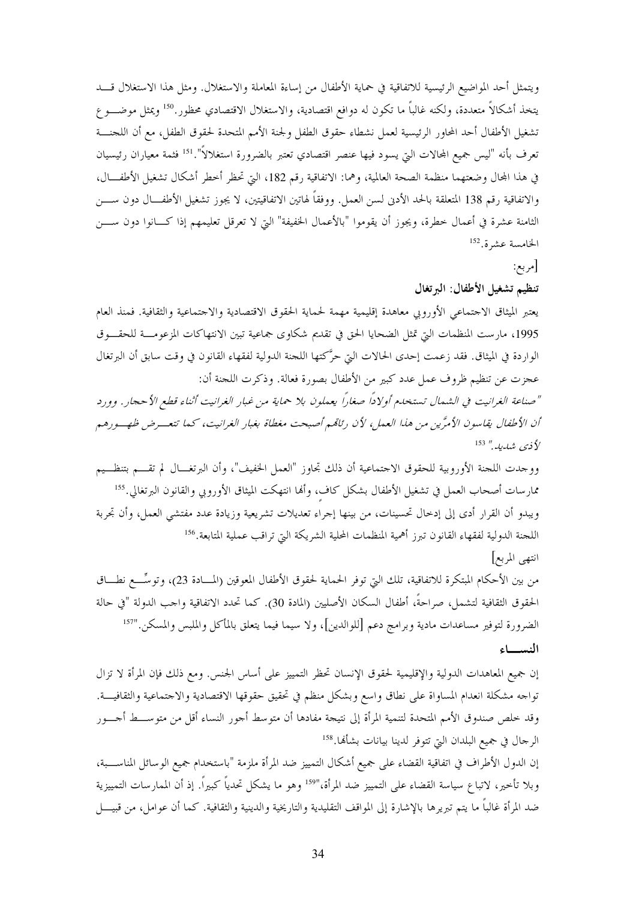ويتمثل أحد المواضيع الرئيسية للاتفاقية في حماية الأطفال من إساءة المعاملة والاستغلال. ومثل هذا الاستغلال قد يتخذ أشكالاً متعددة، ولكنه غالباً ما تكون له دوافع اقتصادية، والاستغلال الاقتصادي محظور.[150] ويمثل موضوع تشغيل الأطفال أحد المحاور الرئيسية لعمل نشطاء حقوق الطفل ولجنة الأمم المتحدة لحقوق الطفل، مع أن اللجنة تعرف بأنه "ليس جميع المجالات التي يسود فيها عنصر اقتصادي تعتبر بالضرورة استغلالاً".[151] فثمة معياران رئيسيان في هذا المجال وضعتهما منظمة الصحة العالمية، وهما: الاتفاقية رقم 182، التي تحظر أخطر أشكال تشغيل الأطفال، والاتفاقية رقم 138 المتعلقة بالحد الأدنى لسن العمل. ووفقاً لهاتين الاتفاقيتين، لا يجوز تشغيل الأطفال دون سن الثامنة عشرة في أعمال خطرة، ويجوز أن يقوموا "بالأعمال الخفيفة" التي لا تعرقل تعليمهم إذا كانوا دون سن الخامسة عشرة.[152]

[مربع:

**تنظيم تشغيل الأطفال: البرتغال**

يعتبر الميثاق الاجتماعي الأوروبي معاهدة إقليمية مهمة لحماية الحقوق الاقتصادية والاجتماعية والثقافية. فمنذ العام 1995، مارست المنظمات التي تمثل الضحايا الحق في تقديم شكاوى جماعية تبين الانتهاكات المزعومة للحقوق الواردة في الميثاق. فقد زعمت إحدى الحالات التي حرَّكتها اللجنة الدولية لفقهاء القانون في وقت سابق أن البرتغال عجزت عن تنظيم ظروف عمل عدد كبير من الأطفال بصورة فعالة. وذكرت اللجنة أن:

*"صناعة الغرانيت في الشمال تستخدم أولاداً صغاراً يعملون بلا حماية من غبار الغرانيت أثناء قطع الأحجار. وورد أن الأطفال يقاسون الأمرَّين من هذا العمل، لأن رئاتهم أصبحت مغطاة بغبار الغرانيت، كما تتعرض ظهورهم لأذى شديد."* [153]

ووجدت اللجنة الأوروبية للحقوق الاجتماعية أن ذلك تجاوز "العمل الخفيف"، وأن البرتغال لم تقم بتنظيم ممارسات أصحاب العمل في تشغيل الأطفال بشكل كافٍ، وأنها انتهكت الميثاق الأوروبي والقانون البرتغالي.[155]

ويبدو أن القرار أدى إلى إدخال تحسينات، من بينها إجراء تعديلات تشريعية وزيادة عدد مفتشي العمل، وأن تجربة اللجنة الدولية لفقهاء القانون تبرز أهمية المنظمات المحلية الشريكة التي تراقب عملية المتابعة.[156]

انتهى المربع]

من بين الأحكام المبتكرة للاتفاقية، تلك التي توفر الحماية لحقوق الأطفال المعوقين (المادة 23)، وتوسِّع نطاق الحقوق الثقافية لتشمل، صراحةً، أطفال السكان الأصليين (المادة 30). كما تحدد الاتفاقية واجب الدولة "في حالة الضرورة لتوفير مساعدات مادية وبرامج دعم [للوالدين]، ولا سيما فيما يتعلق بالمأكل والملبس والمسكن."[157]

### النساء

إن جميع المعاهدات الدولية والإقليمية لحقوق الإنسان تحظر التمييز على أساس الجنس. ومع ذلك فإن المرأة لا تزال تواجه مشكلة انعدام المساواة على نطاق واسع وبشكل منظم في تحقيق حقوقها الاقتصادية والاجتماعية والثقافية. وقد خلص صندوق الأمم المتحدة لتنمية المرأة إلى نتيجة مفادها أن متوسط أجور النساء أقل من متوسط أجور الرجال في جميع البلدان التي تتوفر لدينا بيانات بشأنها.[158]

إن الدول الأطراف في اتفاقية القضاء على جميع أشكال التمييز ضد المرأة ملزمة "باستخدام جميع الوسائل المناسبة، وبلا تأخير، لاتباع سياسة القضاء على التمييز ضد المرأة،"[159] وهو ما يشكل تحدياً كبيراً. إذ أن الممارسات التمييزية ضد المرأة غالباً ما يتم تبريرها بالإشارة إلى المواقف التقليدية والتاريخية والدينية والثقافية. كما أن عوامل، من قبيل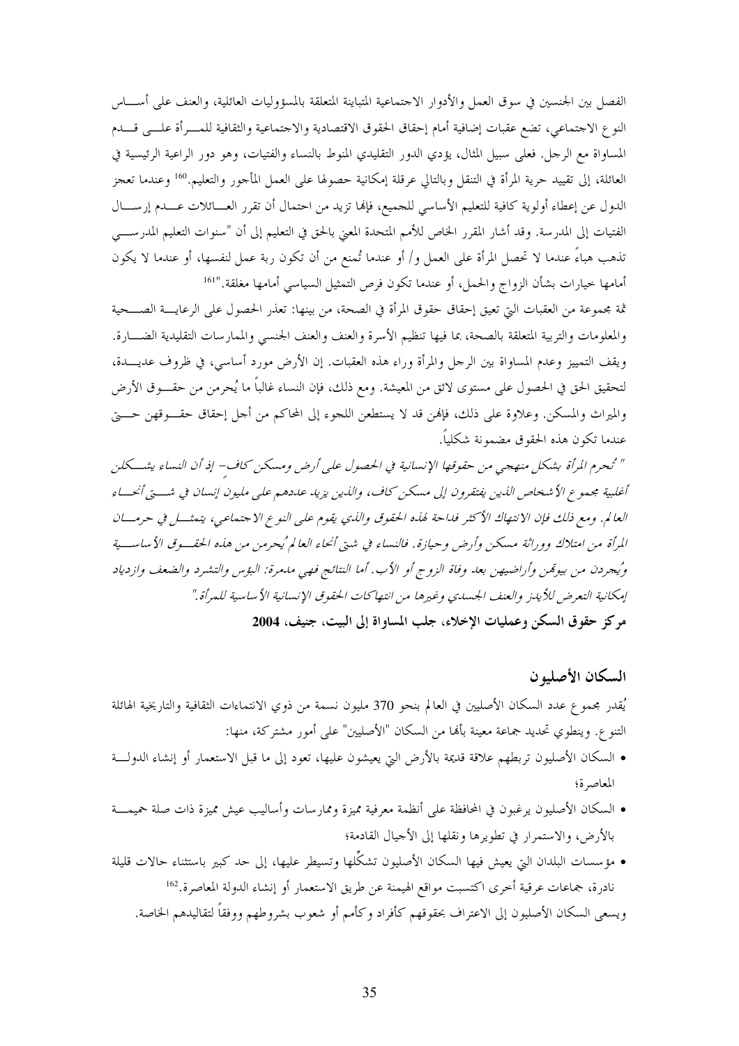الفصل بين الجنسين في سوق العمل والأدوار الاجتماعية المتباينة المتعلقة بالمسؤوليات العائلية، والعنف على أساس النوع الاجتماعي، تضع عقبات إضافية أمام إحقاق الحقوق الاقتصادية والاجتماعية والثقافية للمرأة على قدم المساواة مع الرجل. فعلى سبيل المثال، يؤدي الدور التقليدي المنوط بالنساء والفتيات، وهو دور الراعية الرئيسية في العائلة، إلى تقييد حرية المرأة في التنقل وبالتالي عرقلة إمكانية حصولها على العمل المأجور والتعليم.[160] وعندما تعجز الدول عن إعطاء أولوية كافية للتعليم الأساسي للجميع، فإنها تزيد من احتمال أن تقرر العائلات عدم إرسال الفتيات إلى المدرسة. وقد أشار المقرر الخاص للأمم المتحدة المعني بالحق في التعليم إلى أن "سنوات التعليم المدرسي تذهب هباءً عندما لا تحصل المرأة على العمل و/ أو عندما تُمنع من أن تكون ربة عمل لنفسها، أو عندما لا يكون أمامها خيارات بشأن الزواج والحمل، أو عندما تكون فرص التمثيل السياسي أمامها مغلقة."[161]

ثمة مجموعة من العقبات التي تعيق إحقاق حقوق المرأة في الصحة، من بينها: تعذر الحصول على الرعاية الصحية والمعلومات والتربية المتعلقة بالصحة، بما فيها تنظيم الأسرة والعنف والعنف الجنسي والممارسات التقليدية الضارة. ويقف التمييز وعدم المساواة بين الرجل والمرأة وراء هذه العقبات. إن الأرض مورد أساسي، في ظروف عديدة، لتحقيق الحق في الحصول على مستوى لائق من المعيشة. ومع ذلك، فإن النساء غالباً ما يُحرمن من حقوق الأرض والميراث والمسكن. وعلاوة على ذلك، فإنهن قد لا يستطعن اللجوء إلى المحاكم من أجل إحقاق حقوقهن حتى عندما تكون هذه الحقوق مضمونة شكلياً.

*" تُحرم المرأة بشكل منهجي من حقوقها الإنسانية في الحصول على أرض ومسكن كاف– إذ أن النساء يشكلن أغلبية مجموع الأشخاص الذين يفتقرون إلى مسكن كاف، والذين يزيد عددهم على مليون إنسان في شتى أنحاء العالم. ومع ذلك فإن الانتهاك الأكثر فداحة لهذه الحقوق والذي يقوم على النوع الاجتماعي، يتمثل في حرمان المرأة من امتلاك ووراثة مسكن وأرض وحيازة. فالنساء في شتى أنحاء العالم يُحرمن من هذه الحقوق الأساسية ويُجردن من بيوتهن وأراضيهن بعد وفاة الزوج أو الأب. أما النتائج فهي مدمرة: البؤس والتشرد والضعف وازدياد إمكانية التعرض للأيدز والعنف الجسدي وغيرها من انتهاكات الحقوق الإنسانية الأساسية للمرأة."*

**مركز حقوق السكن وعمليات الإخلاء، جلب المساواة إلى البيت، جنيف، 2004**

## السكان الأصليون

يُقدر مجموع عدد السكان الأصليين في العالم بنحو 370 مليون نسمة من ذوي الانتماءات الثقافية والتاريخية الهائلة التنوع. وينطوي تحديد جماعة معينة بأنها من السكان "الأصليين" على أمور مشتركة، منها:

- السكان الأصليون تربطهم علاقة قديمة بالأرض التي يعيشون عليها، تعود إلى ما قبل الاستعمار أو إنشاء الدولة المعاصرة؛
- السكان الأصليون يرغبون في المحافظة على أنظمة معرفية مميزة وممارسات وأساليب عيش مميزة ذات صلة حميمة بالأرض، والاستمرار في تطويرها ونقلها إلى الأجيال القادمة؛
- مؤسسات البلدان التي يعيش فيها السكان الأصليون تشكّلها وتسيطر عليها، إلى حد كبير باستثناء حالات قليلة نادرة، جماعات عرقية أخرى اكتسبت مواقع الهيمنة عن طريق الاستعمار أو إنشاء الدولة المعاصرة.[162]

ويسعى السكان الأصليون إلى الاعتراف بحقوقهم كأفراد وكأمم أو شعوب بشروطهم ووفقاً لتقاليدهم الخاصة.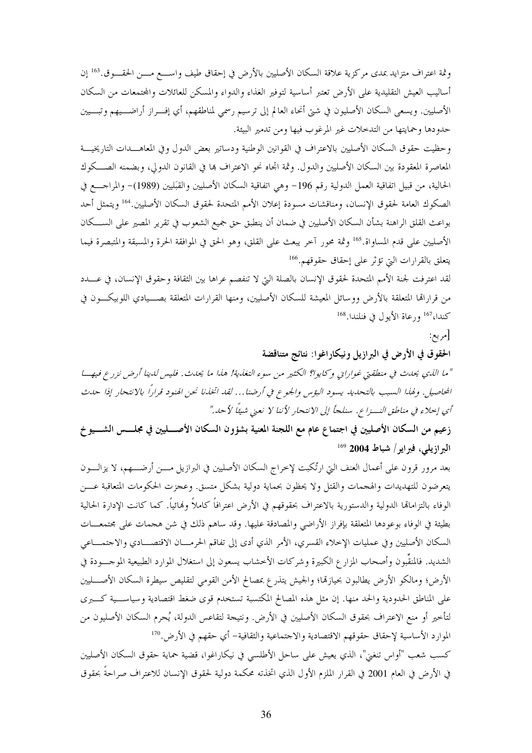وثمة اعتراف متزايد بمدى مركزية علاقة السكان الأصليين بالأرض في إحقاق طيف واسع من الحقوق.[163] إن أساليب العيش التقليدية على الأرض تعتبر أساسية لتوفير الغذاء والدواء والمسكن للعائلات والمجتمعات من السكان الأصليين. ويسعى السكان الأصليون في شتى أنحاء العالم إلى ترسيم رسمي لمناطقهم، أي إفراز أراضيهم وتبيين حدودها وحمايتها من التدخلات غير المرغوب فيها ومن تدمير البيئة.

وحظيت حقوق السكان الأصليين بالاعتراف في القوانين الوطنية ودساتير بعض الدول وفي المعاهدات التاريخية المعاصرة المعقودة بين السكان الأصليين والدول. وثمة اتجاه نحو الاعتراف بها في القانون الدولي، وبضمنه الصكوك الحالية، من قبيل اتفاقية العمل الدولية رقم 196– وهي اتفاقية السكان الأصليين والقَبَليين (1989)– والمراجع في الصكوك العامة لحقوق الإنسان، ومناقشات مسودة إعلان الأمم المتحدة لحقوق السكان الأصليين.[164] ويتمثل أحد بواعث القلق الراهنة بشأن السكان الأصليين في ضمان أن ينطبق حق جميع الشعوب في تقرير المصير على السكان الأصليين على قدم المساواة.[165] وثمة محور آخر يبعث على القلق، وهو الحق في الموافقة الحرة والمسبقة والمتبصرة فيما يتعلق بالقرارات التي تؤثر على إحقاق حقوقهم.[166]

لقد اعترفت لجنة الأمم المتحدة لحقوق الإنسان بالصلة التي لا تنفصم عراها بين الثقافة وحقوق الإنسان، في عدد من قراراتها المتعلقة بالأرض ووسائل المعيشة للسكان الأصليين، ومنها القرارات المتعلقة بصيادي اللوبيكون في كندا،[167] ورعاة الأيول في فنلندا.[168]

[مربع:

**الحقوق في الأرض في البرازيل ونيكاراغوا: نتائج متناقضة**

*"ما الذي يحدث في منطقتي غواراني وكايوا؟ الكثير من سوء التغذية! هذا ما يحدث. فليس لدينا أرض نزرع فيها المحاصيل. ولهذا السبب بالتحديد يسود البؤس والجوع في أرضنا... لقد اتخذنا نحن الهنود قراراً بالانتحار إذا حدث أي إخلاء في مناطق النزاع. سنلجأ إلى الانتحار لأننا لا نعني شيئاً لأحد."*

**زعيم من السكان الأصليين في اجتماع عام مع اللجنة المعنية بشؤون السكان الأصليين في مجلس الشيوخ البرازيلي، فبراير/ شباط 2004** [169]

بعد مرور قرون على أعمال العنف التي ارتُكبت لإخراج السكان الأصليين في البرازيل من أرضهم، لا يزالون يتعرضون للتهديدات والهجمات والقتل ولا يحظون بحماية دولية بشكل متسق. وعجزت الحكومات المتعاقبة عن الوفاء بالتزاماتها الدولية والدستورية بالاعتراف بحقوقهم في الأرض اعترافاً كاملاً ونهائياً. كما كانت الإدارة الحالية بطيئة في الوفاء بوعودها المتعلقة بإفراز الأراضي والمصادقة عليها. وقد ساهم ذلك في شن هجمات على مجتمعات السكان الأصليين وفي عمليات الإخلاء القسري، الأمر الذي أدى إلى تفاقم الحرمان الاقتصادي والاجتماعي الشديد. فالمنقِّبون وأصحاب المزارع الكبيرة وشركات الأخشاب يسعون إلى استغلال الموارد الطبيعية الموجودة في الأرض؛ ومالكو الأرض يطالبون بحيازتها؛ والجيش يتذرع بمصالح الأمن القومي لتقليص سيطرة السكان الأصليين على المناطق الحدودية والحد منها. إن مثل هذه المصالح المكتسبة تستخدم قوى ضغط اقتصادية وسياسية كبرى لتأخير أو منع الاعتراف بحقوق السكان الأصليين في الأرض. ونتيجة لتقاعس الدولة، يُحرم السكان الأصليون من الموارد الأساسية لإحقاق حقوقهم الاقتصادية والاجتماعية والثقافية– أي حقهم في الأرض.[170]

كسب شعب "أواس تنغني"، الذي يعيش على ساحل الأطلسي في نيكاراغوا، قضية حماية حقوق السكان الأصليين في الأرض في العام 2001 في القرار الملزم الأول الذي اتخذته محكمة دولية لحقوق الإنسان للاعتراف صراحةً بحقوق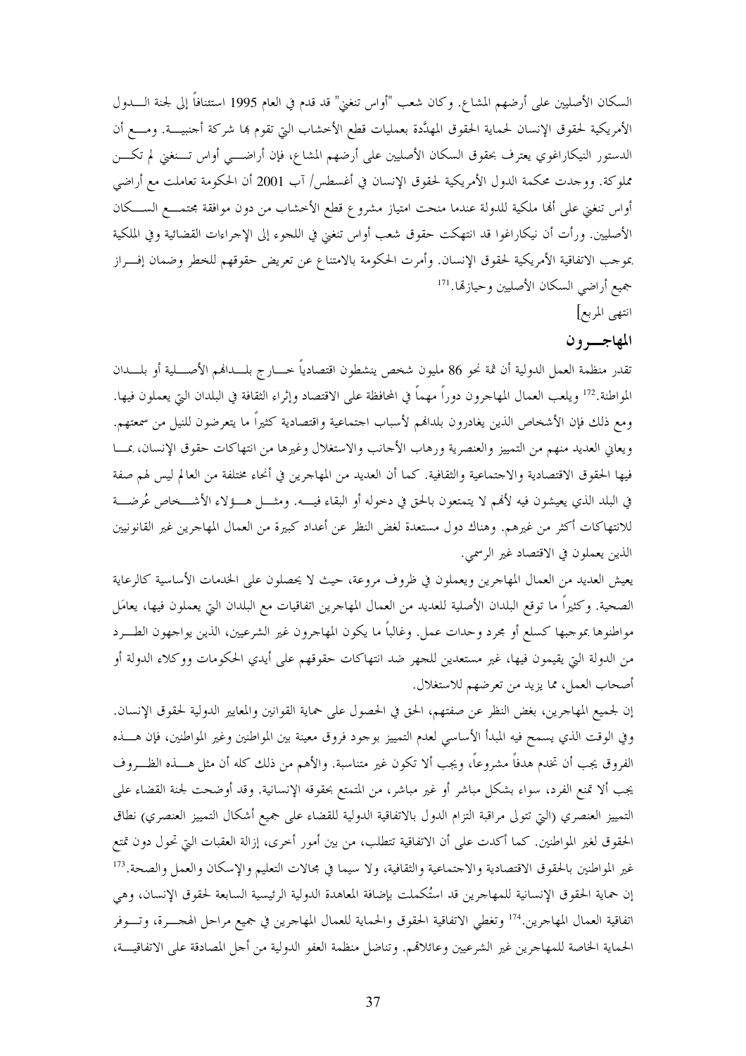السكان الأصليين على أرضهم المشاع. وكان شعب "أواس تنغني" قد قدم في العام 1995 استئنافاً إلى لجنة الدول الأمريكية لحقوق الإنسان لحماية الحقوق المهدَّدة بعمليات قطع الأخشاب التي تقوم بها شركة أجنبية. ومع أن الدستور النيكاراغوي يعترف بحقوق السكان الأصليين على أرضهم المشاع، فإن أراضي أواس تنغني لم تكن مملوكة. ووجدت محكمة الدول الأمريكية لحقوق الإنسان في أغسطس/ آب 2001 أن الحكومة تعاملت مع أراضي أواس تنغني على أنها ملكية للدولة عندما منحت امتياز مشروع قطع الأخشاب من دون موافقة مجتمع السكان الأصليين. ورأت أن نيكاراغوا قد انتهكت حقوق شعب أواس تنغني في اللجوء إلى الإجراءات القضائية وفي الملكية بموجب الاتفاقية الأمريكية لحقوق الإنسان. وأمرت الحكومة بالامتناع عن تعريض حقوقهم للخطر وضمان إفراز جميع أراضي السكان الأصليين وحيازتها.[171]

انتهى المربع]

## المهاجرون

تقدر منظمة العمل الدولية أن ثمة نحو 86 مليون شخص ينشطون اقتصادياً خارج بلدانهم الأصلية أو بلدان المواطنة.[172] ويلعب العمال المهاجرون دوراً مهماً في المحافظة على الاقتصاد وإثراء الثقافة في البلدان التي يعملون فيها. ومع ذلك فإن الأشخاص الذين يغادرون بلدانهم لأسباب اجتماعية واقتصادية كثيراً ما يتعرضون للنيل من سمعتهم. ويعاني العديد منهم من التمييز والعنصرية ورهاب الأجانب والاستغلال وغيرها من انتهاكات حقوق الإنسان، بما فيها الحقوق الاقتصادية والاجتماعية والثقافية. كما أن العديد من المهاجرين في أنحاء مختلفة من العالم ليس لهم صفة في البلد الذي يعيشون فيه لأنهم لا يتمتعون بالحق في دخوله أو البقاء فيه. ومثل هؤلاء الأشخاص عُرضة للانتهاكات أكثر من غيرهم. وهناك دول مستعدة لغض النظر عن أعداد كبيرة من العمال المهاجرين غير القانونيين الذين يعملون في الاقتصاد غير الرسمي.

يعيش العديد من العمال المهاجرين ويعملون في ظروف مروعة، حيث لا يحصلون على الخدمات الأساسية كالرعاية الصحية. وكثيراً ما توقع البلدان الأصلية للعديد من العمال المهاجرين اتفاقيات مع البلدان التي يعملون فيها، يعامَل مواطنوها بموجبها كسلع أو مجرد وحدات عمل. وغالباً ما يكون المهاجرون غير الشرعيين، الذين يواجهون الطرد من الدولة التي يقيمون فيها، غير مستعدين للجهر ضد انتهاكات حقوقهم على أيدي الحكومات ووكلاء الدولة أو أصحاب العمل، مما يزيد من تعرضهم للاستغلال.

إن لجميع المهاجرين، بغض النظر عن صفتهم، الحق في الحصول على حماية القوانين والمعايير الدولية لحقوق الإنسان. وفي الوقت الذي يسمح فيه المبدأ الأساسي لعدم التمييز بوجود فروق معينة بين المواطنين وغير المواطنين، فإن هذه الفروق يجب أن تخدم هدفاً مشروعاً، ويجب ألا تكون غير متناسبة. والأهم من ذلك كله أن مثل هذه الظروف يجب ألا تمنع الفرد، سواء بشكل مباشر أو غير مباشر، من المتمتع بحقوقه الإنسانية. وقد أوضحت لجنة القضاء على التمييز العنصري (التي تتولى مراقبة التزام الدول بالاتفاقية الدولية للقضاء على جميع أشكال التمييز العنصري) نطاق الحقوق لغير المواطنين. كما أكدت على أن الاتفاقية تتطلب، من بين أمور أخرى، إزالة العقبات التي تحول دون تمتع غير المواطنين بالحقوق الاقتصادية والاجتماعية والثقافية، ولا سيما في مجالات التعليم والإسكان والعمل والصحة.[173]

إن حماية الحقوق الإنسانية للمهاجرين قد استُكملت بإضافة المعاهدة الدولية الرئيسية السابعة لحقوق الإنسان، وهي اتفاقية العمال المهاجرين.[174] وتغطي الاتفاقية الحقوق والحماية للعمال المهاجرين في جميع مراحل الهجرة، وتوفر الحماية الخاصة للمهاجرين غير الشرعيين وعائلاتهم. وتناضل منظمة العفو الدولية من أجل المصادقة على الاتفاقية،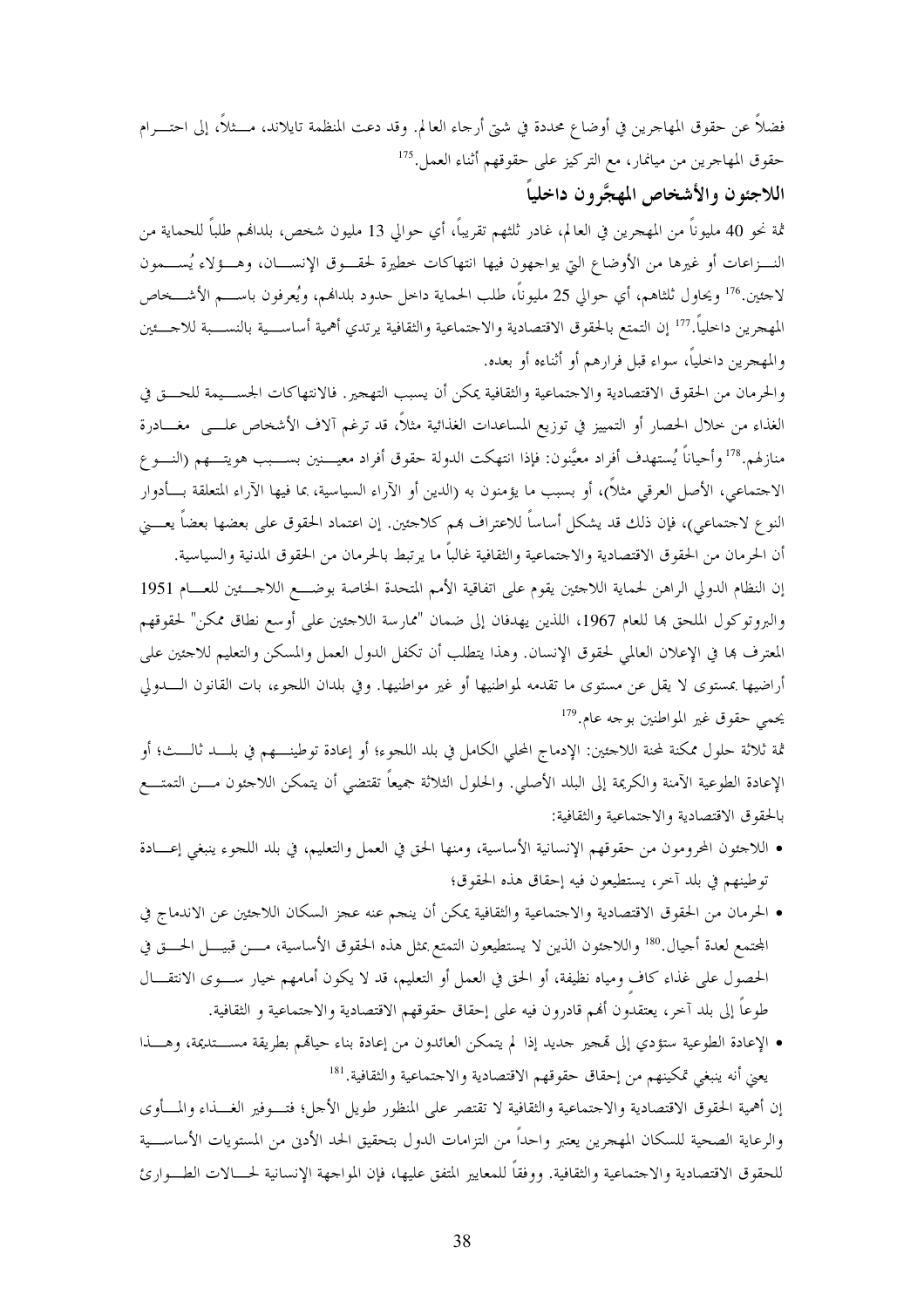فضلاً عن حقوق المهاجرين في أوضاع محددة في شتى أرجاء العالم. وقد دعت المنظمة تايلاند، مثلاً، إلى احترام حقوق المهاجرين من ميانمار، مع التركيز على حقوقهم أثناء العمل.[175]

## اللاجئون والأشخاص المهجَّرون داخلياً

ثمة نحو 40 مليوناً من المهجرين في العالم، غادر ثلثهم تقريباً، أي حوالي 13 مليون شخص، بلدانهم طلباً للحماية من النـزاعات أو غيرها من الأوضاع التي يواجهون فيها انتهاكات خطيرة لحقوق الإنسان، وهؤلاء يُسمون لاجئين.[176] ويحاول ثلثاهم، أي حوالي 25 مليوناً، طلب الحماية داخل حدود بلدانهم، ويُعرفون باسم الأشخاص المهجرين داخلياً.[177] إن التمتع بالحقوق الاقتصادية والاجتماعية والثقافية يرتدي أهمية أساسية بالنسبة للاجئين والمهجرين داخلياً، سواء قبل فرارهم أو أثناءه أو بعده.

والحرمان من الحقوق الاقتصادية والاجتماعية والثقافية يمكن أن يسبب التهجير. فالانتهاكات الجسيمة للحق في الغذاء من خلال الحصار أو التمييز في توزيع المساعدات الغذائية مثلاً، قد ترغم آلاف الأشخاص على مغادرة منازلهم.[178] وأحياناً يُستهدف أفراد معيَّنون: فإذا انتهكت الدولة حقوق أفراد معينين بسبب هويتهم (النوع الاجتماعي، الأصل العرقي مثلاً)، أو بسبب ما يؤمنون به (الدين أو الآراء السياسية، بما فيها الآراء المتعلقة بأدوار النوع الاجتماعي)، فإن ذلك قد يشكل أساساً للاعتراف بهم كلاجئين. إن اعتماد الحقوق على بعضها بعضاً يعني أن الحرمان من الحقوق الاقتصادية والاجتماعية والثقافية غالباً ما يرتبط بالحرمان من الحقوق المدنية والسياسية.

إن النظام الدولي الراهن لحماية اللاجئين يقوم على اتفاقية الأمم المتحدة الخاصة بوضع اللاجئين للعام 1951 والبروتوكول الملحق بها للعام 1967، اللذين يهدفان إلى ضمان "ممارسة اللاجئين على أوسع نطاق ممكن" لحقوقهم المعترف بها في الإعلان العالمي لحقوق الإنسان. وهذا يتطلب أن تكفل الدول العمل والمسكن والتعليم للاجئين على أراضيها بمستوى لا يقل عن مستوى ما تقدمه لمواطنيها أو غير مواطنيها. وفي بلدان اللجوء، بات القانون الدولي يحمي حقوق غير المواطنين بوجه عام.[179]

ثمة ثلاثة حلول ممكنة لمحنة اللاجئين: الإدماج المحلي الكامل في بلد اللجوء؛ أو إعادة توطينهم في بلد ثالث؛ أو الإعادة الطوعية الآمنة والكريمة إلى البلد الأصلي. والحلول الثلاثة جميعاً تقتضي أن يتمكن اللاجئون من التمتع بالحقوق الاقتصادية والاجتماعية والثقافية:

- اللاجئون المحرومون من حقوقهم الإنسانية الأساسية، ومنها الحق في العمل والتعليم، في بلد اللجوء ينبغي إعادة توطينهم في بلد آخر، يستطيعون فيه إحقاق هذه الحقوق؛
- الحرمان من الحقوق الاقتصادية والاجتماعية والثقافية يمكن أن ينجم عنه عجز السكان اللاجئين عن الاندماج في المجتمع لعدة أجيال.[180] واللاجئون الذين لا يستطيعون التمتع بمثل هذه الحقوق الأساسية، من قبيل الحق في الحصول على غذاء كاف ومياه نظيفة، أو الحق في العمل أو التعليم، قد لا يكون أمامهم خيار سوى الانتقال طوعاً إلى بلد آخر، يعتقدون أنهم قادرون فيه على إحقاق حقوقهم الاقتصادية والاجتماعية و الثقافية.
- الإعادة الطوعية ستؤدي إلى تهجير جديد إذا لم يتمكن العائدون من إعادة بناء حياتهم بطريقة مستديمة، وهذا يعني أنه ينبغي تمكينهم من إحقاق حقوقهم الاقتصادية والاجتماعية والثقافية.[181]

إن أهمية الحقوق الاقتصادية والاجتماعية والثقافية لا تقتصر على المنظور طويل الأجل؛ فتوفير الغذاء والمأوى والرعاية الصحية للسكان المهجرين يعتبر واحداً من التزامات الدول بتحقيق الحد الأدنى من المستويات الأساسية للحقوق الاقتصادية والاجتماعية والثقافية. ووفقاً للمعايير المتفق عليها، فإن المواجهة الإنسانية لحالات الطوارئ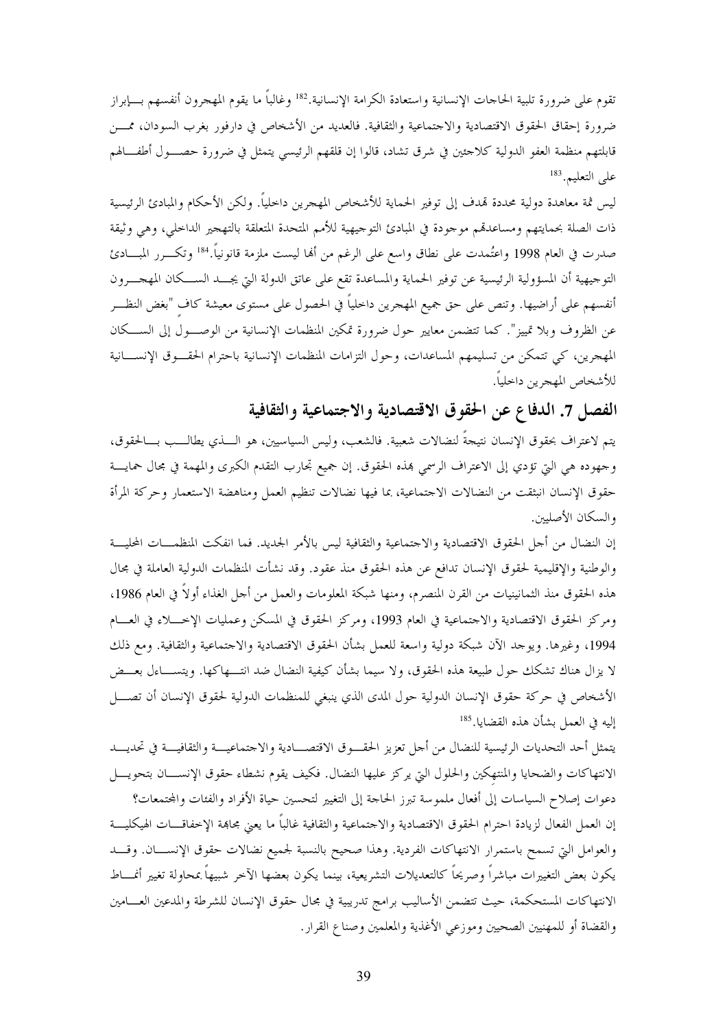تقوم على ضرورة تلبية الحاجات الإنسانية واستعادة الكرامة الإنسانية.[182] وغالباً ما يقوم المهجرون أنفسهم بإبراز ضرورة إحقاق الحقوق الاقتصادية والاجتماعية والثقافية. فالعديد من الأشخاص في دارفور بغرب السودان، ممن قابلتهم منظمة العفو الدولية كلاجئين في شرق تشاد، قالوا إن قلقهم الرئيسي يتمثل في ضرورة حصول أطفالهم على التعليم.[183]

ليس ثمة معاهدة دولية محددة تهدف إلى توفير الحماية للأشخاص المهجرين داخلياً. ولكن الأحكام والمبادئ الرئيسية ذات الصلة بحمايتهم ومساعدتهم موجودة في المبادئ التوجيهية للأمم المتحدة المتعلقة بالتهجير الداخلي، وهي وثيقة صدرت في العام 1998 واعتُمدت على نطاق واسع على الرغم من أنها ليست ملزمة قانونياً.[184] وتكرر المبادئ التوجيهية أن المسؤولية الرئيسية عن توفير الحماية والمساعدة تقع على عاتق الدولة التي يجد السكان المهجرون أنفسهم على أراضيها. وتنص على حق جميع المهجرين داخلياً في الحصول على مستوى معيشة كافٍ "بغض النظر عن الظروف وبلا تمييز". كما تتضمن معايير حول ضرورة تمكين المنظمات الإنسانية من الوصول إلى السكان المهجرين، كي تتمكن من تسليمهم المساعدات، وحول التزامات المنظمات الإنسانية باحترام الحقوق الإنسانية للأشخاص المهجرين داخلياً.

## الفصل 7. الدفاع عن الحقوق الاقتصادية والاجتماعية والثقافية

يتم لاعتراف بحقوق الإنسان نتيجةً لنضالات شعبية. فالشعب، وليس السياسيين، هو الذي يطالب بالحقوق، وجهوده هي التي تؤدي إلى الاعتراف الرسمي بهذه الحقوق. إن جميع تجارب التقدم الكبرى والمهمة في مجال حماية حقوق الإنسان انبثقت من النضالات الاجتماعية، بما فيها نضالات تنظيم العمل ومناهضة الاستعمار وحركة المرأة والسكان الأصليين.

إن النضال من أجل الحقوق الاقتصادية والاجتماعية والثقافية ليس بالأمر الجديد. فما انفكت المنظمات المحلية والوطنية والإقليمية لحقوق الإنسان تدافع عن هذه الحقوق منذ عقود. وقد نشأت المنظمات الدولية العاملة في مجال هذه الحقوق منذ الثمانينيات من القرن المنصرم، ومنها شبكة المعلومات والعمل من أجل الغذاء أولاً في العام 1986، ومركز الحقوق الاقتصادية والاجتماعية في العام 1993، ومركز الحقوق في المسكن وعمليات الإخلاء في العام 1994، وغيرها. ويوجد الآن شبكة دولية واسعة للعمل بشأن الحقوق الاقتصادية والاجتماعية والثقافية. ومع ذلك لا يزال هناك تشكك حول طبيعة هذه الحقوق، ولا سيما بشأن كيفية النضال ضد انتهاكها. ويتساءل بعض الأشخاص في حركة حقوق الإنسان الدولية حول المدى الذي ينبغي للمنظمات الدولية لحقوق الإنسان أن تصل إليه في العمل بشأن هذه القضايا.[185]

يتمثل أحد التحديات الرئيسية للنضال من أجل تعزيز الحقوق الاقتصادية والاجتماعية والثقافية في تحديد الانتهاكات والضحايا والمنتهِكين والحلول التي يركز عليها النضال. فكيف يقوم نشطاء حقوق الإنسان بتحويل دعوات إصلاح السياسات إلى أفعال ملموسة تبرز الحاجة إلى التغيير لتحسين حياة الأفراد والفئات والمجتمعات؟

إن العمل الفعال لزيادة احترام الحقوق الاقتصادية والاجتماعية والثقافية غالباً ما يعني مجابهة الإخفاقات الهيكلية والعوامل التي تسمح باستمرار الانتهاكات الفردية. وهذا صحيح بالنسبة لجميع نضالات حقوق الإنسان. وقد يكون بعض التغييرات مباشراً وصريحاً كالتعديلات التشريعية، بينما يكون بعضها الآخر شبيهاً بمحاولة تغيير أنماط الانتهاكات المستحكمة، حيث تتضمن الأساليب برامج تدريبية في مجال حقوق الإنسان للشرطة والمدعين العامين والقضاة أو للمهنيين الصحيين وموزعي الأغذية والمعلمين وصناع القرار.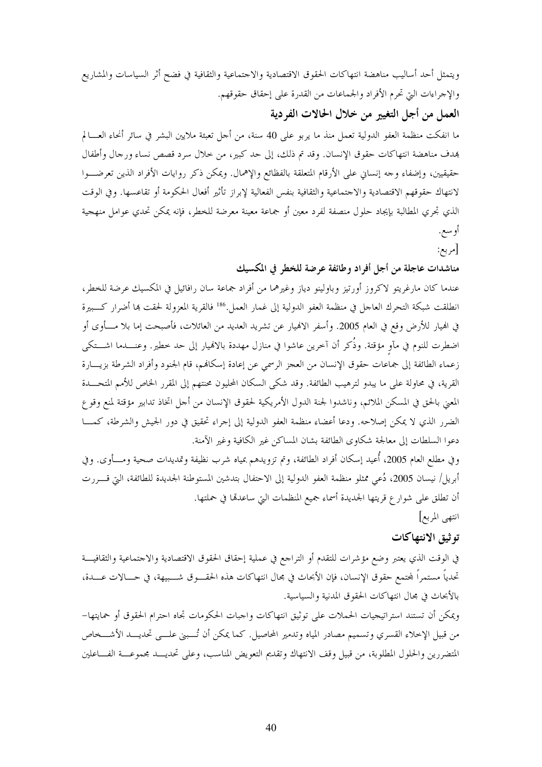ويتمثل أحد أساليب مناهضة انتهاكات الحقوق الاقتصادية والاجتماعية والثقافية في فضح أثر السياسات والمشاريع والإجراءات التي تحرم الأفراد والجماعات من القدرة على إحقاق حقوقهم.

### العمل من أجل التغيير من خلال الحالات الفردية

ما انفكت منظمة العفو الدولية تعمل منذ ما يربو على 40 سنة، من أجل تعبئة ملايين البشر في سائر أنحاء العالم بهدف مناهضة انتهاكات حقوق الإنسان. وقد تم ذلك، إلى حد كبير، من خلال سرد قصص نساء ورجال وأطفال حقيقيين، وإضفاء وجه إنساني على الأرقام المتعلقة بالفظائع والإهمال. ويمكن ذكر روايات الأفراد الذين تعرضوا لانتهاك حقوقهم الاقتصادية والاجتماعية والثقافية بنفس الفعالية لإبراز تأثير أفعال الحكومة أو تقاعسها. وفي الوقت الذي تجري المطالبة بإيجاد حلول منصفة لفرد معين أو جماعة معينة معرضة للخطر، فإنه يمكن تحدي عوامل منهجية أوسع.

[مربع:

#### مناشدات عاجلة من أجل أفراد وطائفة عرضة للخطر في المكسيك

عندما كان مارغريتو لاكروز أورتيز وباولينو دياز وغيرهما من أفراد جماعة سان رافائيل في المكسيك عرضة للخطر، انطلقت شبكة التحرك العاجل في منظمة العفو الدولية إلى غمار العمل.[186] فالقرية المعزولة لحقت بها أضرار كبيرة في انهيار للأرض وقع في العام 2005. وأسفر الانهيار عن تشريد العديد من العائلات، فأصبحت إما بلا مأوى أو اضطرت للنوم في مآوٍ مؤقتة. وذُكر أن آخرين عاشوا في منازل مهددة بالانهيار إلى حد خطير. وعندما اشتكى زعماء الطائفة إلى جماعات حقوق الإنسان من العجز الرسمي عن إعادة إسكانهم، قام الجنود وأفراد الشرطة بزيارة القرية، في محاولة على ما يبدو لترهيب الطائفة. وقد شكى السكان المحليون محنتهم إلى المقرر الخاص للأمم المتحدة المعني بالحق في المسكن الملائم، وناشدوا لجنة الدول الأمريكية لحقوق الإنسان من أجل اتخاذ تدابير مؤقتة لمنع وقوع الضرر الذي لا يمكن إصلاحه. ودعا أعضاء منظمة العفو الدولية إلى إجراء تحقيق في دور الجيش والشرطة، كما دعوا السلطات إلى معالجة شكاوى الطائفة بشان المساكن غير الكافية وغير الآمنة.

وفي مطلع العام 2005، أُعيد إسكان أفراد الطائفة، وتم تزويدهم بمياه شرب نظيفة وتمديدات صحية ومأوى. وفي أبريل/ نيسان 2005، دُعي ممثلو منظمة العفو الدولية إلى الاحتفال بتدشين المستوطنة الجديدة للطائفة، التي قررت أن تطلق على شوارع قريتها الجديدة أسماء جميع المنظمات التي ساعدتها في حملتها.

انتهى المربع]

### توثيق الانتهاكات

في الوقت الذي يعتبر وضع مؤشرات للتقدم أو التراجع في عملية إحقاق الحقوق الاقتصادية والاجتماعية والثقافية تحدياً مستمراً لمجتمع حقوق الإنسان، فإن الأبحاث في مجال انتهاكات هذه الحقوق شبيهة، في حالات عدة، بالأبحاث في مجال انتهاكات الحقوق المدنية والسياسية.

ويمكن أن تستند استراتيجيات الحملات على توثيق انتهاكات واجبات الحكومات تجاه احترام الحقوق أو حمايتها– من قبيل الإخلاء القسري وتسميم مصادر المياه وتدمير المحاصيل. كما يمكن أن تُبنى على تحديد الأشخاص المتضررين والحلول المطلوبة، من قبيل وقف الانتهاك وتقديم التعويض المناسب، وعلى تحديد مجموعة الفاعلين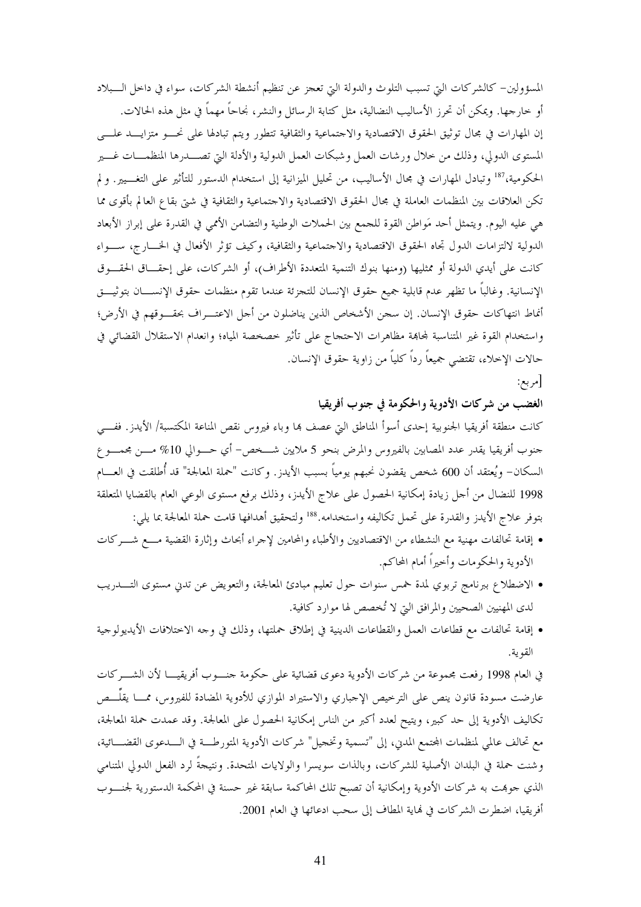المسؤولين– كالشركات التي تسبب التلوث والدولة التي تعجز عن تنظيم أنشطة الشركات، سواء في داخل البلاد أو خارجها. ويمكن أن تحرز الأساليب النضالية، مثل كتابة الرسائل والنشر، نجاحاً مهماً في مثل هذه الحالات.

إن المهارات في مجال توثيق الحقوق الاقتصادية والاجتماعية والثقافية تتطور ويتم تبادلها على نحو متزايد على المستوى الدولي، وذلك من خلال ورشات العمل وشبكات العمل الدولية والأدلة التي تصدرها المنظمات غير الحكومية،[187] وتبادل المهارات في مجال الأساليب، من تحليل الميزانية إلى استخدام الدستور للتأثير على التغيير. و لم تكن العلاقات بين المنظمات العاملة في مجال الحقوق الاقتصادية والاجتماعية والثقافية في شتى بقاع العالم بأقوى مما هي عليه اليوم. ويتمثل أحد مَواطن القوة للجمع بين الحملات الوطنية والتضامن الأممي في القدرة على إبراز الأبعاد الدولية لالتزامات الدول تجاه الحقوق الاقتصادية والاجتماعية والثقافية، وكيف تؤثر الأفعال في الخارج، سواء كانت على أيدي الدولة أو ممثليها (ومنها بنوك التنمية المتعددة الأطراف)، أو الشركات، على إحقاق الحقوق الإنسانية. وغالباً ما تظهر عدم قابلية جميع حقوق الإنسان للتجزئة عندما تقوم منظمات حقوق الإنسان بتوثيق أنماط انتهاكات حقوق الإنسان. إن سجن الأشخاص الذين يناضلون من أجل الاعتراف بحقوقهم في الأرض؛ واستخدام القوة غير المتناسبة لمجابهة مظاهرات الاحتجاج على تأثير خصخصة المياه؛ وانعدام الاستقلال القضائي في حالات الإخلاء، تقتضي جميعاً رداً كلياً من زاوية حقوق الإنسان.

[مربع:

**الغضب من شركات الأدوية والحكومة في جنوب أفريقيا**

كانت منطقة أفريقيا الجنوبية إحدى أسوأ المناطق التي عصف بها وباء فيروس نقص المناعة المكتسبة/ الأيدز. ففي جنوب أفريقيا يقدر عدد المصابين بالفيروس والمرض بنحو 5 ملايين شخص– أي حوالي 10% من مجموع السكان– ويُعتقد أن 600 شخص يقضون نحبهم يومياً بسبب الأيدز. وكانت "حملة المعالجة" قد أُطلقت في العام 1998 للنضال من أجل زيادة إمكانية الحصول على علاج الأيدز، وذلك برفع مستوى الوعي العام بالقضايا المتعلقة بتوفر علاج الأيدز والقدرة على تحمل تكاليفه واستخدامه.[188] ولتحقيق أهدافها قامت حملة المعالجة بما يلي:

- إقامة تحالفات مهنية مع النشطاء من الاقتصاديين والأطباء والمحامين لإجراء أبحاث وإثارة القضية مع شركات الأدوية والحكومات وأخيراً أمام المحاكم.
- الاضطلاع ببرنامج تربوي لمدة خمس سنوات حول تعليم مبادئ المعالجة، والتعويض عن تدني مستوى التدريب لدى المهنيين الصحيين والمرافق التي لا تُخصص لها موارد كافية.
- إقامة تحالفات مع قطاعات العمل والقطاعات الدينية في إطلاق حملتها، وذلك في وجه الاختلافات الأيديولوجية القوية.

في العام 1998 رفعت مجموعة من شركات الأدوية دعوى قضائية على حكومة جنوب أفريقيا لأن الشركات عارضت مسودة قانون ينص على الترخيص الإجباري والاستيراد الموازي للأدوية المضادة للفيروس، مما يقلّص تكاليف الأدوية إلى حد كبير، ويتيح لعدد أكبر من الناس إمكانية الحصول على المعالجة. وقد عمدت حملة المعالجة، مع تحالف عالمي لمنظمات المجتمع المدني، إلى "تسمية وتخجيل" شركات الأدوية المتورطة في الدعوى القضائية، وشنت حملة في البلدان الأصلية للشركات، وبالذات سويسرا والولايات المتحدة. ونتيجةً لرد الفعل الدولي المتنامي الذي جوبهت به شركات الأدوية وإمكانية أن تصبح تلك المحاكمة سابقة غير حسنة في المحكمة الدستورية لجنوب أفريقيا، اضطرت الشركات في نهاية المطاف إلى سحب ادعائها في العام 2001.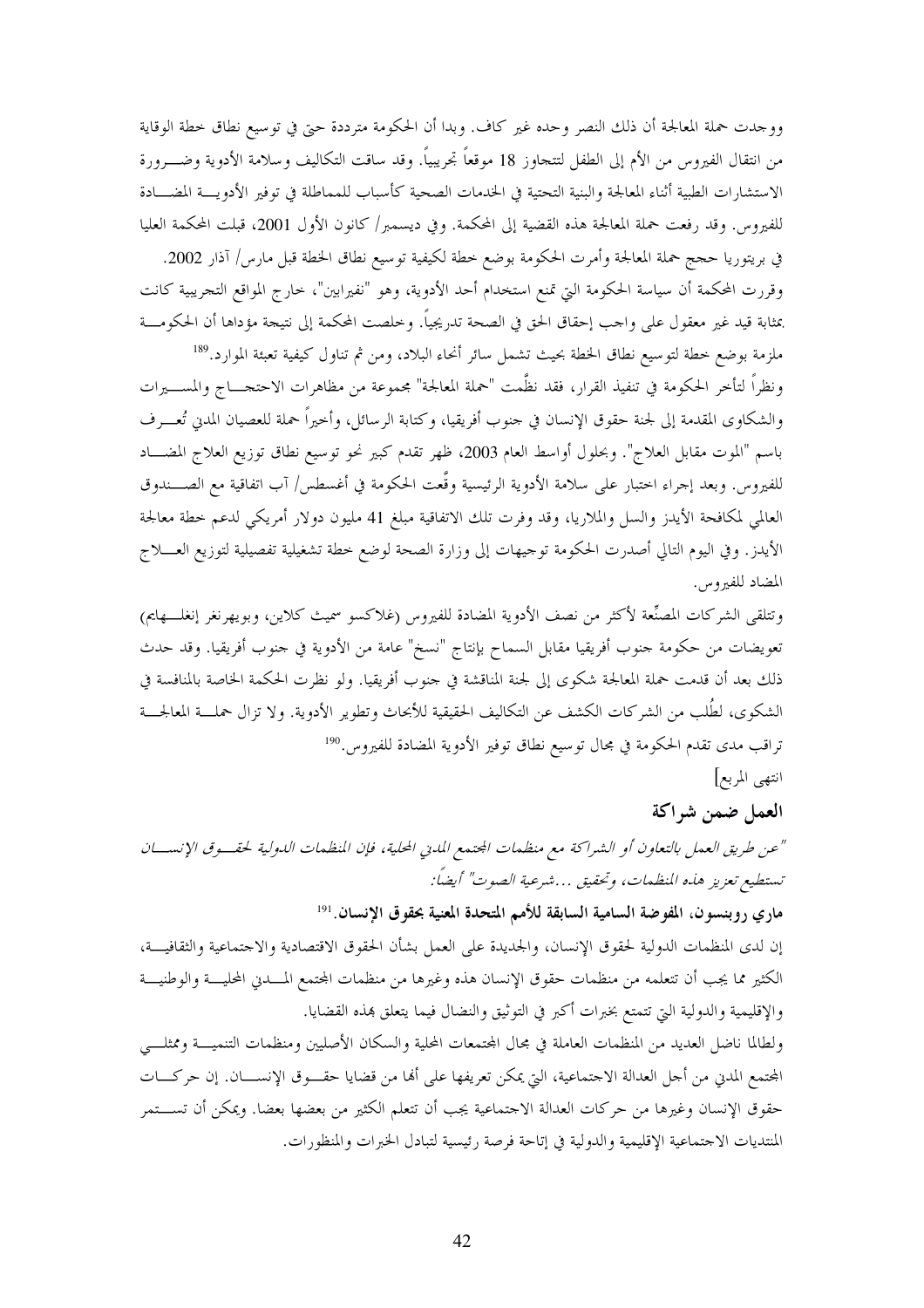ووجدت حملة المعالجة أن ذلك النصر وحده غير كاف. وبدا أن الحكومة مترددة حتى في توسيع نطاق خطة الوقاية من انتقال الفيروس من الأم إلى الطفل لتتجاوز 18 موقعاً تجريبياً. وقد ساقت التكاليف وسلامة الأدوية وضرورة الاستشارات الطبية أثناء المعالجة والبنية التحتية في الخدمات الصحية كأسباب للمماطلة في توفير الأدوية المضادة للفيروس. وقد رفعت حملة المعالجة هذه القضية إلى المحكمة. وفي ديسمبر/ كانون الأول 2001، قبلت المحكمة العليا في بريتوريا حجج حملة المعالجة وأمرت الحكومة بوضع خطة لكيفية توسيع نطاق الخطة قبل مارس/ آذار 2002. وقررت المحكمة أن سياسة الحكومة التي تمنع استخدام أحد الأدوية، وهو "نفيرابين"، خارج المواقع التجريبية كانت بمثابة قيد غير معقول على واجب إحقاق الحق في الصحة تدريجياً. وخلصت المحكمة إلى نتيجة مؤداها أن الحكومة ملزمة بوضع خطة لتوسيع نطاق الخطة بحيث تشمل سائر أنحاء البلاد، ومن ثم تناول كيفية تعبئة الموارد.[189]

ونظراً لتأخر الحكومة في تنفيذ القرار، فقد نظّمت "حملة المعالجة" مجموعة من مظاهرات الاحتجاج والمسيرات والشكاوى المقدمة إلى لجنة حقوق الإنسان في جنوب أفريقيا، وكتابة الرسائل، وأخيراً حملة للعصيان المدني تُعرف باسم "الموت مقابل العلاج". وبحلول أواسط العام 2003، ظهر تقدم كبير نحو توسيع نطاق توزيع العلاج المضاد للفيروس. وبعد إجراء اختبار على سلامة الأدوية الرئيسية وقّعت الحكومة في أغسطس/ آب اتفاقية مع الصندوق العالمي لمكافحة الأيدز والسل والملاريا، وقد وفرت تلك الاتفاقية مبلغ 41 مليون دولار أمريكي لدعم خطة معالجة الأيدز. وفي اليوم التالي أصدرت الحكومة توجيهات إلى وزارة الصحة لوضع خطة تشغيلية تفصيلية لتوزيع العلاج المضاد للفيروس.

وتتلقى الشركات المصنّعة لأكثر من نصف الأدوية المضادة للفيروس (غلاكسو سميث كلاين، وبويهرنغر إنغلهايم) تعويضات من حكومة جنوب أفريقيا مقابل السماح بإنتاج "نسخ" عامة من الأدوية في جنوب أفريقيا. وقد حدث ذلك بعد أن قدمت حملة المعالجة شكوى إلى لجنة المناقشة في جنوب أفريقيا. ولو نظرت الحكمة الخاصة بالمنافسة في الشكوى، لطُلب من الشركات الكشف عن التكاليف الحقيقية للأبحاث وتطوير الأدوية. ولا تزال حملة المعالجة تراقب مدى تقدم الحكومة في مجال توسيع نطاق توفير الأدوية المضادة للفيروس.[190]

انتهى المربع]

## العمل ضمن شراكة

*"عن طريق العمل بالتعاون أو الشراكة مع منظمات المجتمع المدني المحلية، فإن المنظمات الدولية لحقوق الإنسان تستطيع تعزيز هذه المنظمات، وتحقيق ...شرعية الصوت" أيضاً:*

**ماري روبنسون، المفوضة السامية السابقة للأمم المتحدة المعنية بحقوق الإنسان.**[191]

إن لدى المنظمات الدولية لحقوق الإنسان، والجديدة على العمل بشأن الحقوق الاقتصادية والاجتماعية والثقافية، الكثير مما يجب أن تتعلمه من منظمات حقوق الإنسان هذه وغيرها من منظمات المجتمع المدني المحلية والوطنية والإقليمية والدولية التي تتمتع بخبرات أكبر في التوثيق والنضال فيما يتعلق بهذه القضايا.

ولطالما ناضل العديد من المنظمات العاملة في مجال المجتمعات المحلية والسكان الأصليين ومنظمات التنمية وممثلي المجتمع المدني من أجل العدالة الاجتماعية، التي يمكن تعريفها على أنها من قضايا حقوق الإنسان. إن حركات حقوق الإنسان وغيرها من حركات العدالة الاجتماعية يجب أن تتعلم الكثير من بعضها بعضا. ويمكن أن تستمر المنتديات الاجتماعية الإقليمية والدولية في إتاحة فرصة رئيسية لتبادل الخبرات والمنظورات.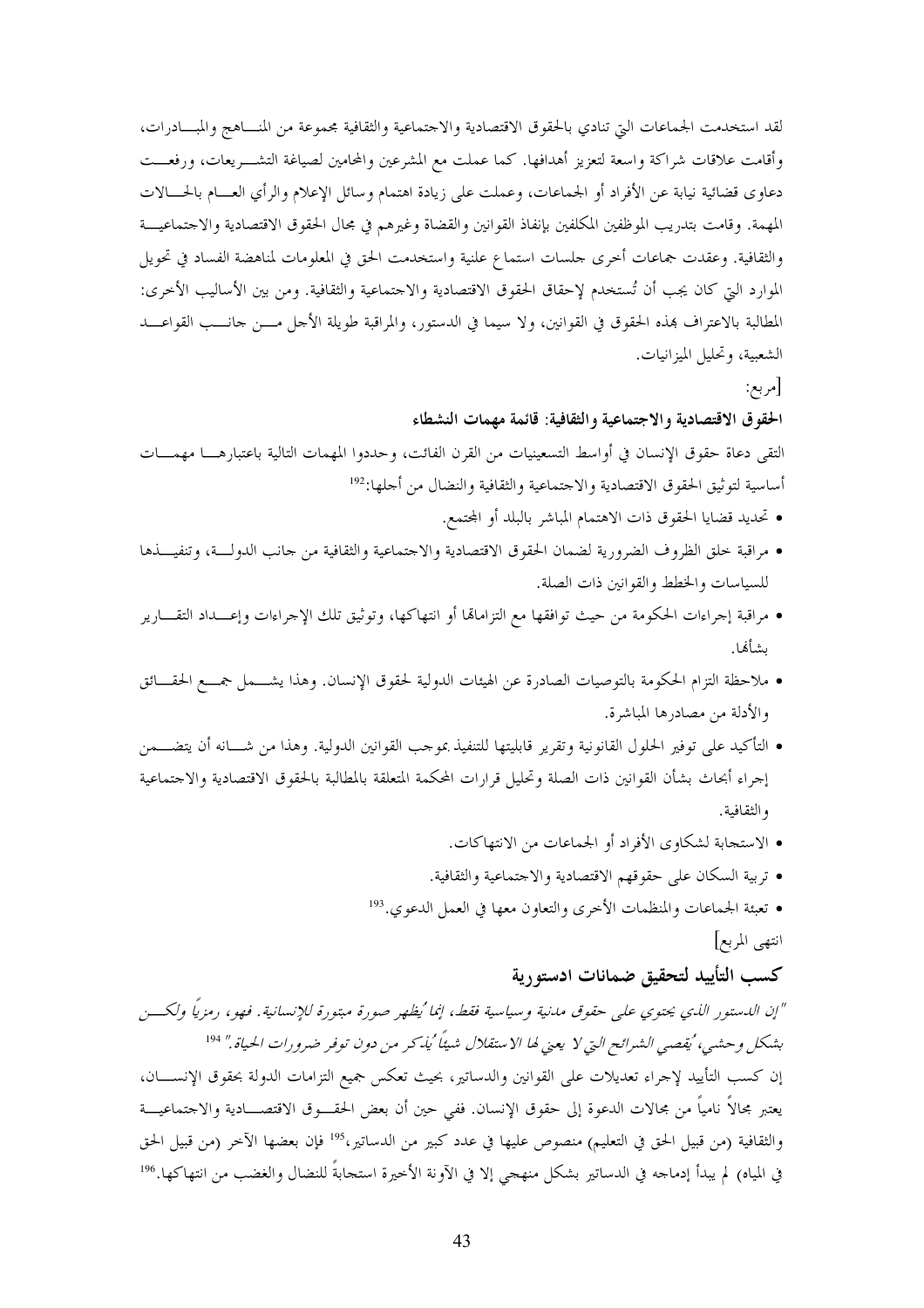لقد استخدمت الجماعات التي تنادي بالحقوق الاقتصادية والاجتماعية والثقافية مجموعة من المناهج والمبادرات، وأقامت علاقات شراكة واسعة لتعزيز أهدافها. كما عملت مع المشرعين والمحامين لصياغة التشريعات، ورفعت دعاوى قضائية نيابة عن الأفراد أو الجماعات، وعملت على زيادة اهتمام وسائل الإعلام والرأي العام بالحالات المهمة. وقامت بتدريب الموظفين المكلفين بإنفاذ القوانين والقضاة وغيرهم في مجال الحقوق الاقتصادية والاجتماعية والثقافية. وعقدت جماعات أخرى جلسات استماع علنية واستخدمت الحق في المعلومات لمناهضة الفساد في تحويل الموارد التي كان يجب أن تُستخدم لإحقاق الحقوق الاقتصادية والاجتماعية والثقافية. ومن بين الأساليب الأخرى: المطالبة بالاعتراف بهذه الحقوق في القوانين، ولا سيما في الدستور، والمراقبة طويلة الأجل من جانب القواعد الشعبية، وتحليل الميزانيات.

[مربع:

**الحقوق الاقتصادية والاجتماعية والثقافية: قائمة مهمات النشطاء**

التقى دعاة حقوق الإنسان في أواسط التسعينيات من القرن الفائت، وحددوا المهمات التالية باعتبارها مهمات أساسية لتوثيق الحقوق الاقتصادية والاجتماعية والثقافية والنضال من أجلها:[192]

- تحديد قضايا الحقوق ذات الاهتمام المباشر بالبلد أو المجتمع.
- مراقبة خلق الظروف الضرورية لضمان الحقوق الاقتصادية والاجتماعية والثقافية من جانب الدولة، وتنفيذها للسياسات والخطط والقوانين ذات الصلة.
- مراقبة إجراءات الحكومة من حيث توافقها مع التزاماتها أو انتهاكها، وتوثيق تلك الإجراءات وإعداد التقارير بشأنها.
- ملاحظة التزام الحكومة بالتوصيات الصادرة عن الهيئات الدولية لحقوق الإنسان. وهذا يشمل جمع الحقائق والأدلة من مصادرها المباشرة.
- التأكيد على توفير الحلول القانونية وتقرير قابليتها للتنفيذ بموجب القوانين الدولية. وهذا من شأنه أن يتضمن إجراء أبحاث بشأن القوانين ذات الصلة وتحليل قرارات المحكمة المتعلقة بالمطالبة بالحقوق الاقتصادية والاجتماعية والثقافية.
- الاستجابة لشكاوى الأفراد أو الجماعات من الانتهاكات.
- تربية السكان على حقوقهم الاقتصادية والاجتماعية والثقافية.
- تعبئة الجماعات والمنظمات الأخرى والتعاون معها في العمل الدعوي.[193]

انتهى المربع]

## كسب التأييد لتحقيق ضمانات ادستورية

*"إن الدستور الذي يحتوي على حقوق مدنية وسياسية فقط، إنما يُظهر صورة مبتورة للإنسانية. فهو، رمزياً ولكن بشكل وحشي، يُقصي الشرائح التي لا يعني لها الاستقلال شيئاً يُذكر من دون توفر ضرورات الحياة."* [194]

إن كسب التأييد لإجراء تعديلات على القوانين والدساتير، بحيث تعكس جميع التزامات الدولة بحقوق الإنسان، يعتبر مجالاً نامياً من مجالات الدعوة إلى حقوق الإنسان. ففي حين أن بعض الحقوق الاقتصادية والاجتماعية والثقافية (من قبيل الحق في التعليم) منصوص عليها في عدد كبير من الدساتير،[195] فإن بعضها الآخر (من قبيل الحق في المياه) لم يبدأ إدماجه في الدساتير بشكل منهجي إلا في الآونة الأخيرة استجابةً للنضال والغضب من انتهاكها.[196]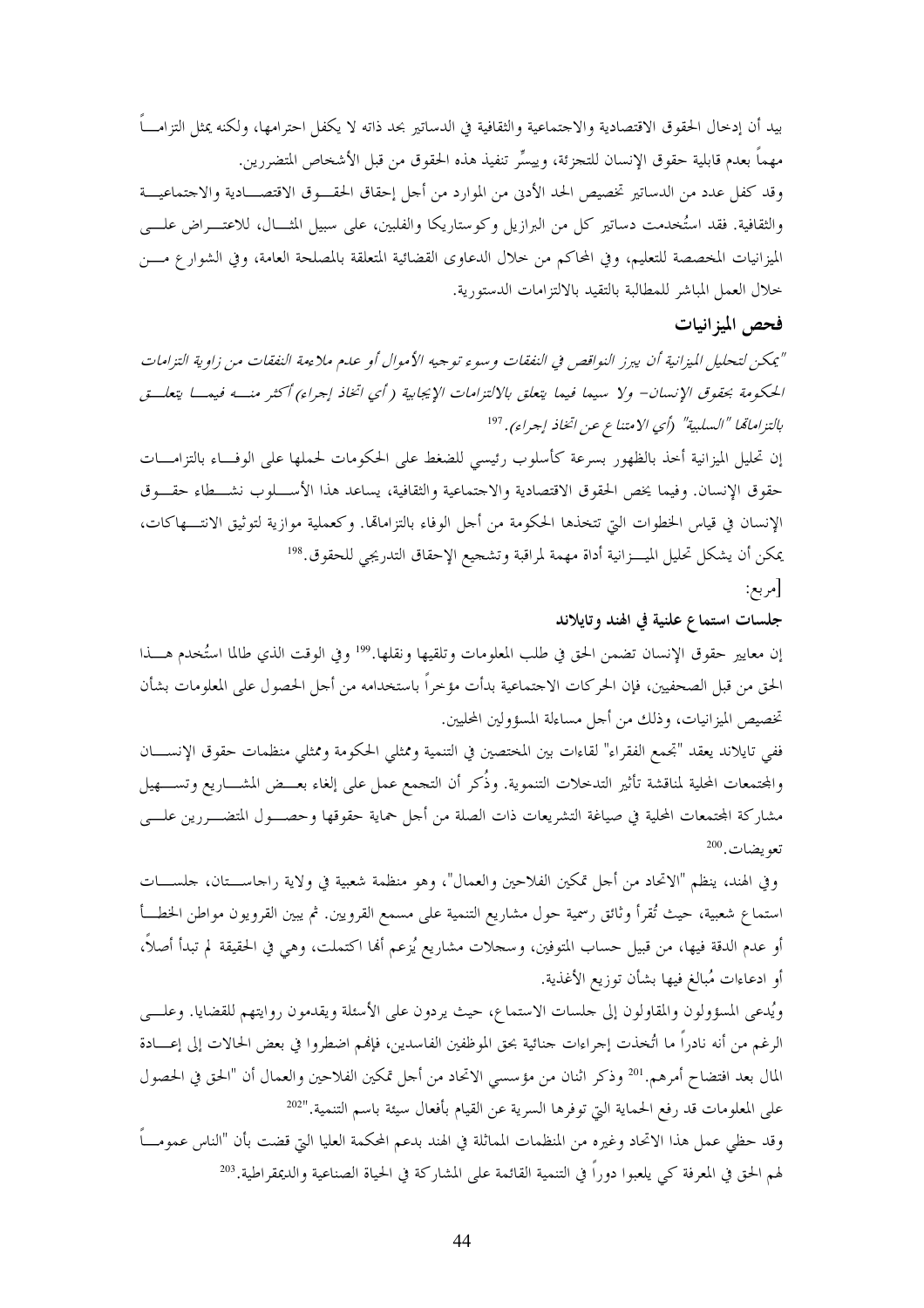بيد أن إدخال الحقوق الاقتصادية والاجتماعية والثقافية في الدساتير بحد ذاته لا يكفل احترامها، ولكنه يمثل التزاماً مهماً بعدم قابلية حقوق الإنسان للتجزئة، وييسِّر تنفيذ هذه الحقوق من قبل الأشخاص المتضررين.

وقد كفل عدد من الدساتير تخصيص الحد الأدنى من الموارد من أجل إحقاق الحقوق الاقتصادية والاجتماعية والثقافية. فقد استُخدمت دساتير كل من البرازيل وكوستاريكا والفلبين، على سبيل المثال، للاعتراض على الميزانيات المخصصة للتعليم، وفي المحاكم من خلال الدعاوى القضائية المتعلقة بالمصلحة العامة، وفي الشوارع من خلال العمل المباشر للمطالبة بالتقيد بالالتزامات الدستورية.

### فحص الميزانيات

*"يمكن لتحليل الميزانية أن يبرز النواقص في النفقات وسوء توجيه الأموال أو عدم ملاءمة النفقات من زاوية التزامات الحكومة بحقوق الإنسان– ولا سيما فيما يتعلق بالالتزامات الإيجابية (أي اتخاذ إجراء) أكثر منه فيما يتعلق بالتزاماتها "السلبية" (أي الامتناع عن اتخاذ إجراء).*[197]

إن تحليل الميزانية أخذ بالظهور بسرعة كأسلوب رئيسي للضغط على الحكومات لحملها على الوفاء بالتزامات حقوق الإنسان. وفيما يخص الحقوق الاقتصادية والاجتماعية والثقافية، يساعد هذا الأسلوب نشطاء حقوق الإنسان في قياس الخطوات التي تتخذها الحكومة من أجل الوفاء بالتزاماتها. وكعملية موازية لتوثيق الانتهاكات، يمكن أن يشكل تحليل الميزانية أداة مهمة لمراقبة وتشجيع الإحقاق التدريجي للحقوق.[198]

[مربع:

### جلسات استماع علنية في الهند وتايلاند

إن معايير حقوق الإنسان تضمن الحق في طلب المعلومات وتلقيها ونقلها.[199] وفي الوقت الذي طالما استُخدم هذا الحق من قبل الصحفيين، فإن الحركات الاجتماعية بدأت مؤخراً باستخدامه من أجل الحصول على المعلومات بشأن تخصيص الميزانيات، وذلك من أجل مساءلة المسؤولين المحليين.

ففي تايلاند يعقد "تجمع الفقراء" لقاءات بين المختصين في التنمية وممثلي الحكومة وممثلي منظمات حقوق الإنسان والمجتمعات المحلية لمناقشة تأثير التدخلات التنموية. وذُكر أن التجمع عمل على إلغاء بعض المشاريع وتسهيل مشاركة المجتمعات المحلية في صياغة التشريعات ذات الصلة من أجل حماية حقوقها وحصول المتضررين على تعويضات.[200]

وفي الهند، ينظم "الاتحاد من أجل تمكين الفلاحين والعمال"، وهو منظمة شعبية في ولاية راجاستان، جلسات استماع شعبية، حيث تُقرأ وثائق رسمية حول مشاريع التنمية على مسمع القرويين. ثم يبين القرويون مواطن الخطأ أو عدم الدقة فيها، من قبيل حساب المتوفين، وسجلات مشاريع يُزعم أنها اكتملت، وهي في الحقيقة لم تبدأ أصلاً، أو ادعاءات مُبالغ فيها بشأن توزيع الأغذية.

ويُدعى المسؤولون والمقاولون إلى جلسات الاستماع، حيث يردون على الأسئلة ويقدمون روايتهم للقضايا. وعلى الرغم من أنه نادراً ما اتُخذت إجراءات جنائية بحق الموظفين الفاسدين، فإنهم اضطروا في بعض الحالات إلى إعادة المال بعد افتضاح أمرهم.[201] وذكر اثنان من مؤسسي الاتحاد من أجل تمكين الفلاحين والعمال أن "الحق في الحصول على المعلومات قد رفع الحماية التي توفرها السرية عن القيام بأفعال سيئة باسم التنمية."[202]

وقد حظي عمل هذا الاتحاد وغيره من المنظمات المماثلة في الهند بدعم المحكمة العليا التي قضت بأن "الناس عموماً لهم الحق في المعرفة كي يلعبوا دوراً في التنمية القائمة على المشاركة في الحياة الصناعية والديمقراطية.[203]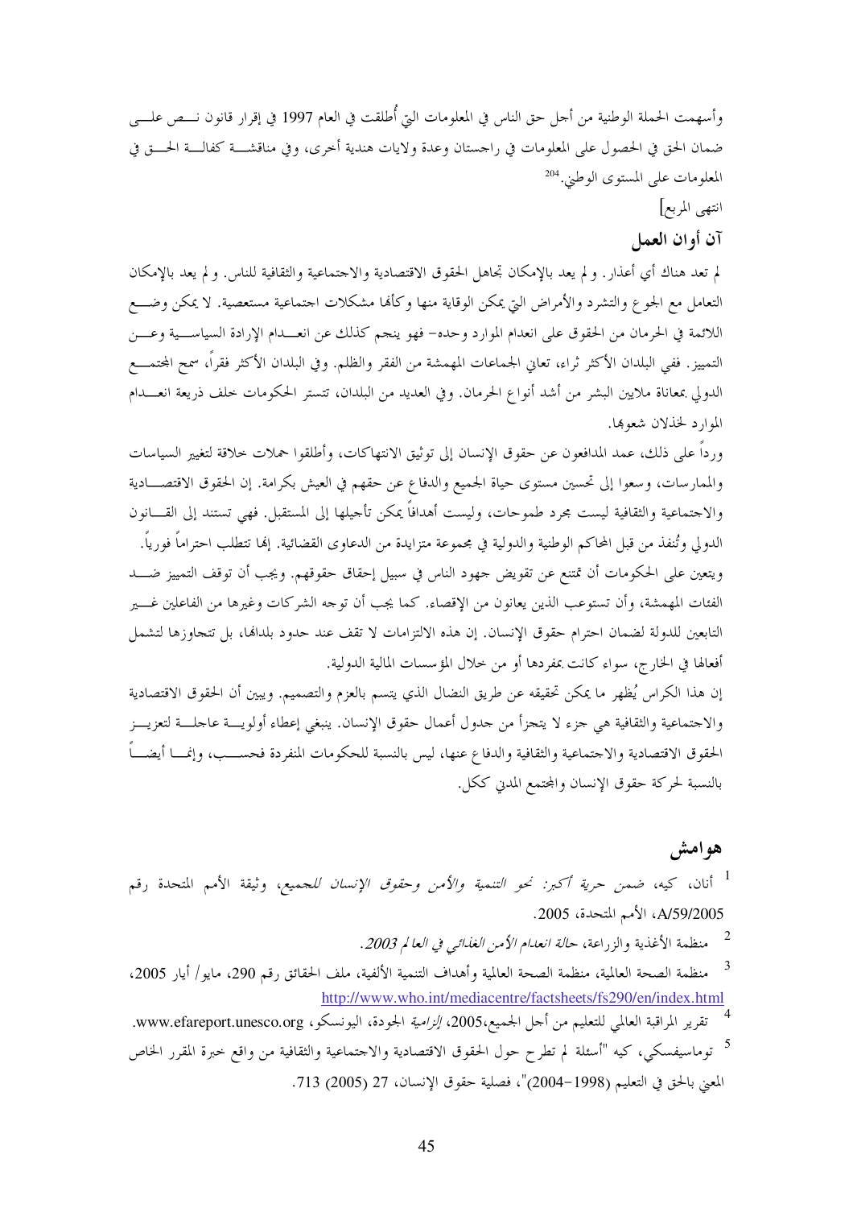وأسهمت الحملة الوطنية من أجل حق الناس في المعلومات التي أُطلقت في العام 1997 في إقرار قانون نص على ضمان الحق في الحصول على المعلومات في راجستان وعدة ولايات هندية أخرى، وفي مناقشة كفالة الحق في المعلومات على المستوى الوطني.[204]

انتهى المربع]

## آن أوان العمل

لم تعد هناك أي أعذار. و لم يعد بالإمكان تجاهل الحقوق الاقتصادية والاجتماعية والثقافية للناس. و لم يعد بالإمكان التعامل مع الجوع والتشرد والأمراض التي يمكن الوقاية منها وكأنها مشكلات اجتماعية مستعصية. لا يمكن وضع اللائمة في الحرمان من الحقوق على انعدام الموارد وحده– فهو ينجم كذلك عن انعدام الإرادة السياسية وعن التمييز. ففي البلدان الأكثر ثراء، تعاني الجماعات المهمشة من الفقر والظلم. وفي البلدان الأكثر فقراً، سمح المجتمع الدولي بمعاناة ملايين البشر من أشد أنواع الحرمان. وفي العديد من البلدان، تتستر الحكومات خلف ذريعة انعدام الموارد لخذلان شعوبها.

ورداً على ذلك، عمد المدافعون عن حقوق الإنسان إلى توثيق الانتهاكات، وأطلقوا حملات خلاقة لتغيير السياسات والممارسات، وسعوا إلى تحسين مستوى حياة الجميع والدفاع عن حقهم في العيش بكرامة. إن الحقوق الاقتصادية والاجتماعية والثقافية ليست مجرد طموحات، وليست أهدافاً يمكن تأجيلها إلى المستقبل. فهي تستند إلى القانون الدولي وتُنفذ من قبل المحاكم الوطنية والدولية في مجموعة متزايدة من الدعاوى القضائية. إنها تتطلب احتراماً فورياً.

ويتعين على الحكومات أن تمتنع عن تقويض جهود الناس في سبيل إحقاق حقوقهم. ويجب أن توقف التمييز ضد الفئات المهمشة، وأن تستوعب الذين يعانون من الإقصاء. كما يجب أن توجه الشركات وغيرها من الفاعلين غير التابعين للدولة لضمان احترام حقوق الإنسان. إن هذه الالتزامات لا تقف عند حدود بلدانها، بل تتجاوزها لتشمل أفعالها في الخارج، سواء كانت بمفردها أو من خلال المؤسسات المالية الدولية.

إن هذا الكراس يُظهر ما يمكن تحقيقه عن طريق النضال الذي يتسم بالعزم والتصميم. ويبين أن الحقوق الاقتصادية والاجتماعية والثقافية هي جزء لا يتجزأ من جدول أعمال حقوق الإنسان. ينبغي إعطاء أولوية عاجلة لتعزيز الحقوق الاقتصادية والاجتماعية والثقافية والدفاع عنها، ليس بالنسبة للحكومات المنفردة فحسب، وإنما أيضاً بالنسبة لحركة حقوق الإنسان والمجتمع المدني ككل.

## هوامش

[1] أنان، كيه، *ضمن حرية أكبر: نحو التنمية والأمن وحقوق الإنسان للجميع*، وثيقة الأمم المتحدة رقم A/59/2005، الأمم المتحدة، 2005.

[2] منظمة الأغذية والزراعة، *حالة انعدام الأمن الغذائي في العالم 2003*.

[3] منظمة الصحة العالمية، منظمة الصحة العالمية وأهداف التنمية الألفية، ملف الحقائق رقم 290، مايو/ أيار 2005، http://www.who.int/mediacentre/factsheets/fs290/en/index.html

[4] تقرير المراقبة العالمي للتعليم من أجل الجميع،2005، *إلزامية* الجودة، اليونسكو، www.efareport.unesco.org.

[5] توماسيفسكي، كيه "أسئلة لم تطرح حول الحقوق الاقتصادية والاجتماعية والثقافية من واقع خبرة المقرر الخاص المعني بالحق في التعليم (1998–2004)"، فصلية حقوق الإنسان، 27 (2005) 713.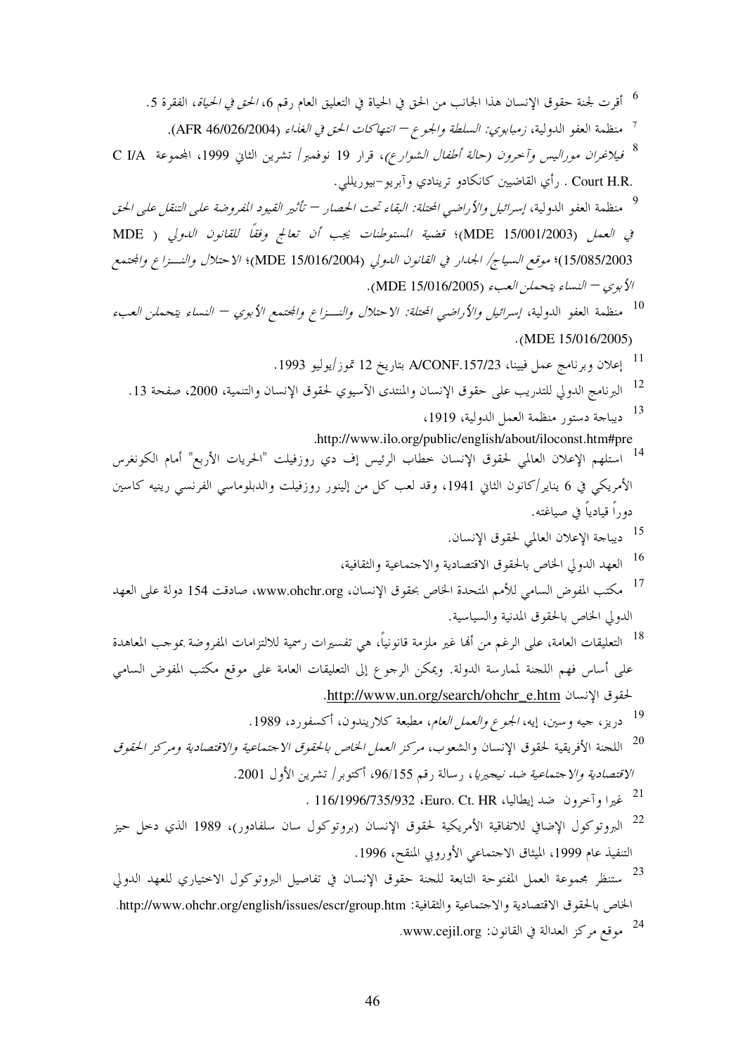[6] أقرت لجنة حقوق الإنسان هذا الجانب من الحق في الحياة في التعليق العام رقم 6، *الحق في الحياة*، الفقرة 5.

[7] منظمة العفو الدولية، *زمبابوي: السلطة والجوع – انتهاكات الحق في الغذاء* (AFR 46/026/2004).

[8] *فيلاغران موراليس وآخرون (حالة أطفال الشوارع)*، قرار 19 نوفمبر/ تشرين الثاني 1999، المجموعة C I/A Court H.R. . رأي القاضيين كانكادو ترينادي وآبريو-بيوريللي.

[9] منظمة العفو الدولية، *إسرائيل والأراضي المحتلة: البقاء تحت الحصار – تأثير القيود المفروضة على التنقل على الحق في العمل* (MDE 15/001/2003)؛ *قضية المستوطنات يجب أن تعالج وفقاً للقانون الدولي* (MDE 15/085/2003)؛ *موقع السياج/ الجدار في القانون الدولي* (MDE 15/016/2004)؛ *الاحتلال والنـــزاع والمجتمع الأبوي – النساء يتحملن العبء* (MDE 15/016/2005).

[10] منظمة العفو الدولية، *إسرائيل والأراضي المحتلة: الاحتلال والنـــزاع والمجتمع الأبوي – النساء يتحملن العبء* (MDE 15/016/2005).

[11] إعلان وبرنامج عمل فيينا، A/CONF.157/23 بتاريخ 12 تموز/يوليو 1993.

[12] البرنامج الدولي للتدريب على حقوق الإنسان والمنتدى الآسيوي لحقوق الإنسان والتنمية، 2000، صفحة 13.

[13] ديباجة دستور منظمة العمل الدولية، 1919، http://www.ilo.org/public/english/about/iloconst.htm#pre.

[14] استلهم الإعلان العالمي لحقوق الإنسان خطاب الرئيس إف دي روزفيلت "الحريات الأربع" أمام الكونغرس الأمريكي في 6 يناير/كانون الثاني 1941، وقد لعب كل من إلينور روزفيلت والدبلوماسي الفرنسي رينيه كاسين دوراً قيادياً في صياغته.

[15] ديباجة الإعلان العالمي لحقوق الإنسان.

[16] العهد الدولي الخاص بالحقوق الاقتصادية والاجتماعية والثقافية،

[17] مكتب المفوض السامي للأمم المتحدة الخاص بحقوق الإنسان، www.ohchr.org، صادقت 154 دولة على العهد الدولي الخاص بالحقوق المدنية والسياسية.

[18] التعليقات العامة، على الرغم من أنها غير ملزمة قانونياً، هي تفسيرات رسمية للالتزامات المفروضة بموجب المعاهدة على أساس فهم اللجنة لممارسة الدولة. ويمكن الرجوع إلى التعليقات العامة على موقع مكتب المفوض السامي لحقوق الإنسان http://www.un.org/search/ohchr_e.htm.

[19] دريز، جيه وسين، إيه، *الجوع والعمل العام*، مطبعة كلاريندون، أكسفورد، 1989.

[20] اللجنة الأفريقية لحقوق الإنسان والشعوب، *مركز العمل الخاص بالحقوق الاجتماعية والاقتصادية ومركز الحقوق الاقتصادية والاجتماعية ضد نيجيريا*، رسالة رقم 96/155، أكتوبر/ تشرين الأول 2001.

[21] غيرا وآخرون ضد إيطاليا، Euro. Ct. HR، 116/1996/735/932 .

[22] البروتوكول الإضافي للاتفاقية الأمريكية لحقوق الإنسان (بروتوكول سان سلفادور)، 1989 الذي دخل حيز التنفيذ عام 1999، الميثاق الاجتماعي الأوروبي المنقح، 1996.

[23] ستنظر مجموعة العمل المفتوحة التابعة للجنة حقوق الإنسان في تفاصيل البروتوكول الاختياري للعهد الدولي الخاص بالحقوق الاقتصادية والاجتماعية والثقافية: http://www.ohchr.org/english/issues/escr/group.htm.

[24] موقع مركز العدالة في القانون: www.cejil.org.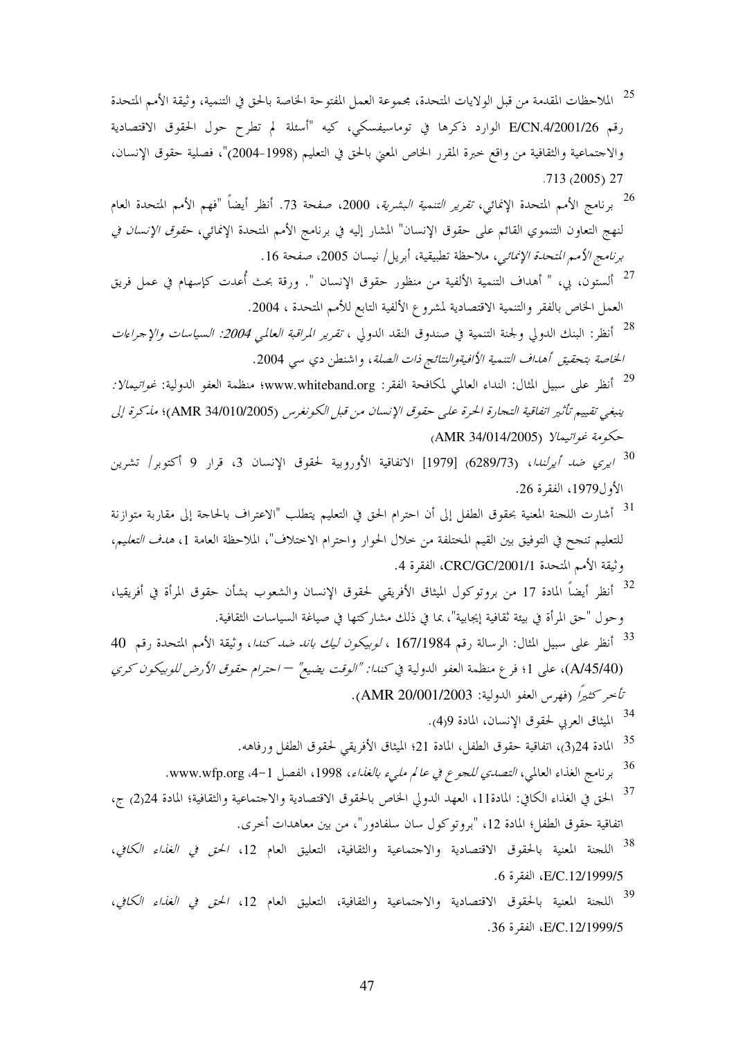[25] الملاحظات المقدمة من قبل الولايات المتحدة، مجموعة العمل المفتوحة الخاصة بالحق في التنمية، وثيقة الأمم المتحدة رقم E/CN.4/2001/26 الوارد ذكرها في توماسيفسكي، كيه "أسئلة لم تطرح حول الحقوق الاقتصادية والاجتماعية والثقافية من واقع خبرة المقرر الخاص المعني بالحق في التعليم (1998-2004)"، فصلية حقوق الإنسان، 27 (2005) 713.

[26] برنامج الأمم المتحدة الإنمائي، *تقرير التنمية البشرية*، 2000، صفحة 73. أنظر أيضاً "فهم الأمم المتحدة العام لنهج التعاون التنموي القائم على حقوق الإنسان" المشار إليه في برنامج الأمم المتحدة الإنمائي، *حقوق الإنسان في برنامج الأمم المتحدة الإنمائي*، ملاحظة تطبيقية، أبريل/ نيسان 2005، صفحة 16.

[27] ألستون، بي، " أهداف التنمية الألفية من منظور حقوق الإنسان ". ورقة بحث أُعدت كإسهام في عمل فريق العمل الخاص بالفقر والتنمية الاقتصادية لمشروع الألفية التابع للأمم المتحدة ، 2004.

[28] أنظر: البنك الدولي ولجنة التنمية في صندوق النقد الدولي ، *تقرير المراقبة العالمي 2004: السياسات والإجراءات الخاصة بتحقيق أهداف التنمية الألفيةوالنتائج ذات الصلة*، واشنطن دي سي 2004.

[29] أنظر على سبيل المثال: النداء العالمي لمكافحة الفقر: www.whiteband.org؛ منظمة العفو الدولية: *غواتيمالا: ينبغي تقييم تأثير اتفاقية التجارة الحرة على حقوق الإنسان من قبل الكونغرس* (AMR 34/010/2005)؛ *مذكرة إلى حكومة غواتيمالا* (AMR 34/014/2005)

[30] *ايري ضد أيرلندا*، (6289/73) [1979] الاتفاقية الأوروبية لحقوق الإنسان 3، قرار 9 أكتوبر/ تشرين الأول1979، الفقرة 26.

[31] أشارت اللجنة المعنية بحقوق الطفل إلى أن احترام الحق في التعليم يتطلب "الاعتراف بالحاجة إلى مقاربة متوازنة للتعليم تنجح في التوفيق بين القيم المختلفة من خلال الحوار واحترام الاختلاف"، الملاحظة العامة 1، *هدف التعليم*، وثيقة الأمم المتحدة CRC/GC/2001/1، الفقرة 4.

[32] أنظر أيضاً المادة 17 من بروتوكول الميثاق الأفريقي لحقوق الإنسان والشعوب بشأن حقوق المرأة في أفريقيا، وحول "حق المرأة في بيئة ثقافية إيجابية"، بما في ذلك مشاركتها في صياغة السياسات الثقافية.

[33] أنظر على سبيل المثال: الرسالة رقم 167/1984 ، *لوبيكون ليك باند ضد كندا*، وثيقة الأمم المتحدة رقم 40 (A/45/40)، على 1؛ فرع منظمة العفو الدولية في *كندا: "الوقت يضيع" – احترام حقوق الأرض للوبيكون كري تأخر كثيراً* (فهرس العفو الدولية: AMR 20/001/2003).

[34] الميثاق العربي لحقوق الإنسان، المادة 9(4).

[35] المادة 24(3)، اتفاقية حقوق الطفل، المادة 21؛ الميثاق الأفريقي لحقوق الطفل ورفاهه.

[36] برنامج الغذاء العالمي، *التصدي للجوع في عالم مليء بالغذاء*، 1998، الفصل 1-4، www.wfp.org.

[37] الحق في الغذاء الكافي: المادة11، العهد الدولي الخاص بالحقوق الاقتصادية والاجتماعية والثقافية؛ المادة 24(2) ج، اتفاقية حقوق الطفل؛ المادة 12، "بروتوكول سان سلفادور"، من بين معاهدات أخرى.

[38] اللجنة المعنية بالحقوق الاقتصادية والاجتماعية والثقافية، التعليق العام 12، *الحق في الغذاء الكافي*، E/C.12/1999/5، الفقرة 6.

[39] اللجنة المعنية بالحقوق الاقتصادية والاجتماعية والثقافية، التعليق العام 12، *الحق في الغذاء الكافي*، E/C.12/1999/5، الفقرة 36.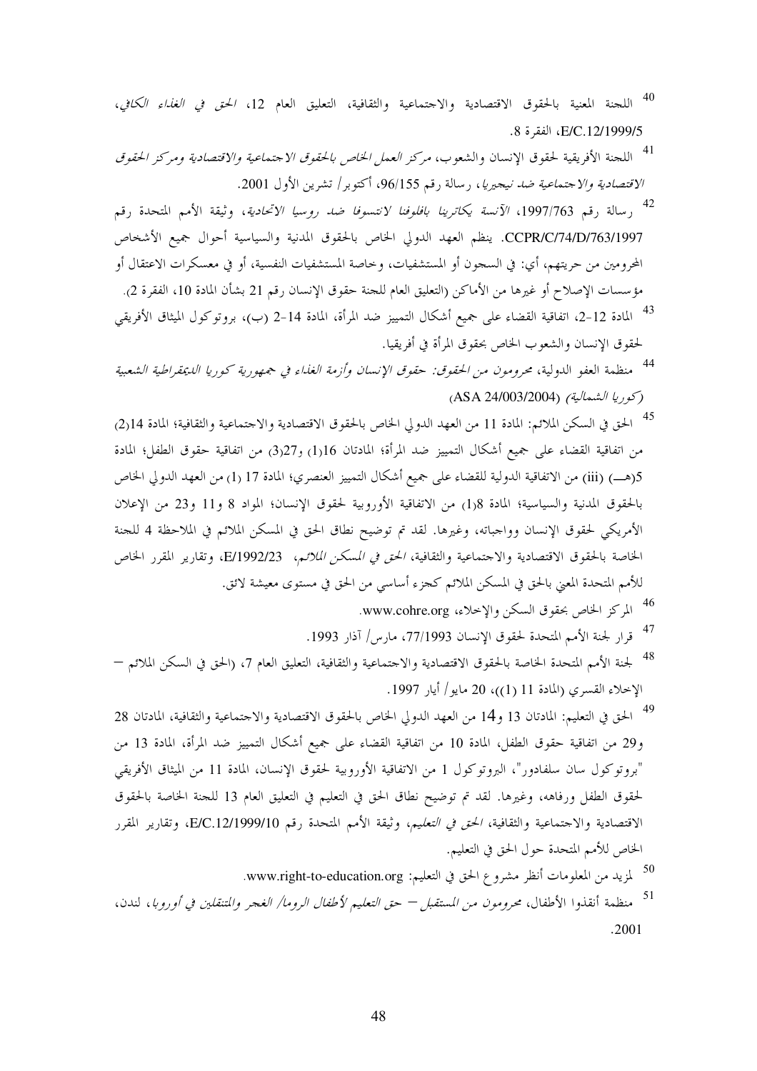40 اللجنة المعنية بالحقوق الاقتصادية والاجتماعية والثقافية، التعليق العام 12، *الحق في الغذاء الكافي*، E/C.12/1999/5، الفقرة 8.

41 اللجنة الأفريقية لحقوق الإنسان والشعوب، *مركز العمل الخاص بالحقوق الاجتماعية والاقتصادية ومركز الحقوق الاقتصادية والاجتماعية ضد نيجيريا*، رسالة رقم 96/155، أكتوبر/ تشرين الأول 2001.

42 رسالة رقم 1997/763، *الآنسة يكاترينا بافلوفنا لانتسوفا ضد روسيا الاتحادية*، وثيقة الأمم المتحدة رقم CCPR/C/74/D/763/1997. ينظم العهد الدولي الخاص بالحقوق المدنية والسياسية أحوال جميع الأشخاص المحرومين من حريتهم، أي: في السجون أو المستشفيات، وخاصة المستشفيات النفسية، أو في معسكرات الاعتقال أو مؤسسات الإصلاح أو غيرها من الأماكن (التعليق العام للجنة حقوق الإنسان رقم 21 بشأن المادة 10، الفقرة 2).

43 المادة 12-2، اتفاقية القضاء على جميع أشكال التمييز ضد المرأة، المادة 14-2 (ب)، بروتوكول الميثاق الأفريقي لحقوق الإنسان والشعوب الخاص بحقوق المرأة في أفريقيا.

44 منظمة العفو الدولية، *محرومون من الحقوق: حقوق الإنسان وأزمة الغذاء في جمهورية كوريا الديمقراطية الشعبية (كوريا الشمالية)* (ASA 24/003/2004).

45 الحق في السكن الملائم: المادة 11 من العهد الدولي الخاص بالحقوق الاقتصادية والاجتماعية والثقافية؛ المادة 14(2) من اتفاقية القضاء على جميع أشكال التمييز ضد المرأة؛ المادتان 16(1) و27(3) من اتفاقية حقوق الطفل؛ المادة 5(هــ) (iii) من الاتفاقية الدولية للقضاء على جميع أشكال التمييز العنصري؛ المادة 17 (1) من العهد الدولي الخاص بالحقوق المدنية والسياسية؛ المادة 8(1) من الاتفاقية الأوروبية لحقوق الإنسان؛ المواد 8 و11 و23 من الإعلان الأمريكي لحقوق الإنسان وواجباته، وغيرها. لقد تم توضيح نطاق الحق في المسكن الملائم في الملاحظة 4 للجنة الخاصة بالحقوق الاقتصادية والاجتماعية والثقافية، *الحق في المسكن الملائم*، E/1992/23، وتقارير المقرر الخاص للأمم المتحدة المعني بالحق في المسكن الملائم كجزء أساسي من الحق في مستوى معيشة لائق.

46 المركز الخاص بحقوق السكن والإخلاء، www.cohre.org.

47 قرار لجنة الأمم المتحدة لحقوق الإنسان 77/1993، مارس/ آذار 1993.

48 لجنة الأمم المتحدة الخاصة بالحقوق الاقتصادية والاجتماعية والثقافية، التعليق العام 7، (الحق في السكن الملائم – الإخلاء القسري (المادة 11 (1))، 20 مايو/ أيار 1997.

49 الحق في التعليم: المادتان 13 و14 من العهد الدولي الخاص بالحقوق الاقتصادية والاجتماعية والثقافية، المادتان 28 و29 من اتفاقية حقوق الطفل، المادة 10 من اتفاقية القضاء على جميع أشكال التمييز ضد المرأة، المادة 13 من "بروتوكول سان سلفادور"، البروتوكول 1 من الاتفاقية الأوروبية لحقوق الإنسان، المادة 11 من الميثاق الأفريقي لحقوق الطفل ورفاهه، وغيرها. لقد تم توضيح نطاق الحق في التعليم في التعليق العام 13 للجنة الخاصة بالحقوق الاقتصادية والاجتماعية والثقافية، *الحق في التعليم*، وثيقة الأمم المتحدة رقم E/C.12/1999/10، وتقارير المقرر الخاص للأمم المتحدة حول الحق في التعليم.

50 لمزيد من المعلومات أنظر مشروع الحق في التعليم: www.right-to-education.org.

51 منظمة أنقذوا الأطفال، *محرومون من المستقبل – حق التعليم لأطفال الروما/ الغجر والمتنقلين في أوروبا*، لندن، 2001.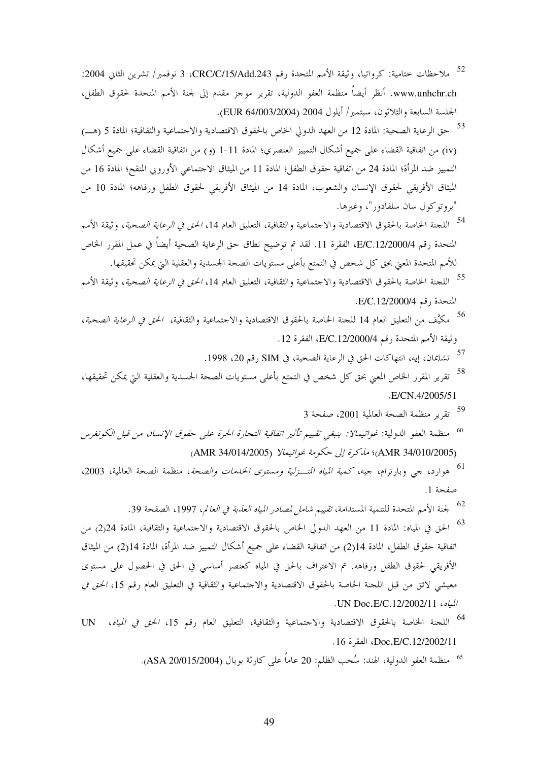[52] ملاحظات ختامية: كرواتيا، وثيقة الأمم المتحدة رقم CRC/C/15/Add.243، 3 نوفمبر/ تشرين الثاني 2004: www.unhchr.ch. أنظر أيضاً منظمة العفو الدولية، تقرير موجز مقدم إلى لجنة الأمم المتحدة لحقوق الطفل، الجلسة السابعة والثلاثون، سبتمبر/ أيلول 2004 (EUR 64/003/2004).

[53] حق الرعاية الصحية: المادة 12 من العهد الدولي الخاص بالحقوق الاقتصادية والاجتماعية والثقافية؛ المادة 5 (هـ) (iv) من اتفاقية القضاء على جميع أشكال التمييز العنصري؛ المادة 11-1 (و) من اتفاقية القضاء على جميع أشكال التمييز ضد المرأة؛ المادة 24 من اتفاقية حقوق الطفل؛ المادة 11 من الميثاق الاجتماعي الأوروبي المنقح؛ المادة 16 من الميثاق الأفريقي لحقوق الإنسان والشعوب، المادة 14 من الميثاق الأفريقي لحقوق الطفل ورفاهه؛ المادة 10 من "بروتوكول سان سلفادور"، وغيرها.

[54] اللجنة الخاصة بالحقوق الاقتصادية والاجتماعية والثقافية، التعليق العام 14، *الحق في الرعاية الصحية*، وثيقة الأمم المتحدة رقم E/C.12/2000/4، الفقرة 11. لقد تم توضيح نطاق حق الرعاية الصحية أيضاً في عمل المقرر الخاص للأمم المتحدة المعني بحق كل شخص في التمتع بأعلى مستويات الصحة الجسدية والعقلية التي يمكن تحقيقها.

[55] اللجنة الخاصة بالحقوق الاقتصادية والاجتماعية والثقافية، التعليق العام 14، *الحق في الرعاية الصحية*، وثيقة الأمم المتحدة رقم E/C.12/2000/4.

[56] مكيَّف من التعليق العام 14 للجنة الخاصة بالحقوق الاقتصادية والاجتماعية والثقافية، *الحق في الرعاية الصحية*، وثيقة الأمم المتحدة رقم E/C.12/2000/4، الفقرة 12.

[57] تشابمان، إيه، انتهاكات الحق في الرعاية الصحية، في SIM رقم 20، 1998.

[58] تقرير المقرر الخاص المعني بحق كل شخص في التمتع بأعلى مستويات الصحة الجسدية والعقلية التي يمكن تحقيقها، E/CN.4/2005/51.

[59] تقرير منظمة الصحة العالمية 2001، صفحة 3

[60] منظمة العفو الدولية: *غواتيمالا: ينبغي تقييم تأثير اتفاقية التجارة الحرة على حقوق الإنسان من قبل الكونغرس* (AMR 34/010/2005)؛ *مذكرة إلى حكومة غواتيمالا* (AMR 34/014/2005)

[61] هوارد، جي وبارترام، جيه، *كمية المياه المنـزلية ومستوى الخدمات والصحة*، منظمة الصحة العالمية، 2003، صفحة 1.

[62] لجنة الأمم المتحدة للتنمية المستدامة، *تقييم شامل لمصادر المياه العذبة في العالم*، 1997، الصفحة 39.

[63] الحق في المياه: المادة 11 من العهد الدولي الخاص بالحقوق الاقتصادية والاجتماعية والثقافية، المادة 24(2) من اتفاقية حقوق الطفل، المادة 14(2) من اتفاقية القضاء على جميع أشكال التمييز ضد المرأة، المادة 14(2) من الميثاق الأفريقي لحقوق الطفل ورفاهه. تم الاعتراف بالحق في المياه كعنصر أساسي في الحق في الحصول على مستوى معيشي لائق من قبل اللجنة الخاصة بالحقوق الاقتصادية والاجتماعية والثقافية في التعليق العام رقم 15، *الحق في المياه*، UN Doc.E/C.12/2002/11.

[64] اللجنة الخاصة بالحقوق الاقتصادية والاجتماعية والثقافية، التعليق العام رقم 15، *الحق في المياه*، UN Doc.E/C.12/2002/11، الفقرة 16.

[65] منظمة العفو الدولية، الهند: سُحب الظلم: 20 عاماً على كارثة بوبال (ASA 20/015/2004).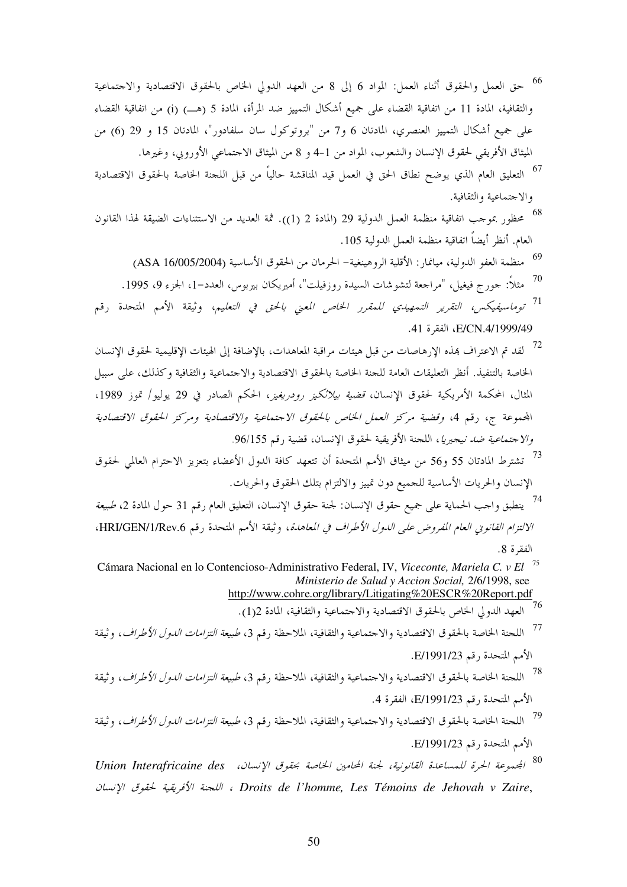[66] حق العمل والحقوق أثناء العمل: المواد 6 إلى 8 من العهد الدولي الخاص بالحقوق الاقتصادية والاجتماعية والثقافية، المادة 11 من اتفاقية القضاء على جميع أشكال التمييز ضد المرأة، المادة 5 (هـــ) (i) من اتفاقية القضاء على جميع أشكال التمييز العنصري، المادتان 6 و7 من "بروتوكول سان سلفادور"، المادتان 15 و 29 (6) من الميثاق الأفريقي لحقوق الإنسان والشعوب، المواد من 1-4 و 8 من الميثاق الاجتماعي الأوروبي، وغيرها.

[67] التعليق العام الذي يوضح نطاق الحق في العمل قيد المناقشة حالياً من قبل اللجنة الخاصة بالحقوق الاقتصادية والاجتماعية والثقافية.

[68] محظور بموجب اتفاقية منظمة العمل الدولية 29 (المادة 2 (1)). ثمة العديد من الاستثناءات الضيقة لهذا القانون العام. أنظر أيضاً اتفاقية منظمة العمل الدولية 105.

[69] منظمة العفو الدولية، ميانمار: الأقلية الروهينغية- الحرمان من الحقوق الأساسية (ASA 16/005/2004)

[70] مثلاً: جورج فيغيل، "مراجعة لتشوشات السيدة روزفيلت"، أميريكان بيربوس، العدد-1، الجزء 9، 1995.

[71] *توماسيفيكس، التقرير التمهيدي للمقرر الخاص المعني بالحق في التعليم*، وثيقة الأمم المتحدة رقم E/CN.4/1999/49، الفقرة 41.

[72] لقد تم الاعتراف بهذه الإرهاصات من قبل هيئات مراقبة المعاهدات، بالإضافة إلى الهيئات الإقليمية لحقوق الإنسان الخاصة بالتنفيذ. أنظر التعليقات العامة للجنة الخاصة بالحقوق الاقتصادية والاجتماعية والثقافية وكذلك، على سبيل المثال، المحكمة الأمريكية لحقوق الإنسان، *قضية بيلاثكيز رودريغيز*، الحكم الصادر في 29 يوليو/ تموز 1989، المجموعة ج، رقم 4، *وقضية مركز العمل الخاص بالحقوق الاجتماعية والاقتصادية ومركز الحقوق الاقتصادية والاجتماعية ضد نيجيريا*، اللجنة الأفريقية لحقوق الإنسان، قضية رقم 96/155.

[73] تشترط المادتان 55 و56 من ميثاق الأمم المتحدة أن تتعهد كافة الدول الأعضاء بتعزيز الاحترام العالمي لحقوق الإنسان والحريات الأساسية للجميع دون تمييز والالتزام بتلك الحقوق والحريات.

[74] ينطبق واجب الحماية على جميع حقوق الإنسان: لجنة حقوق الإنسان، التعليق العام رقم 31 حول المادة 2، *طبيعة الالتزام القانوني العام المفروض على الدول الأطراف في المعاهدة*، وثيقة الأمم المتحدة رقم HRI/GEN/1/Rev.6، الفقرة 8.

[75] Cámara Nacional en lo Contencioso-Administrativo Federal, IV, *Viceconte, Mariela C. v El Ministerio de Salud y Accion Social,* 2/6/1998, see http://www.cohre.org/library/Litigating%20ESCR%20Report.pdf

[76] العهد الدولي الخاص بالحقوق الاقتصادية والاجتماعية والثقافية، المادة 2(1).

[77] اللجنة الخاصة بالحقوق الاقتصادية والاجتماعية والثقافية، الملاحظة رقم 3، *طبيعة التزامات الدول الأطراف*، وثيقة الأمم المتحدة رقم E/1991/23.

[78] اللجنة الخاصة بالحقوق الاقتصادية والاجتماعية والثقافية، الملاحظة رقم 3، *طبيعة التزامات الدول الأطراف*، وثيقة الأمم المتحدة رقم E/1991/23، الفقرة 4.

[79] اللجنة الخاصة بالحقوق الاقتصادية والاجتماعية والثقافية، الملاحظة رقم 3، *طبيعة التزامات الدول الأطراف*، وثيقة الأمم المتحدة رقم E/1991/23.

[80] *المجموعة الحرة للمساعدة القانونية، لجنة المحامين الخاصة بحقوق الإنسان، Union Interafricaine des Droits de l'homme, Les Témoins de Jehovah v Zaire*، *اللجنة الأفريقية لحقوق الإنسان*،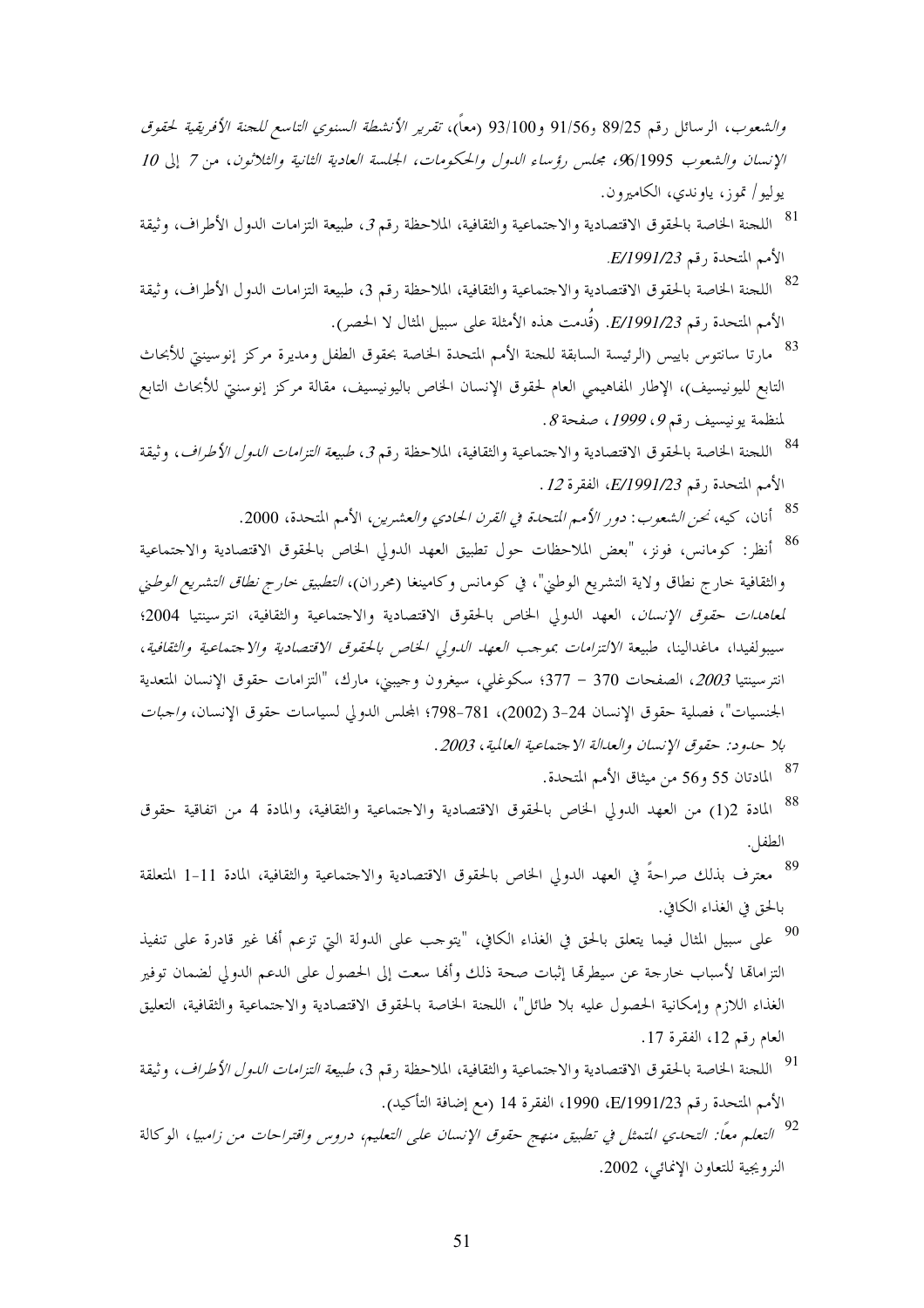*والشعوب*، الرسائل رقم 89/25 و91/56 و93/100 (معاً)، *تقرير الأنشطة السنوي التاسع للجنة الأفريقية لحقوق الإنسان والشعوب 96/1995، مجلس رؤساء الدول والحكومات، الجلسة العادية الثانية والثلاثون، من 7 إلى 10* يوليو/ تموز، ياوندي، الكاميرون.

[81] اللجنة الخاصة بالحقوق الاقتصادية والاجتماعية والثقافية، الملاحظة رقم *3*، طبيعة التزامات الدول الأطراف، وثيقة الأمم المتحدة رقم *E/1991/23*.

[82] اللجنة الخاصة بالحقوق الاقتصادية والاجتماعية والثقافية، الملاحظة رقم 3، طبيعة التزامات الدول الأطراف، وثيقة الأمم المتحدة رقم *E/1991/23*. (قُدمت هذه الأمثلة على سبيل المثال لا الحصر).

[83] مارتا سانتوس بابيس (الرئيسة السابقة للجنة الأمم المتحدة الخاصة بحقوق الطفل ومديرة مركز إنوسينتي للأبحاث التابع لليونيسيف)، الإطار المفاهيمي العام لحقوق الإنسان الخاص باليونيسيف، مقالة مركز إنوسنتي للأبحاث التابع لمنظمة يونيسيف رقم *9*، *1999*، صفحة *8*.

[84] اللجنة الخاصة بالحقوق الاقتصادية والاجتماعية والثقافية، الملاحظة رقم *3*، *طبيعة التزامات الدول الأطراف*، وثيقة الأمم المتحدة رقم *E/1991/23*، الفقرة *12*.

[85] أنان، كيه، *نحن الشعوب: دور الأمم المتحدة في القرن الحادي والعشرين*، الأمم المتحدة، 2000.

[86] أنظر: كومانس، فونز، "بعض الملاحظات حول تطبيق العهد الدولي الخاص بالحقوق الاقتصادية والاجتماعية والثقافية خارج نطاق ولاية التشريع الوطني"، في كومانس وكامينغا (محرران)، *التطبيق خارج نطاق التشريع الوطني لمعاهدات حقوق الإنسان*، العهد الدولي الخاص بالحقوق الاقتصادية والاجتماعية والثقافية، انترسينتيا 2004؛ سيبولفيدا، ماغدالينا، طبيعة *الالتزامات بموجب العهد الدولي الخاص بالحقوق الاقتصادية والاجتماعية والثقافية*، انترسينتيا *2003*، الصفحات 370 – 377؛ سكوغلي، سيغرون وجيبني، مارك، "التزامات حقوق الإنسان المتعدية الجنسيات"، فصلية حقوق الإنسان 24-3 (2002)، 781-798؛ المجلس الدولي لسياسات حقوق الإنسان، *واجبات بلا حدود: حقوق الإنسان والعدالة الاجتماعية العالمية*، *2003*.

[87] المادتان 55 و56 من ميثاق الأمم المتحدة.

[88] المادة 2(1) من العهد الدولي الخاص بالحقوق الاقتصادية والاجتماعية والثقافية، والمادة 4 من اتفاقية حقوق الطفل.

[89] معترف بذلك صراحةً في العهد الدولي الخاص بالحقوق الاقتصادية والاجتماعية والثقافية، المادة 11-1 المتعلقة بالحق في الغذاء الكافي.

[90] على سبيل المثال فيما يتعلق بالحق في الغذاء الكافي، "يتوجب على الدولة التي تزعم أنها غير قادرة على تنفيذ التزاماتها لأسباب خارجة عن سيطرتها إثبات صحة ذلك وأنها سعت إلى الحصول على الدعم الدولي لضمان توفير الغذاء اللازم وإمكانية الحصول عليه بلا طائل"، اللجنة الخاصة بالحقوق الاقتصادية والاجتماعية والثقافية، التعليق العام رقم 12، الفقرة 17.

[91] اللجنة الخاصة بالحقوق الاقتصادية والاجتماعية والثقافية، الملاحظة رقم 3، *طبيعة التزامات الدول الأطراف*، وثيقة الأمم المتحدة رقم E/1991/23، 1990، الفقرة 14 (مع إضافة التأكيد).

[92] *التعلم معاً: التحدي المتمثل في تطبيق منهج حقوق الإنسان على التعليم، دروس واقتراحات من زامبيا*، الوكالة النرويجية للتعاون الإنمائي، 2002.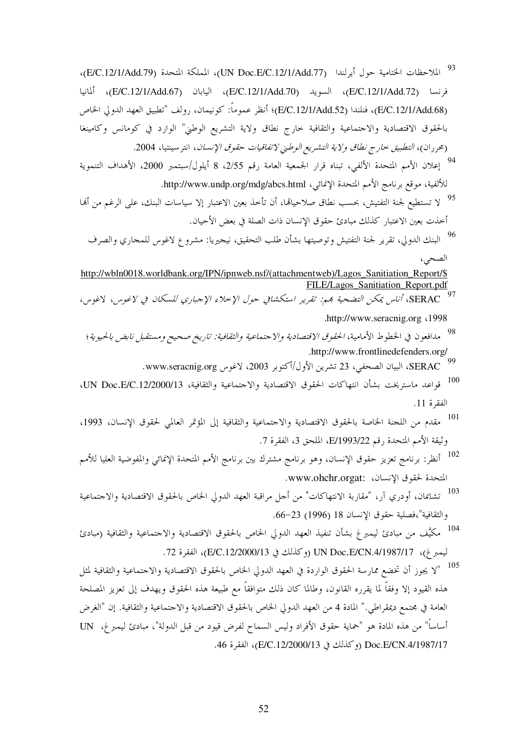[93] الملاحظات الختامية حول أيرلندا (UN Doc.E/C.12/1/Add.77)، المملكة المتحدة (E/C.12/1/Add.79)، فرنسا (E/C.12/1/Add.72)، السويد (E/C.12/1/Add.70)، اليابان (E/C.12/1/Add.67)، ألمانيا (E/C.12/1/Add.68)، فنلندا (E/C.12/1/Add.52)؛ أنظر عموماً: كونيمان، رولف "تطبيق العهد الدولي الخاص بالحقوق الاقتصادية والاجتماعية والثقافية خارج نطاق ولاية التشريع الوطني" الوارد في كومانس وكامينغا (محرران)، *التطبيق خارج نطاق ولاية التشريع الوطني لاتفاقيات حقوق الإنسان*، انترسينتيا، 2004.

[94] إعلان الأمم المتحدة الألفي، تبناه قرار الجمعية العامة رقم 2/55، 8 أيلول/سبتمبر 2000، الأهداف التنموية للألفية، موقع برنامج الأمم المتحدة الإنمائي، http://www.undp.org/mdg/abcs.html.

[95] لا تستطيع لجنة التفتيش، بحسب نطاق صلاحياتها، أن تأخذ بعين الاعتبار إلا سياسات البنك، على الرغم من أنها أخذت بعين الاعتبار كذلك مبادئ حقوق الإنسان ذات الصلة في بعض الأحيان.

[96] البنك الدولي، تقرير لجنة التفتيش وتوصيتها بشأن طلب التحقيق، نيجيريا: مشروع لاغوس للمجاري والصرف الصحي، http://wbln0018.worldbank.org/IPN/ipnweb.nsf/(attachmentweb)/Lagos_Sanitiation_Report/$FILE/Lagos_Sanitiation_Report.pdf

[97] SERAC، *أناس يمكن التضحية بهم: تقرير استكشافي حول الإخلاء الإجباري للسكان في لاغوس*، لاغوس، 1998، http://www.seracnig.org.

[98] مدافعون في الخطوط الأمامية، *الحقوق الاقتصادية والاجتماعية والثقافية: تاريخ صحيح ومستقبل نابض بالحيوية*؛ http://www.frontlinedefenders.org/.

[99] SERAC، البيان الصحفي، 23 تشرين الأول/أكتوبر 2003، لاغوس www.seracnig.org.

[100] قواعد ماستريخت بشأن انتهاكات الحقوق الاقتصادية والاجتماعية والثقافية، UN Doc.E/C.12/2000/13، الفقرة 11.

[101] مقدم من اللجنة الخاصة بالحقوق الاقتصادية والاجتماعية والثقافية إلى المؤتمر العالمي لحقوق الإنسان، 1993، وثيقة الأمم المتحدة رقم E/1993/22، الملحق 3، الفقرة 7.

[102] أنظر: برنامج تعزيز حقوق الإنسان، وهو برنامج مشترك بين برنامج الأمم المتحدة الإنمائي والمفوضية العليا للأمم المتحدة لحقوق الإنسان، :www.ohchr.orgat.

[103] تشابمان، أودري آر، "مقاربة الانتهاكات' من أجل مراقبة العهد الدولي الخاص بالحقوق الاقتصادية والاجتماعية والثقافية"،فصلية حقوق الإنسان 18 (1996) 23–66.

[104] مكيَّف من مبادئ ليمبرغ بشأن تنفيذ العهد الدولي الخاص بالحقوق الاقتصادية والاجتماعية والثقافية (مبادئ ليمبرغ)، UN Doc.E/CN.4/1987/17 (وكذلك في E/C.12/2000/13)، الفقرة 72.

[105] "لا يجوز أن تخضع ممارسة الحقوق الواردة في العهد الدولي الخاص بالحقوق الاقتصادية والاجتماعية والثقافية لمثل هذه القيود إلا وفقاً لما يقرره القانون، وطالما كان ذلك متوافقاً مع طبيعة هذه الحقوق ويهدف إلى تعزيز المصلحة العامة في مجتمع ديمقراطي." المادة 4 من العهد الدولي الخاص بالحقوق الاقتصادية والاجتماعية والثقافية. إن "الغرض أساساً" من هذه المادة هو "حماية حقوق الأفراد وليس السماح لفرض قيود من قبل الدولة"، مبادئ ليمبرغ، UN Doc.E/CN.4/1987/17 (وكذلك في E/C.12/2000/13)، الفقرة 46.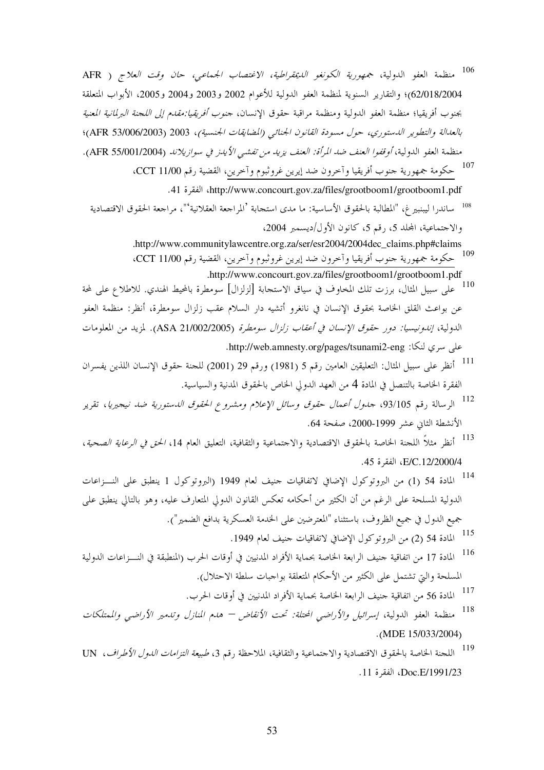[106] منظمة العفو الدولية، *جمهورية الكونغو الديمقراطية، الاغتصاب الجماعي، حان وقت العلاج* ( AFR 62/018/2004)؛ والتقارير السنوية لمنظمة العفو الدولية للأعوام 2002 و2003 و2004 و2005، الأبواب المتعلقة بجنوب أفريقيا؛ منظمة العفو الدولية ومنظمة مراقبة حقوق الإنسان، *جنوب أفريقيا: مقدم إلى اللجنة البرلمانية المعنية بالعدالة والتطوير الدستوري، حول مسودة القانون الجنائي (المضايقات الجنسية)*، 2003 (AFR 53/006/2003)؛ منظمة العفو الدولية، *أوقفوا العنف ضد المرأة: العنف يزيد من تفشي الأيدز في سوازيلاند* (AFR 55/001/2004).

[107] حكومة جمهورية جنوب أفريقيا وآخرون ضد إيرين غروتبوم وآخرين، القضية رقم CCT 11/00، http://www.concourt.gov.za/files/grootboom1/grootboom1.pdf، الفقرة 41.

[108] ساندرا ليبنبيرغ، "المطالبة بالحقوق الأساسية: ما مدى استجابة 'المراجعة العقلانية'"، مراجعة الحقوق الاقتصادية والاجتماعية، المجلد 5، رقم 5، كانون الأول/ديسمبر 2004، http://www.communitylawcentre.org.za/ser/esr2004/2004dec_claims.php#claims.

[109] حكومة جمهورية جنوب أفريقيا وآخرون ضد إيرين غروتبوم وآخرين، القضية رقم CCT 11/00، http://www.concourt.gov.za/files/grootboom1/grootboom1.pdf.

[110] على سبيل المثال، برزت تلك المخاوف في سياق الاستجابة [لزلزال] سومطرة بالمحيط الهندي. للاطلاع على لمحة عن بواعث القلق الخاصة بحقوق الإنسان في نانغرو أتشيه دار السلام عقب زلزال سومطرة، أنظر: منظمة العفو الدولية، *إندونيسيا: دور حقوق الإنسان في أعقاب زلزال سومطرة* (ASA 21/002/2005). لمزيد من المعلومات على سري لنكا: http://web.amnesty.org/pages/tsunami2-eng.

[111] أنظر على سبيل المثال: التعليقين العامين رقم 5 (1981) ورقم 29 (2001) للجنة حقوق الإنسان اللذين يفسران الفقرة الخاصة بالتنصل في المادة 4 من العهد الدولي الخاص بالحقوق المدنية والسياسية.

[112] الرسالة رقم 93/105، *جدول أعمال حقوق وسائل الإعلام ومشروع الحقوق الدستورية ضد نيجيريا*، تقرير الأنشطة الثاني عشر 1999-2000، صفحة 64.

[113] أنظر مثلاً اللجنة الخاصة بالحقوق الاقتصادية والاجتماعية والثقافية، التعليق العام 14، *الحق في الرعاية الصحية*، E/C.12/2000/4، الفقرة 45.

[114] المادة 54 (1) من البروتوكول الإضافي لاتفاقيات جنيف لعام 1949 (البروتوكول 1 ينطبق على النـــزاعات الدولية المسلحة على الرغم من أن الكثير من أحكامه تعكس القانون الدولي المتعارف عليه، وهو بالتالي ينطبق على جميع الدول في جميع الظروف، باستثناء "المعترضين على الخدمة العسكرية بدافع الضمير").

[115] المادة 54 (2) من البروتوكول الإضافي لاتفاقيات جنيف لعام 1949.

[116] المادة 17 من اتفاقية جنيف الرابعة الخاصة بحماية الأفراد المدنيين في أوقات الحرب (المنطبقة في النـــزاعات الدولية المسلحة والتي تشتمل على الكثير من الأحكام المتعلقة بواجبات سلطة الاحتلال).

[117] المادة 56 من اتفاقية جنيف الرابعة الخاصة بحماية الأفراد المدنيين في أوقات الحرب.

[118] منظمة العفو الدولية، *إسرائيل والأراضي المحتلة: تحت الأنقاض – هدم المنازل وتدمير الأراضي والممتلكات* (MDE 15/033/2004).

[119] اللجنة الخاصة بالحقوق الاقتصادية والاجتماعية والثقافية، الملاحظة رقم 3، *طبيعة التزامات الدول الأطراف*، UN Doc.E/1991/23، الفقرة 11.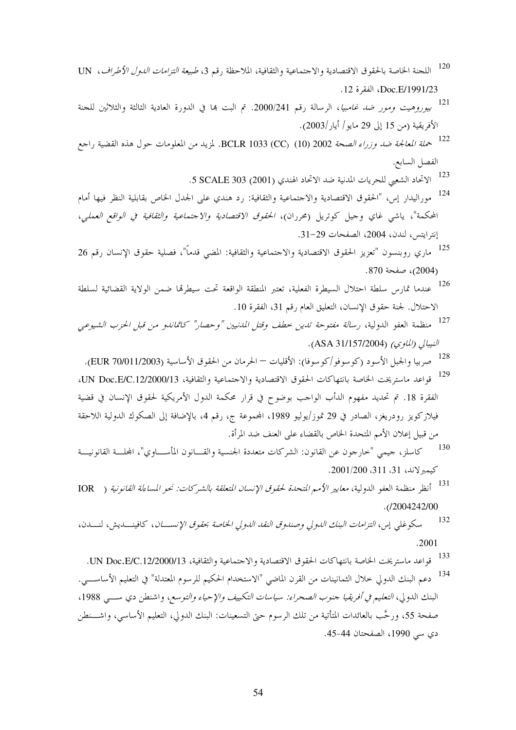[120] اللجنة الخاصة بالحقوق الاقتصادية والاجتماعية والثقافية، الملاحظة رقم 3، *طبيعة التزامات الدول الأطراف*، UN Doc.E/1991/23، الفقرة 12.

[121] *بيوروهيت ومور ضد غامبيا*، الرسالة رقم 2000/241. تم البت بها في الدورة العادية الثالثة والثلاثين للجنة الأفريقية (من 15 إلى 29 مايو/ أيار/2003).

[122] *حملة المعالجة ضد وزراء الصحة* 2002 (10) BCLR 1033 (CC). لمزيد من المعلومات حول هذه القضية راجع الفصل السابع.

[123] الاتحاد الشعبي للحريات المدنية ضد الاتحاد الهندي (2001) 5 SCALE 303.

[124] موراليدار إس، "الحقوق الاقتصادية والاجتماعية والثقافية: رد هندي على الجدل الخاص بقابلية النظر فيها أمام المحكمة"، ياشي غاي وجيل كوتريل (محرران)، *الحقوق الاقتصادية والاجتماعية والثقافية في الواقع العملي*، إنترايتس، لندن، 2004، الصفحات 29-31.

[125] ماري روبنسون "تعزيز الحقوق الاقتصادية والاجتماعية والثقافية: المضي قدماً"، فصلية حقوق الإنسان رقم 26 (2004)، صفحة 870.

[126] عندما تمارس سلطة احتلال السيطرة الفعلية، تعتبر المنطقة الواقعة تحت سيطرتها ضمن الولاية القضائية لسلطة الاحتلال. لجنة حقوق الإنسان، التعليق العام رقم 31، الفقرة 10.

[127] منظمة العفو الدولية، *رسالة مفتوحة تدين خطف وقتل المدنيين "وحصار" كاتماندو من قبل الحزب الشيوعي النيبالي (الماوي)* (ASA 31/157/2004).

[128] صربيا والجبل الأسود (كوسوفو/كوسوفا): الأقليات – الحرمان من الحقوق الأساسية (EUR 70/011/2003).

[129] قواعد ماستريخت الخاصة بانتهاكات الحقوق الاقتصادية والاجتماعية والثقافية، UN Doc.E/C.12/2000/13، الفقرة 18. تم تحديد مفهوم الدأب الواجب بوضوح في قرار محكمة الدول الأمريكية لحقوق الإنسان في قضية فيلازكويز رودريغز، الصادر في 29 تموز/يوليو 1989، المجموعة ج، رقم 4، بالإضافة إلى الصكوك الدولية اللاحقة من قبيل إعلان الأمم المتحدة الخاص بالقضاء على العنف ضد المرأة.

[130] كاسلز، جيمي "خارجون عن القانون: الشركات متعددة الجنسية والقانون المأساوي"، المجلة القانونية كيمبرلاند، 31، 311، 2001/200.

[131] أنظر منظمة العفو الدولية، *معايير الأمم المتحدة لحقوق الإنسان المتعلقة بالشركات: نحو المساءلة القانونية* (IOR /2004242/00).

[132] سكوغلي إس، *التزامات البنك الدولي وصندوق النقد الدولي الخاصة بحقوق الإنسان*، كافينديش، لندن، 2001.

[133] قواعد ماستريخت الخاصة بانتهاكات الحقوق الاقتصادية والاجتماعية والثقافية، UN Doc.E/C.12/2000/13.

[134] دعم البنك الدولي خلال الثمانينات من القرن الماضي "الاستخدام الحكيم للرسوم المعتدلة" في التعليم الأساسي. البنك الدولي، *التعليم في أفريقيا جنوب الصحراء: سياسات التكييف والإحياء والتوسع*، واشنطن دي سي 1988، صفحة 55، ورحَّب بالعائدات المتأتية من تلك الرسوم حتى التسعينات: البنك الدولي، التعليم الأساسي، واشنطن دي سي 1990، الصفحتان 44-45.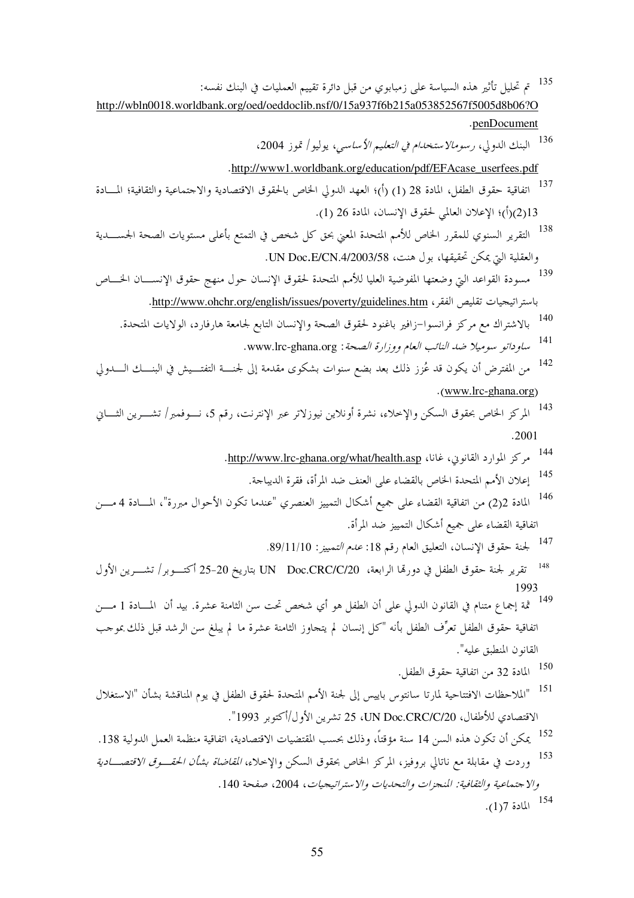135 تم تحليل تأثير هذه السياسة على زمبابوي من قبل دائرة تقييم العمليات في البنك نفسه: http://wbln0018.worldbank.org/oed/oeddoclib.nsf/0/15a937f6b215a053852567f5005d8b06?OpenDocument.

136 البنك الدولي، *رسوم الاستخدام في التعليم الأساسي*، يوليو/ تموز 2004، http://www1.worldbank.org/education/pdf/EFAcase_userfees.pdf.

137 اتفاقية حقوق الطفل، المادة 28 (1) (أ)؛ العهد الدولي الخاص بالحقوق الاقتصادية والاجتماعية والثقافية؛ المادة 13(2)(أ)؛ الإعلان العالمي لحقوق الإنسان، المادة 26 (1).

138 التقرير السنوي للمقرر الخاص للأمم المتحدة المعني بحق كل شخص في التمتع بأعلى مستويات الصحة الجسدية والعقلية التي يمكن تحقيقها، بول هنت، UN Doc.E/CN.4/2003/58.

139 مسودة القواعد التي وضعتها المفوضية العليا للأمم المتحدة لحقوق الإنسان حول منهج حقوق الإنسان الخاص باستراتيجيات تقليص الفقر، http://www.ohchr.org/english/issues/poverty/guidelines.htm.

140 بالاشتراك مع مركز فرانسوا–زافير باغنود لحقوق الصحة والإنسان التابع لجامعة هارفارد، الولايات المتحدة.

141 *ساوداتو سوميلا ضد النائب العام ووزارة الصحة*: www.lrc-ghana.org.

142 من المفترض أن يكون قد عُزز ذلك بعد بضع سنوات بشكوى مقدمة إلى لجنة التفتيش في البنك الدولي (www.lrc-ghana.org).

143 المركز الخاص بحقوق السكن والإخلاء، نشرة أونلاين نيوزلاتر عبر الإنترنت، رقم 5، نوفمبر/ تشرين الثاني 2001.

144 مركز الموارد القانوني، غانا، http://www.lrc-ghana.org/what/health.asp.

145 إعلان الأمم المتحدة الخاص بالقضاء على العنف ضد المرأة، فقرة الديباجة.

146 المادة 2(2) من اتفاقية القضاء على جميع أشكال التمييز العنصري "عندما تكون الأحوال مبررة"، المادة 4 من اتفاقية القضاء على جميع أشكال التمييز ضد المرأة.

147 لجنة حقوق الإنسان، التعليق العام رقم 18: *عدم التمييز*: 89/11/10.

148 تقرير لجنة حقوق الطفل في دورتها الرابعة، UN Doc.CRC/C/20 بتاريخ 20-25 أكتوبر/ تشرين الأول 1993

149 ثمة إجماع متنام في القانون الدولي على أن الطفل هو أي شخص تحت سن الثامنة عشرة. بيد أن المادة 1 من اتفاقية حقوق الطفل تعرِّف الطفل بأنه "كل إنسان لم يتجاوز الثامنة عشرة ما لم يبلغ سن الرشد قبل ذلك بموجب القانون المنطبق عليه".

150 المادة 32 من اتفاقية حقوق الطفل.

151 "الملاحظات الافتتاحية لمارتا سانتوس بايس إلى لجنة الأمم المتحدة لحقوق الطفل في يوم المناقشة بشأن "الاستغلال الاقتصادي للأطفال، UN Doc.CRC/C/20، 25 تشرين الأول/أكتوبر 1993".

152 يمكن أن تكون هذه السن 14 سنة مؤقتاً، وذلك بحسب المقتضيات الاقتصادية، اتفاقية منظمة العمل الدولية 138.

153 وردت في مقابلة مع ناتالي بروفيز، المركز الخاص بحقوق السكن والإخلاء، *المقاضاة بشأن الحقوق الاقتصادية والاجتماعية والثقافية: المنجزات والتحديات والاستراتيجيات*، 2004، صفحة 140.

154 المادة 7(1).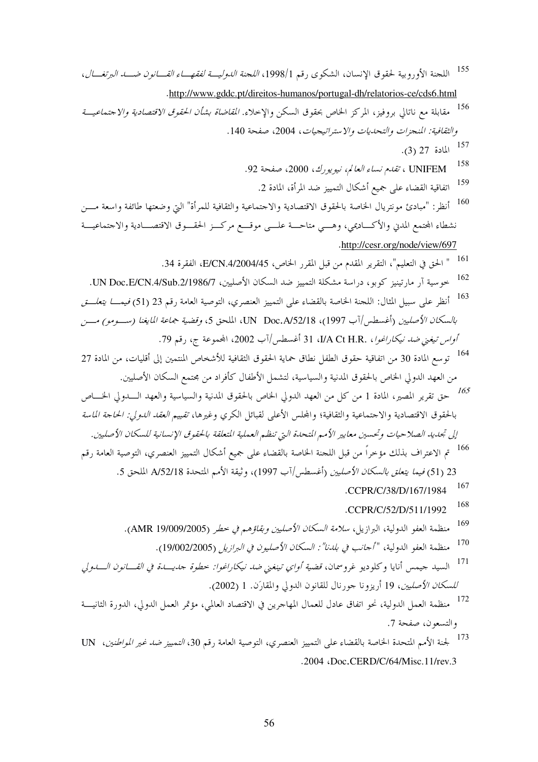155 اللجنة الأوروبية لحقوق الإنسان، الشكوى رقم 1998/1، *اللجنة الدولية لفقهاء القانون ضد البرتغال*، http://www.gddc.pt/direitos-humanos/portugal-dh/relatorios-ce/cds6.html.

156 مقابلة مع ناتالي بروفيز، المركز الخاص بحقوق السكن والإخلاء. *المقاضاة بشأن الحقوق الاقتصادية والاجتماعية والثقافية: المنجزات والتحديات والاستراتيجيات*، 2004، صفحة 140.

157 المادة 27 (3).

158 UNIFEM ، *تقدم نساء العالم، نيويورك*، 2000، صفحة 92.

159 اتفاقية القضاء على جميع أشكال التمييز ضد المرأة، المادة 2.

160 أنظر: "مبادئ مونتريال الخاصة بالحقوق الاقتصادية والاجتماعية والثقافية للمرأة" التي وضعتها طائفة واسعة من نشطاء المجتمع المدني والأكاديمي، وهي متاحة على موقع مركز الحقوق الاقتصادية والاجتماعية http://cesr.org/node/view/697.

161 " الحق في التعليم"، التقرير المقدم من قبل المقرر الخاص، E/CN.4/2004/45، الفقرة 34.

162 خوسية آر مارتينيز كوبو، دراسة مشكلة التمييز ضد السكان الأصليين، UN Doc.E/CN.4/Sub.2/1986/7.

163 أنظر على سبيل المثال: اللجنة الخاصة بالقضاء على التمييز العنصري، التوصية العامة رقم 23 (51) *فيما يتعلق بالسكان الأصليين* (أغسطس/آب 1997)، UN Doc.A/52/18، الملحق 5، *وقضية جماعة المايغنا (سومو) من أواس تيغني ضد نيكاراغوا*، I/A Ct H.R.، 31 أغسطس/آب 2002، المجموعة ج، رقم 79.

164 توسع المادة 30 من اتفاقية حقوق الطفل نطاق حماية الحقوق الثقافية للأشخاص المنتمين إلى أقليات، من المادة 27 من العهد الدولي الخاص بالحقوق المدنية والسياسية، لتشمل الأطفال كأفراد من مجتمع السكان الأصليين.

165 حق تقرير المصير، المادة 1 من كل من العهد الدولي الخاص بالحقوق المدنية والسياسية والعهد الدولي الخاص بالحقوق الاقتصادية والاجتماعية والثقافية؛ والمجلس الأعلى لقبائل الكري وغيرها، *تقييم العقد الدولي: الحاجة الماسة إلى تجديد الصلاحيات وتحسين معايير الأمم المتحدة التي تنظم العملية المتعلقة بالحقوق الإنسانية للسكان الأصليين*.

166 تم الاعتراف بذلك مؤخراً من قبل اللجنة الخاصة بالقضاء على جميع أشكال التمييز العنصري، التوصية العامة رقم 23 (51) *فيما يتعلق بالسكان الأصليين* (أغسطس/آب 1997)، وثيقة الأمم المتحدة A/52/18 الملحق 5.

167 CCPR/C/38/D/167/1984.

168 CCPR/C/52/D/511/1992.

169 منظمة العفو الدولية، البرازيل، *سلامة السكان الأصليين وبقاؤهم في خطر* (AMR 19/009/2005).

170 منظمة العفو الدولية، *"أجانب في بلدنا": السكان الأصليون في البرازيل* (19/002/2005).

171 السيد جيمس أنايا وكلوديو غروسمان، *قضية أواي تينغني ضد نيكاراغوا: خطوة جديدة في القانون الدولي للسكان الأصليين*، 19 أريزونا جورنال للقانون الدولي والمقارَن. 1 (2002).

172 منظمة العمل الدولية، نحو اتفاق عادل للعمال المهاجرين في الاقتصاد العالمي، مؤتمر العمل الدولي، الدورة الثانية والتسعون، صفحة 7.

173 لجنة الأمم المتحدة الخاصة بالقضاء على التمييز العنصري، التوصية العامة رقم 30، *التمييز ضد غير المواطنين*، UN Doc.CERD/C/64/Misc.11/rev.3، 2004.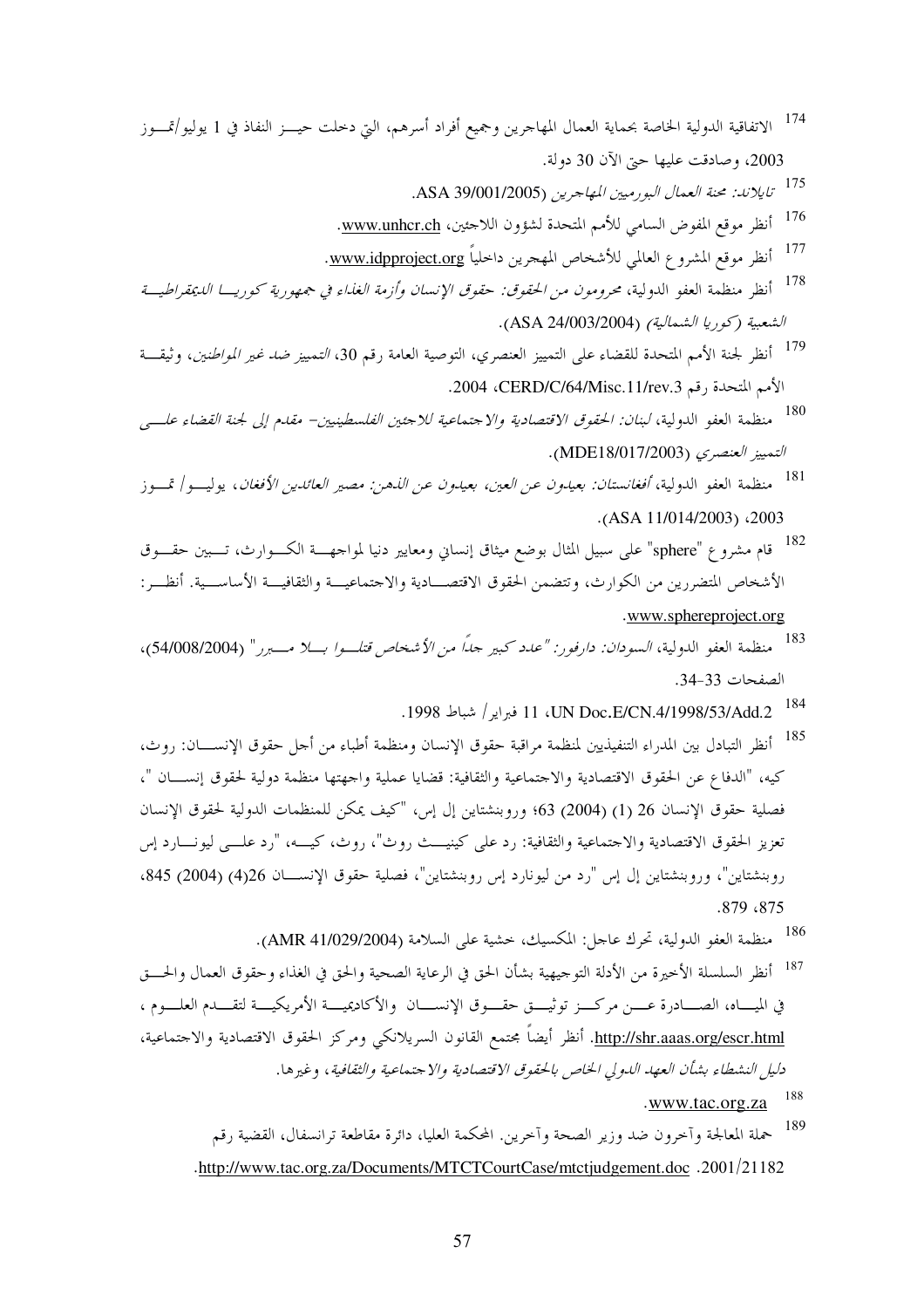[174] الاتفاقية الدولية الخاصة بحماية العمال المهاجرين وجميع أفراد أسرهم، التي دخلت حيز النفاذ في 1 يوليو/تموز 2003، وصادقت عليها حتى الآن 30 دولة.

[175] *تايلاند: محنة العمال البورميين المهاجرين* (ASA 39/001/2005).

[176] أنظر موقع المفوض السامي للأمم المتحدة لشؤون اللاجئين، www.unhcr.ch.

[177] أنظر موقع المشروع العالمي للأشخاص المهجرين داخلياً www.idpproject.org.

[178] أنظر منظمة العفو الدولية، *محرومون من الحقوق: حقوق الإنسان وأزمة الغذاء في جمهورية كوريا الديمقراطية الشعبية (كوريا الشمالية)* (ASA 24/003/2004).

[179] أنظر لجنة الأمم المتحدة للقضاء على التمييز العنصري، التوصية العامة رقم 30، *التمييز ضد غير المواطنين*، وثيقة الأمم المتحدة رقم CERD/C/64/Misc.11/rev.3، 2004.

[180] منظمة العفو الدولية، *لبنان: الحقوق الاقتصادية والاجتماعية للاجئين الفلسطينيين– مقدم إلى لجنة القضاء على التمييز العنصري* (MDE18/017/2003).

[181] منظمة العفو الدولية، *أفغانستان: بعيدون عن العين، بعيدون عن الذهن: مصير العائدين الأفغان*، يوليو/ تموز 2003، (ASA 11/014/2003).

[182] قام مشروع "sphere" على سبيل المثال بوضع ميثاق إنساني ومعايير دنيا لمواجهة الكوارث، تبين حقوق الأشخاص المتضررين من الكوارث، وتتضمن الحقوق الاقتصادية والاجتماعية والثقافية الأساسية. أنظر: www.sphereproject.org.

[183] منظمة العفو الدولية، *السودان: دارفور: "عدد كبير جداً من الأشخاص قتلوا بلا مبرر"* (54/008/2004)، الصفحات 33-34.

[184] UN Doc.E/CN.4/1998/53/Add.2، 11 فبراير/ شباط 1998.

[185] أنظر التبادل بين المدراء التنفيذيين لمنظمة مراقبة حقوق الإنسان ومنظمة أطباء من أجل حقوق الإنسان: روث، كيه، "الدفاع عن الحقوق الاقتصادية والاجتماعية والثقافية: قضايا عملية واجهتها منظمة دولية لحقوق إنسان "، فصلية حقوق الإنسان 26 (1) (2004) 63؛ وروبنشتاين إل إس، "كيف يمكن للمنظمات الدولية لحقوق الإنسان تعزيز الحقوق الاقتصادية والاجتماعية والثقافية: رد على كينيث روث"، روث، كيه، "رد على ليونارد إس روبنشتاين"، وروبنشتاين إل إس "رد من ليونارد إس روبنشتاين"، فصلية حقوق الإنسان 26(4) (2004) 845، 875، 879.

[186] منظمة العفو الدولية، تحرك عاجل: المكسيك، خشية على السلامة (AMR 41/029/2004).

[187] أنظر السلسلة الأخيرة من الأدلة التوجيهية بشأن الحق في الرعاية الصحية والحق في الغذاء وحقوق العمال والحق في المياه، الصادرة عن مركز توثيق حقوق الإنسان والأكاديمية الأمريكية لتقدم العلوم، http://shr.aaas.org/escr.html. أنظر أيضاً مجتمع القانون السريلانكي ومركز الحقوق الاقتصادية والاجتماعية، *دليل النشطاء بشأن العهد الدولي الخاص بالحقوق الاقتصادية والاجتماعية والثقافية*، وغيرها.

[188] www.tac.org.za.

[189] حملة المعالجة وآخرون ضد وزير الصحة وآخرين. المحكمة العليا، دائرة مقاطعة ترانسفال، القضية رقم 2001/21182. http://www.tac.org.za/Documents/MTCTCourtCase/mtctjudgement.doc.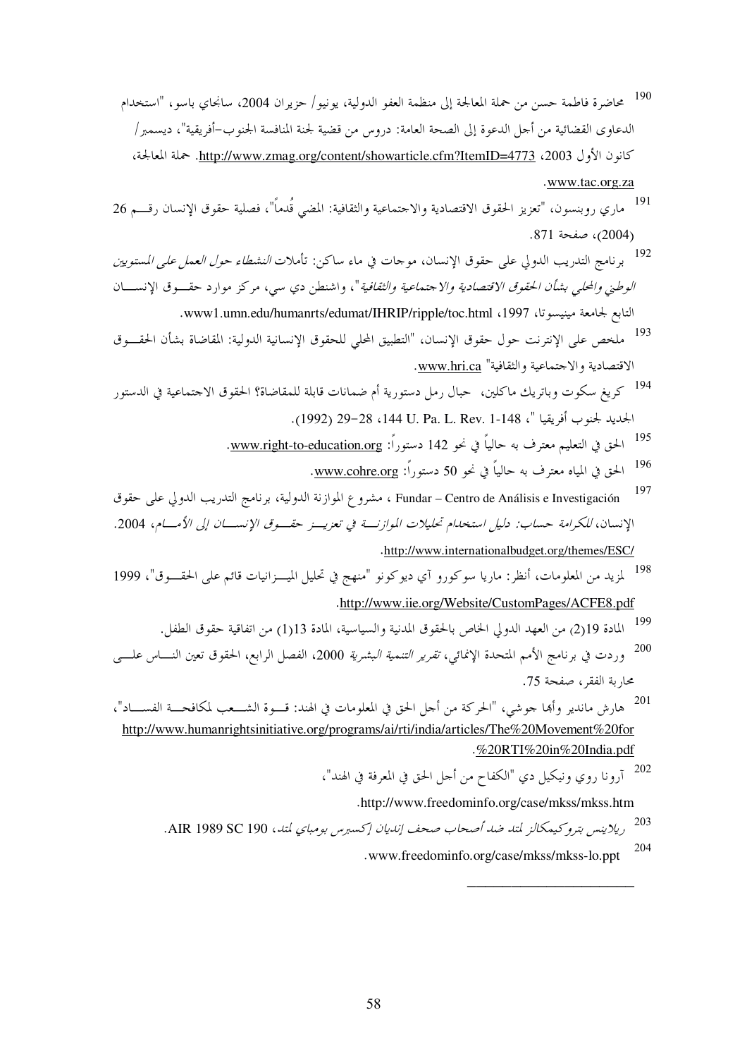[190] محاضرة فاطمة حسن من حملة المعالجة إلى منظمة العفو الدولية، يونيو/ حزيران 2004، سانجاي باسو، "استخدام الدعاوى القضائية من أجل الدعوة إلى الصحة العامة: دروس من قضية لجنة المنافسة الجنوب–أفريقية"، ديسمبر/ كانون الأول 2003، http://www.zmag.org/content/showarticle.cfm?ItemID=4773. حملة المعالجة، www.tac.org.za.

[191] ماري روبنسون، "تعزيز الحقوق الاقتصادية والاجتماعية والثقافية: المضي قُدماً"، فصلية حقوق الإنسان رقم 26 (2004)، صفحة 871.

[192] برنامج التدريب الدولي على حقوق الإنسان، موجات في ماء ساكن: تأملات *النشطاء حول العمل على المستويين الوطني والمحلي بشأن الحقوق الاقتصادية والاجتماعية والثقافية*"، واشنطن دي سي، مركز موارد حقوق الإنسان التابع لجامعة مينيسوتا، 1997، www1.umn.edu/humanrts/edumat/IHRIP/ripple/toc.html.

[193] ملخص على الإنترنت حول حقوق الإنسان، "التطبيق المحلي للحقوق الإنسانية الدولية: المقاضاة بشأن الحقوق الاقتصادية والاجتماعية والثقافية" www.hri.ca.

[194] كريغ سكوت وباتريك ماكلين، حبال رمل دستورية أم ضمانات قابلة للمقاضاة؟ الحقوق الاجتماعية في الدستور الجديد لجنوب أفريقيا "، 144 U. Pa. L. Rev. 1-148، 28–29 (1992).

[195] الحق في التعليم معترف به حالياً في نحو 142 دستوراً: www.right-to-education.org.

[196] الحق في المياه معترف به حالياً في نحو 50 دستوراً: www.cohre.org.

[197] Fundar – Centro de Análisis e Investigación ، مشروع الموازنة الدولية، برنامج التدريب الدولي على حقوق الإنسان، *للكرامة حساب: دليل استخدام تحليلات الموازنة في تعزيز حقوق الإنسان إلى الأمام*، 2004. http://www.internationalbudget.org/themes/ESC/.

[198] لمزيد من المعلومات، أنظر: ماريا سوكورو آي ديوكونو "منهج في تحليل الميزانيات قائم على الحقوق"، 1999 http://www.iie.org/Website/CustomPages/ACFE8.pdf.

[199] المادة 19(2) من العهد الدولي الخاص بالحقوق المدنية والسياسية، المادة 13(1) من اتفاقية حقوق الطفل.

[200] وردت في برنامج الأمم المتحدة الإنمائي، *تقرير التنمية البشرية* 2000، الفصل الرابع، الحقوق تعين الناس على محاربة الفقر، صفحة 75.

[201] هارش ماندير وأبها جوشي، "الحركة من أجل الحق في المعلومات في الهند: قوة الشعب لمكافحة الفساد"، http://www.humanrightsinitiative.org/programs/ai/rti/india/articles/The%20Movement%20for%20RTI%20in%20India.pdf.

[202] آرونا روي ونيكيل دي "الكفاح من أجل الحق في المعرفة في الهند"، http://www.freedominfo.org/case/mkss/mkss.htm.

[203] *ريلاينس بتروكيمكالز لمتد ضد أصحاب صحف إنديان إكسبرس بومباي لمتد*، AIR 1989 SC 190.

[204] www.freedominfo.org/case/mkss/mkss-lo.ppt.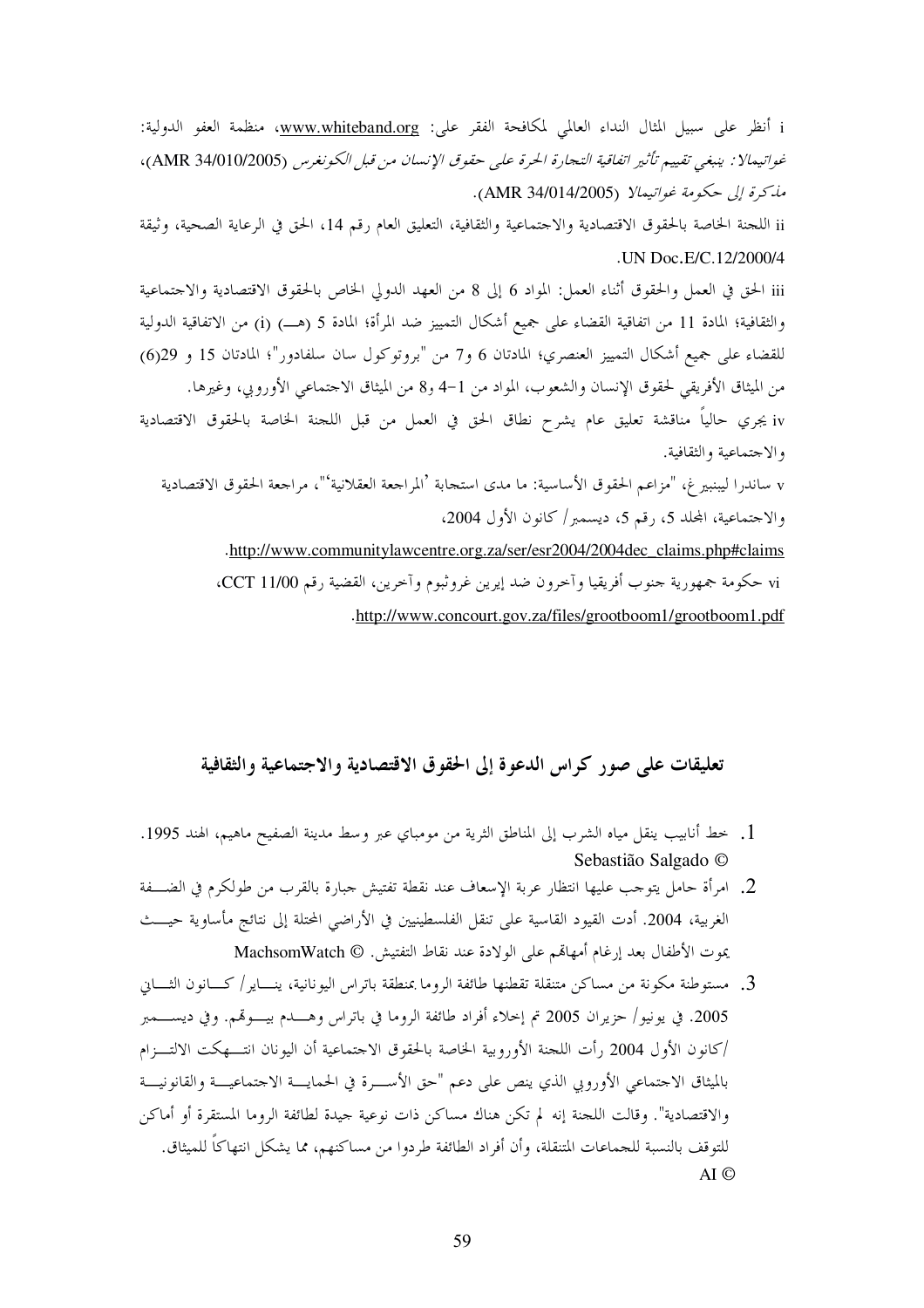i أنظر على سبيل المثال النداء العالمي لمكافحة الفقر على: www.whiteband.org، منظمة العفو الدولية: *غواتيمالا: ينبغي تقييم تأثير اتفاقية التجارة الحرة على حقوق الإنسان من قبل الكونغرس* (AMR 34/010/2005)، *مذكرة إلى حكومة غواتيمالا* (AMR 34/014/2005).

ii اللجنة الخاصة بالحقوق الاقتصادية والاجتماعية والثقافية، التعليق العام رقم 14، الحق في الرعاية الصحية، وثيقة UN Doc.E/C.12/2000/4.

iii الحق في العمل والحقوق أثناء العمل: المواد 6 إلى 8 من العهد الدولي الخاص بالحقوق الاقتصادية والاجتماعية والثقافية؛ المادة 11 من اتفاقية القضاء على جميع أشكال التمييز ضد المرأة؛ المادة 5 (هـ) (i) من الاتفاقية الدولية للقضاء على جميع أشكال التمييز العنصري؛ المادتان 6 و7 من "بروتوكول سان سلفادور"؛ المادتان 15 و 29(6) من الميثاق الأفريقي لحقوق الإنسان والشعوب، المواد من 1–4 و8 من الميثاق الاجتماعي الأوروبي، وغيرها.

iv يجري حالياً مناقشة تعليق عام يشرح نطاق الحق في العمل من قبل اللجنة الخاصة بالحقوق الاقتصادية والاجتماعية والثقافية.

v ساندرا ليبنبيرغ، "مزاعم الحقوق الأساسية: ما مدى استجابة 'المراجعة العقلانية'"، مراجعة الحقوق الاقتصادية والاجتماعية، المجلد 5، رقم 5، ديسمبر/ كانون الأول 2004،

http://www.communitylawcentre.org.za/ser/esr2004/2004dec_claims.php#claims.

vi حكومة جمهورية جنوب أفريقيا وآخرون ضد إيرين غروثبوم وآخرين، القضية رقم CCT 11/00،

http://www.concourt.gov.za/files/grootboom1/grootboom1.pdf.

## تعليقات على صور كراس الدعوة إلى الحقوق الاقتصادية والاجتماعية والثقافية

1. خط أنابيب ينقل مياه الشرب إلى المناطق الثرية من مومباي عبر وسط مدينة الصفيح ماهيم، الهند 1995. © Sebastião Salgado
2. امرأة حامل يتوجب عليها انتظار عربة الإسعاف عند نقطة تفتيش جبارة بالقرب من طولكرم في الضفة الغربية، 2004. أدت القيود القاسية على تنقل الفلسطينيين في الأراضي المحتلة إلى نتائج مأساوية حيث يموت الأطفال بعد إرغام أمهاتهم على الولادة عند نقاط التفتيش. © MachsomWatch
3. مستوطنة مكونة من مساكن متنقلة تقطنها طائفة الروما بمنطقة باتراس اليونانية، يناير/ كانون الثاني 2005. في يونيو/ حزيران 2005 تم إجلاء أفراد طائفة الروما في باتراس وهدم بيوتهم. وفي ديسمبر /كانون الأول 2004 رأت اللجنة الأوروبية الخاصة بالحقوق الاجتماعية أن اليونان انتهكت الالتزام بالميثاق الاجتماعي الأوروبي الذي ينص على دعم "حق الأسرة في الحماية الاجتماعية والقانونية والاقتصادية". وقالت اللجنة إنه لم تكن هناك مساكن ذات نوعية جيدة لطائفة الروما المستقرة أو أماكن للتوقف بالنسبة للجماعات المتنقلة، وأن أفراد الطائفة طردوا من مساكنهم، مما يشكل انتهاكاً للميثاق. © AI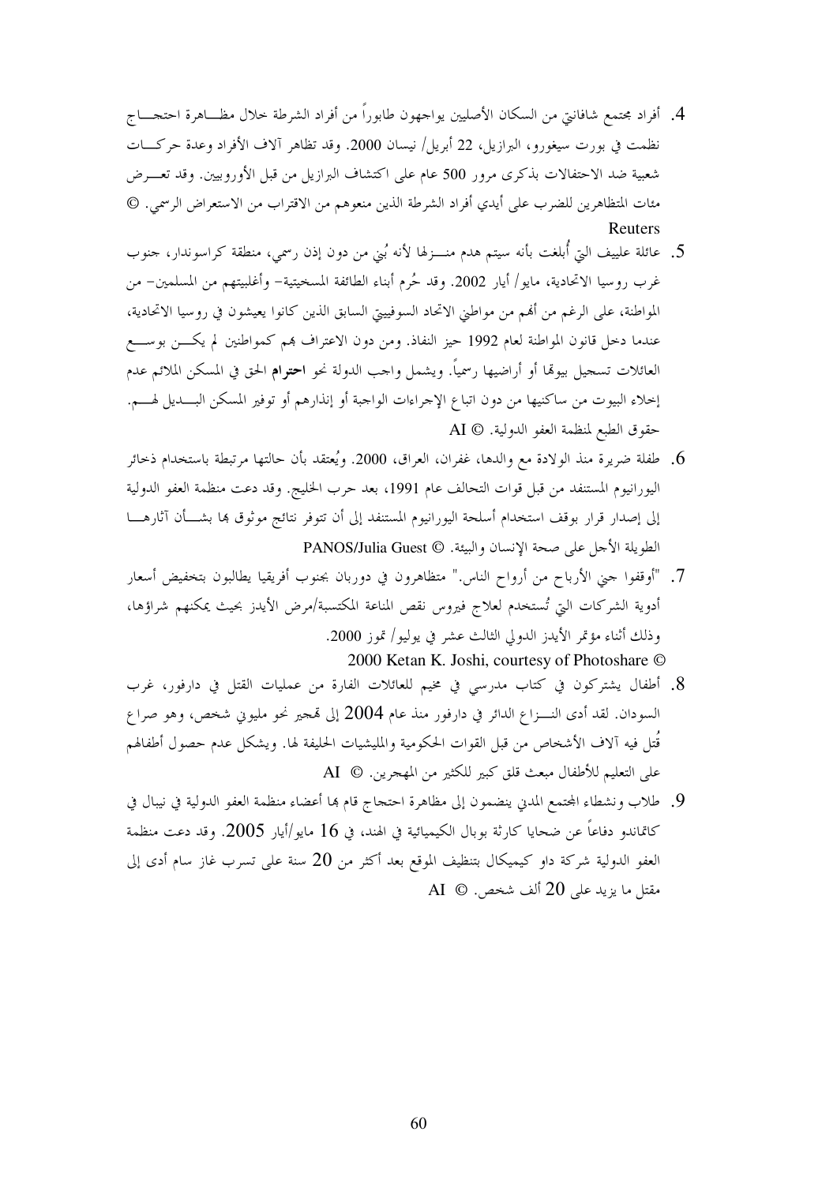4. أفراد مجتمع شافانتي من السكان الأصليين يواجهون طابوراً من أفراد الشرطة خلال مظاهرة احتجاج نظمت في بورت سيغورو، البرازيل، 22 أبريل/ نيسان 2000. وقد تظاهر آلاف الأفراد وعدة حركات شعبية ضد الاحتفالات بذكرى مرور 500 عام على اكتشاف البرازيل من قبل الأوروبيين. وقد تعرض مئات المتظاهرين للضرب على أيدي أفراد الشرطة الذين منعوهم من الاقتراب من الاستعراض الرسمي. © Reuters

5. عائلة علييف التي أُبلغت بأنه سيتم هدم منزلها لأنه بُني من دون إذن رسمي، منطقة كراسوندار، جنوب غرب روسيا الاتحادية، مايو/ أيار 2002. وقد حُرم أبناء الطائفة المسخيتية– وأغلبيتهم من المسلمين– من المواطنة، على الرغم من أنهم من مواطني الاتحاد السوفييتي السابق الذين كانوا يعيشون في روسيا الاتحادية، عندما دخل قانون المواطنة لعام 1992 حيز النفاذ. ومن دون الاعتراف بهم كمواطنين لم يكن بوسع العائلات تسجيل بيوتها أو أراضيها رسمياً. ويشمل واجب الدولة نحو **احترام** الحق في المسكن الملائم عدم إخلاء البيوت من ساكنيها من دون اتباع الإجراءات الواجبة أو إنذارهم أو توفير المسكن البديل لهم. حقوق الطبع لمنظمة العفو الدولية. © AI

6. طفلة ضريرة منذ الولادة مع والدها، غفران، العراق، 2000. ويُعتقد بأن حالتها مرتبطة باستخدام ذخائر اليورانيوم المستنفد من قبل قوات التحالف عام 1991، بعد حرب الخليج. وقد دعت منظمة العفو الدولية إلى إصدار قرار بوقف استخدام أسلحة اليورانيوم المستنفد إلى أن تتوفر نتائج موثوق بها بشأن آثارها الطويلة الأجل على صحة الإنسان والبيئة. © PANOS/Julia Guest

7. "أوقفوا جني الأرباح من أرواح الناس." متظاهرون في دوربان بجنوب أفريقيا يطالبون بتخفيض أسعار أدوية الشركات التي تُستخدم لعلاج فيروس نقص المناعة المكتسبة/مرض الأيدز بحيث يمكنهم شراؤها، وذلك أثناء مؤتمر الأيدز الدولي الثالث عشر في يوليو/ تموز 2000.
© 2000 Ketan K. Joshi, courtesy of Photoshare

8. أطفال يشتركون في كتاب مدرسي في مخيم للعائلات الفارة من عمليات القتل في دارفور، غرب السودان. لقد أدى النزاع الدائر في دارفور منذ عام 2004 إلى تهجير نحو مليوني شخص، وهو صراع قُتل فيه آلاف الأشخاص من قبل القوات الحكومية والمليشيات الحليفة لها. ويشكل عدم حصول أطفالهم على التعليم للأطفال مبعث قلق كبير للكثير من المهجرين. © AI

9. طلاب ونشطاء المجتمع المدني ينضمون إلى مظاهرة احتجاج قام بها أعضاء منظمة العفو الدولية في نيبال في كاتماندو دفاعاً عن ضحايا كارثة بوبال الكيميائية في الهند، في 16 مايو/أيار 2005. وقد دعت منظمة العفو الدولية شركة داو كيميكال بتنظيف الموقع بعد أكثر من 20 سنة على تسرب غاز سام أدى إلى مقتل ما يزيد على 20 ألف شخص. © AI